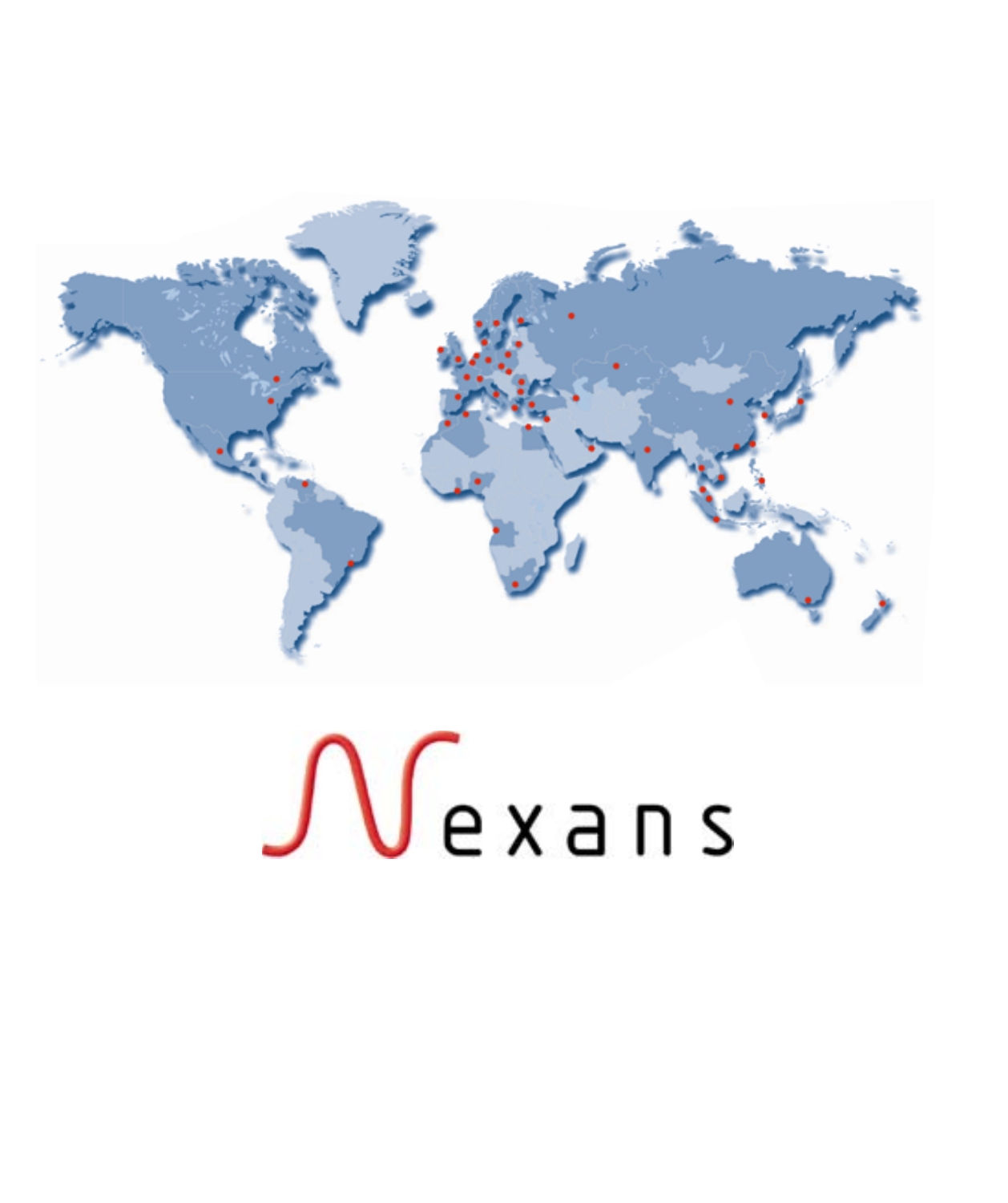Nexans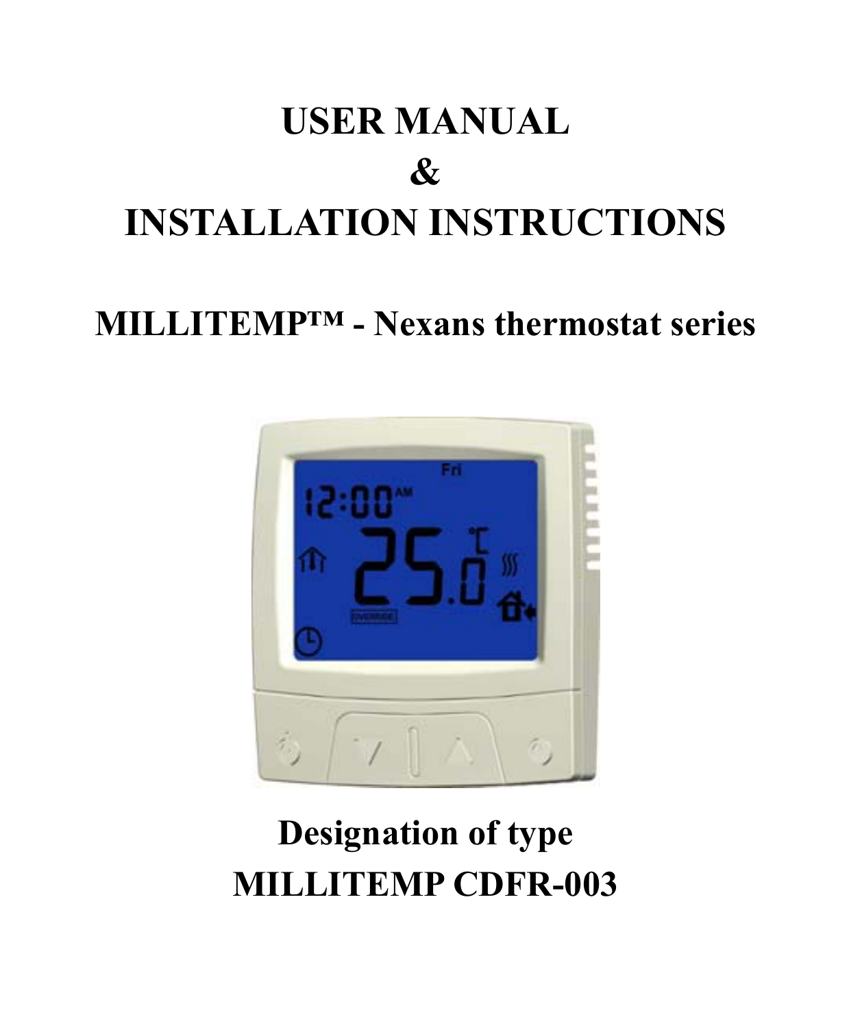# USER MANUAL

# &

# INSTALLATION INSTRUCTIONS

## MILLITEMP™ - Nexans thermostat series

## Designation of type

## MILLITEMP CDFR-003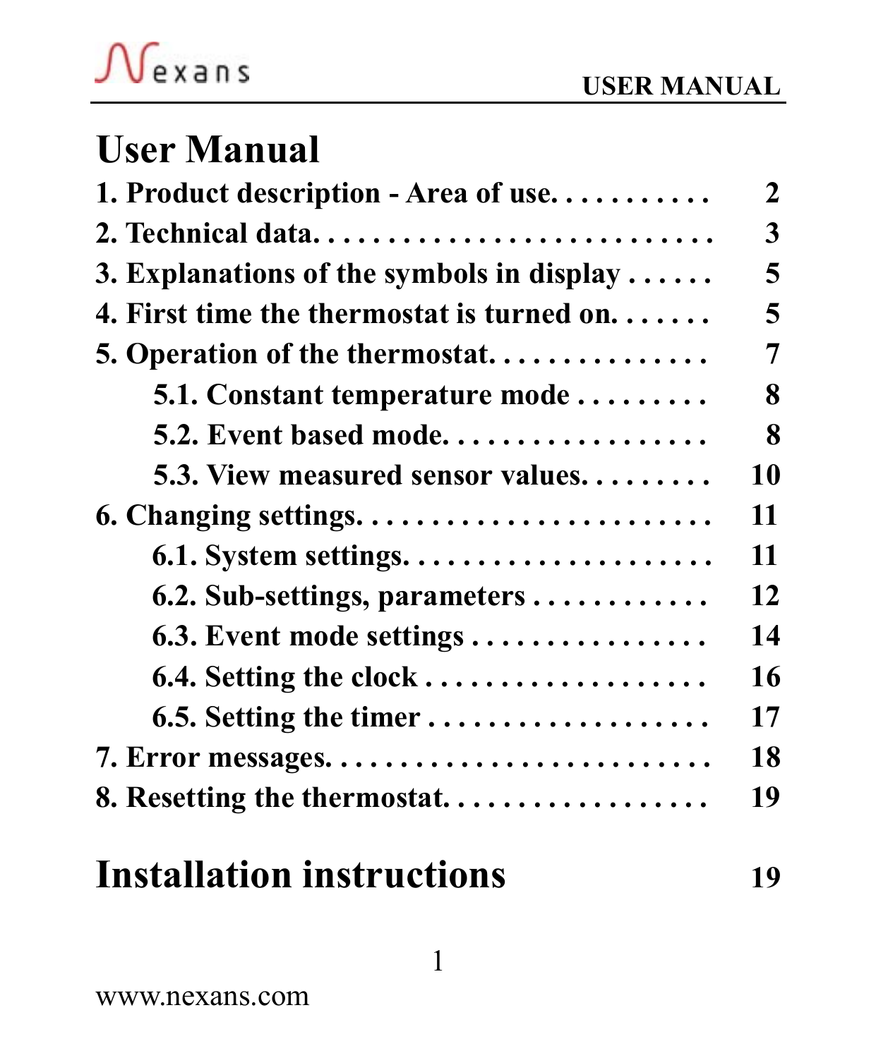# User Manual

1. Product description - Area of use. . . . . . . . . . . 2
2. Technical data. . . . . . . . . . . . . . . . . . . . . . . . . . . . 3
3. Explanations of the symbols in display . . . . . . 5
4. First time the thermostat is turned on. . . . . . . 5
5. Operation of the thermostat. . . . . . . . . . . . . . . 7
    - 5.1. Constant temperature mode . . . . . . . . . 8
    - 5.2. Event based mode. . . . . . . . . . . . . . . . . . 8
    - 5.3. View measured sensor values. . . . . . . . . 10
6. Changing settings. . . . . . . . . . . . . . . . . . . . . . . . 11
    - 6.1. System settings. . . . . . . . . . . . . . . . . . . . 11
    - 6.2. Sub-settings, parameters . . . . . . . . . . . . 12
    - 6.3. Event mode settings . . . . . . . . . . . . . . . . 14
    - 6.4. Setting the clock . . . . . . . . . . . . . . . . . . . 16
    - 6.5. Setting the timer . . . . . . . . . . . . . . . . . . . 17
7. Error messages. . . . . . . . . . . . . . . . . . . . . . . . . 18
8. Resetting the thermostat. . . . . . . . . . . . . . . . . 19

# Installation instructions 19

www.nexans.com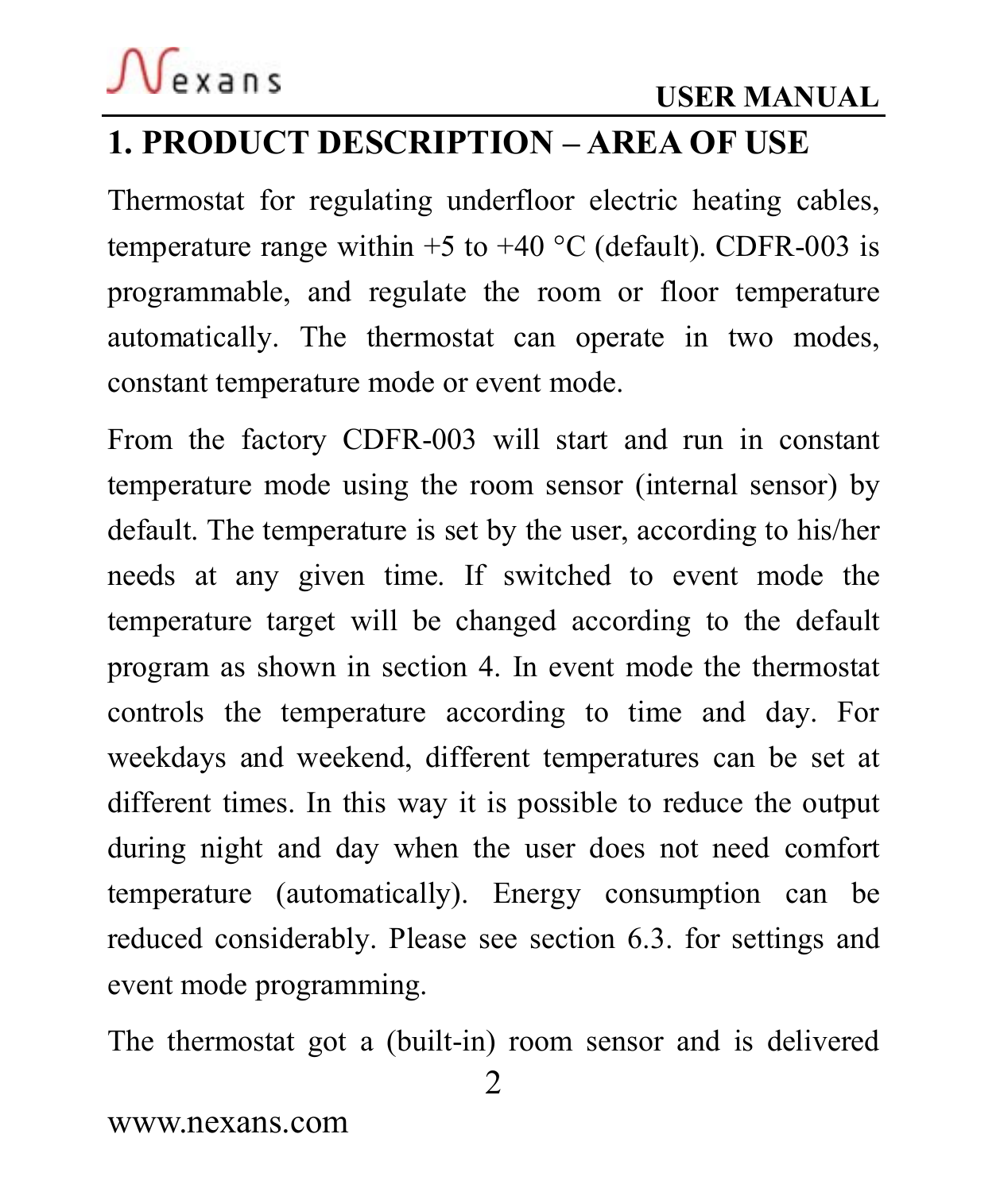# 1. PRODUCT DESCRIPTION – AREA OF USE

Thermostat for regulating underfloor electric heating cables, temperature range within +5 to +40 °C (default). CDFR-003 is programmable, and regulate the room or floor temperature automatically. The thermostat can operate in two modes, constant temperature mode or event mode.

From the factory CDFR-003 will start and run in constant temperature mode using the room sensor (internal sensor) by default. The temperature is set by the user, according to his/her needs at any given time. If switched to event mode the temperature target will be changed according to the default program as shown in section 4. In event mode the thermostat controls the temperature according to time and day. For weekdays and weekend, different temperatures can be set at different times. In this way it is possible to reduce the output during night and day when the user does not need comfort temperature (automatically). Energy consumption can be reduced considerably. Please see section 6.3. for settings and event mode programming.

The thermostat got a (built-in) room sensor and is delivered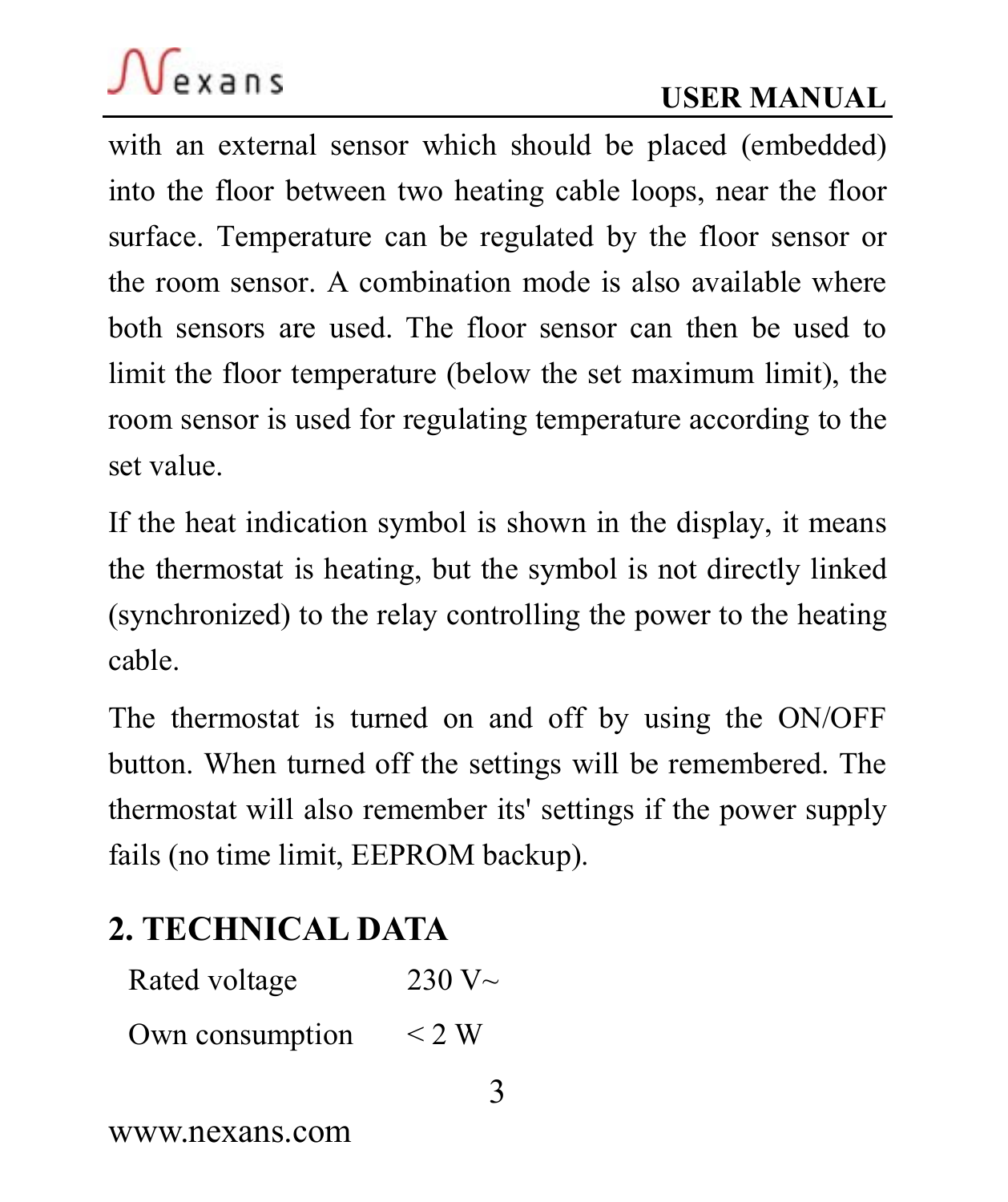with an external sensor which should be placed (embedded) into the floor between two heating cable loops, near the floor surface. Temperature can be regulated by the floor sensor or the room sensor. A combination mode is also available where both sensors are used. The floor sensor can then be used to limit the floor temperature (below the set maximum limit), the room sensor is used for regulating temperature according to the set value.

If the heat indication symbol is shown in the display, it means the thermostat is heating, but the symbol is not directly linked (synchronized) to the relay controlling the power to the heating cable.

The thermostat is turned on and off by using the ON/OFF button. When turned off the settings will be remembered. The thermostat will also remember its' settings if the power supply fails (no time limit, EEPROM backup).

## 2. TECHNICAL DATA

| | |
|---|---|
| Rated voltage | 230 V~ |
| Own consumption | < 2 W |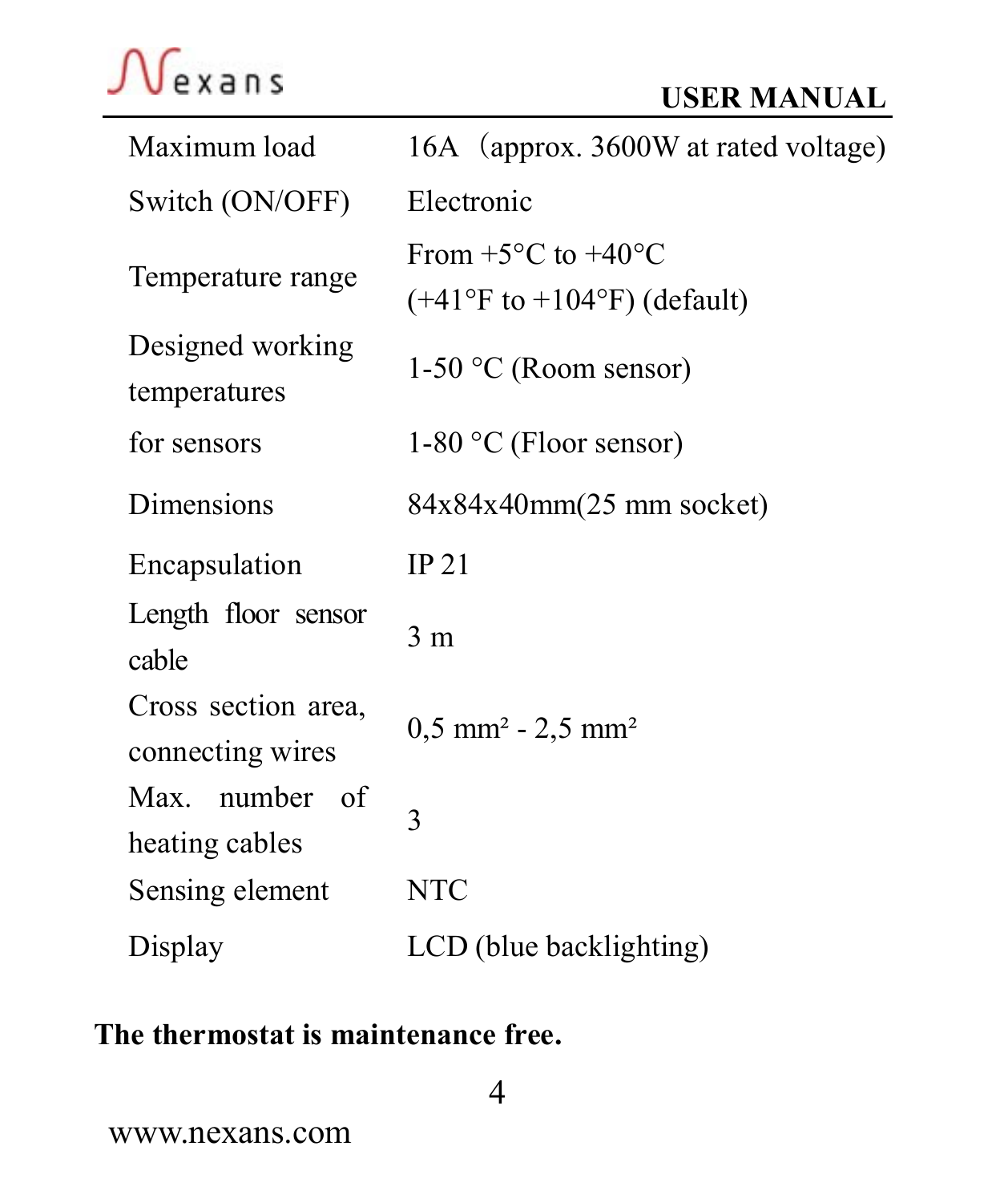| | |
|---|---|
| Maximum load | 16A（approx. 3600W at rated voltage) |
| Switch (ON/OFF) | Electronic |
| Temperature range | From +5°C to +40°C (+41°F to +104°F) (default) |
| Designed working temperatures | 1-50 °C (Room sensor) |
| for sensors | 1-80 °C (Floor sensor) |
| Dimensions | 84x84x40mm(25 mm socket) |
| Encapsulation | IP 21 |
| Length floor sensor cable | 3 m |
| Cross section area, connecting wires | 0,5 mm² - 2,5 mm² |
| Max. number of heating cables | 3 |
| Sensing element | NTC |
| Display | LCD (blue backlighting) |

**The thermostat is maintenance free.**

www.nexans.com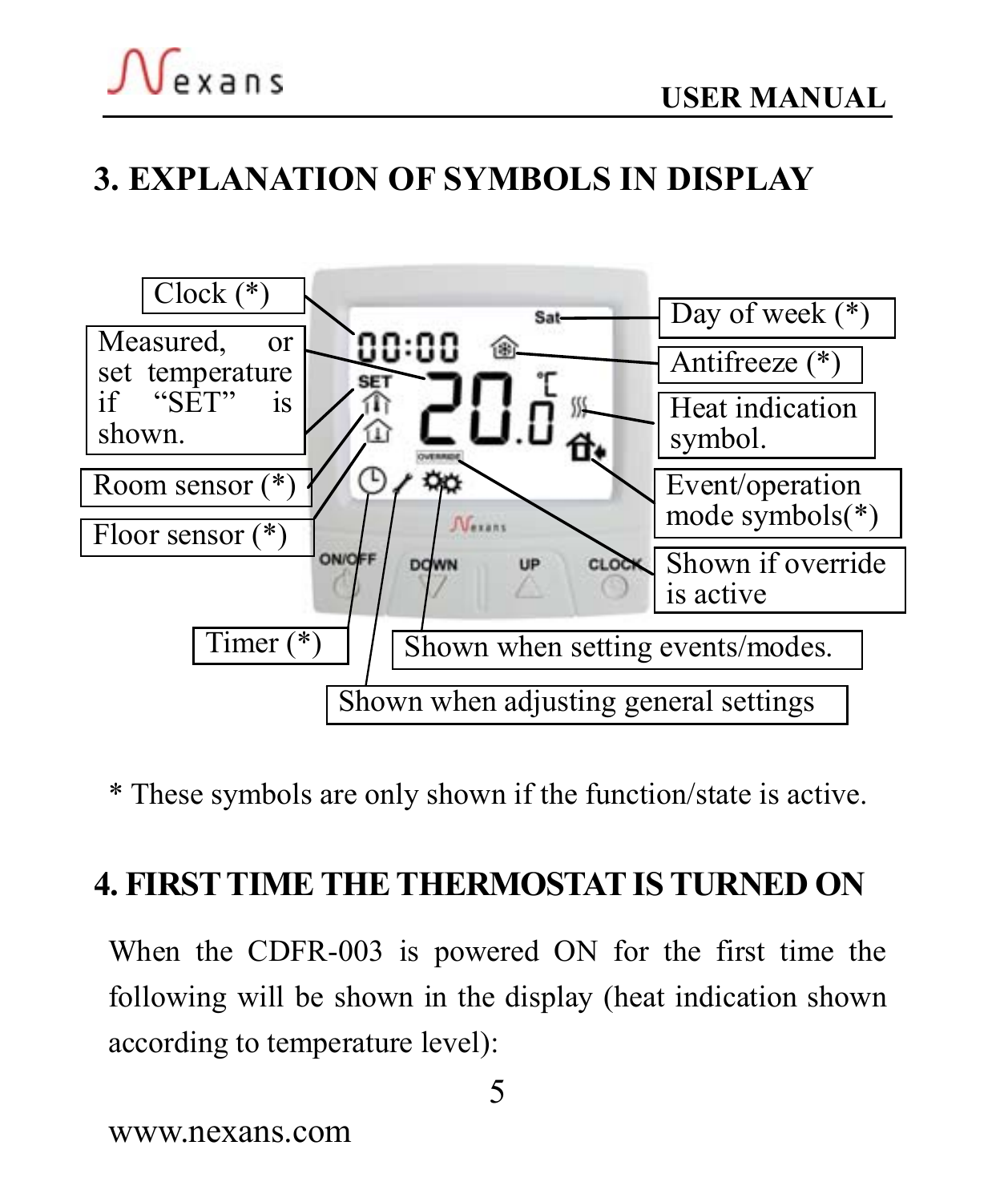## 3. EXPLANATION OF SYMBOLS IN DISPLAY

Clock (*)

Measured, or set temperature if "SET" is shown.

Room sensor (*)

Floor sensor (*)

Timer (*)

Day of week (*)

Antifreeze (*)

Heat indication symbol.

Event/operation mode symbols(*)

Shown if override is active

Shown when setting events/modes.

Shown when adjusting general settings

* These symbols are only shown if the function/state is active.

## 4. FIRST TIME THE THERMOSTAT IS TURNED ON

When the CDFR-003 is powered ON for the first time the following will be shown in the display (heat indication shown according to temperature level):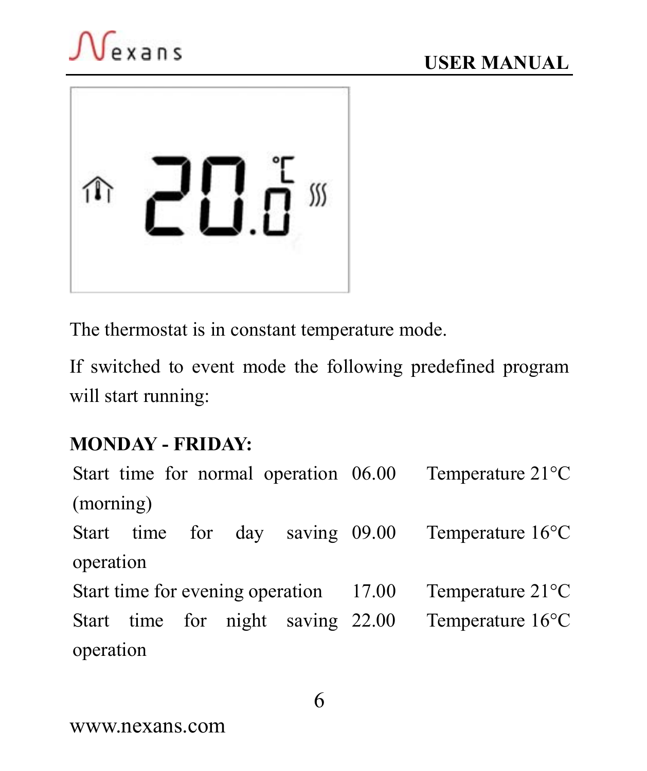The thermostat is in constant temperature mode.

If switched to event mode the following predefined program will start running:

**MONDAY - FRIDAY:**

| | | |
|---|---|---|
| Start time for normal operation (morning) | 06.00 | Temperature 21°C |
| Start time for day saving operation | 09.00 | Temperature 16°C |
| Start time for evening operation | 17.00 | Temperature 21°C |
| Start time for night saving operation | 22.00 | Temperature 16°C |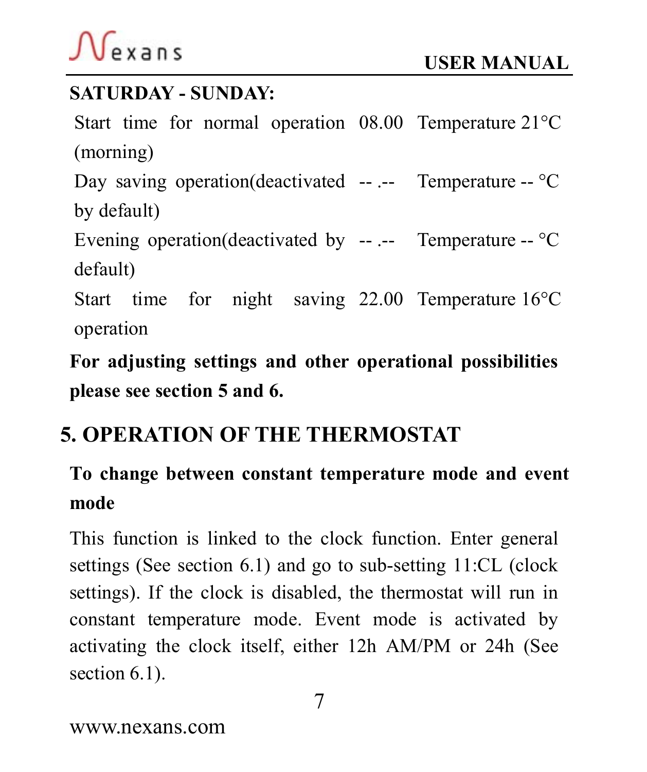**SATURDAY - SUNDAY:**

| | | |
|---|---|---|
| Start time for normal operation (morning) | 08.00 | Temperature 21°C |
| Day saving operation(deactivated by default) | -- .-- | Temperature -- °C |
| Evening operation(deactivated by default) | -- .-- | Temperature -- °C |
| Start time for night saving operation | 22.00 | Temperature 16°C |

**For adjusting settings and other operational possibilities please see section 5 and 6.**

## 5. OPERATION OF THE THERMOSTAT

**To change between constant temperature mode and event mode**

This function is linked to the clock function. Enter general settings (See section 6.1) and go to sub-setting 11:CL (clock settings). If the clock is disabled, the thermostat will run in constant temperature mode. Event mode is activated by activating the clock itself, either 12h AM/PM or 24h (See section 6.1).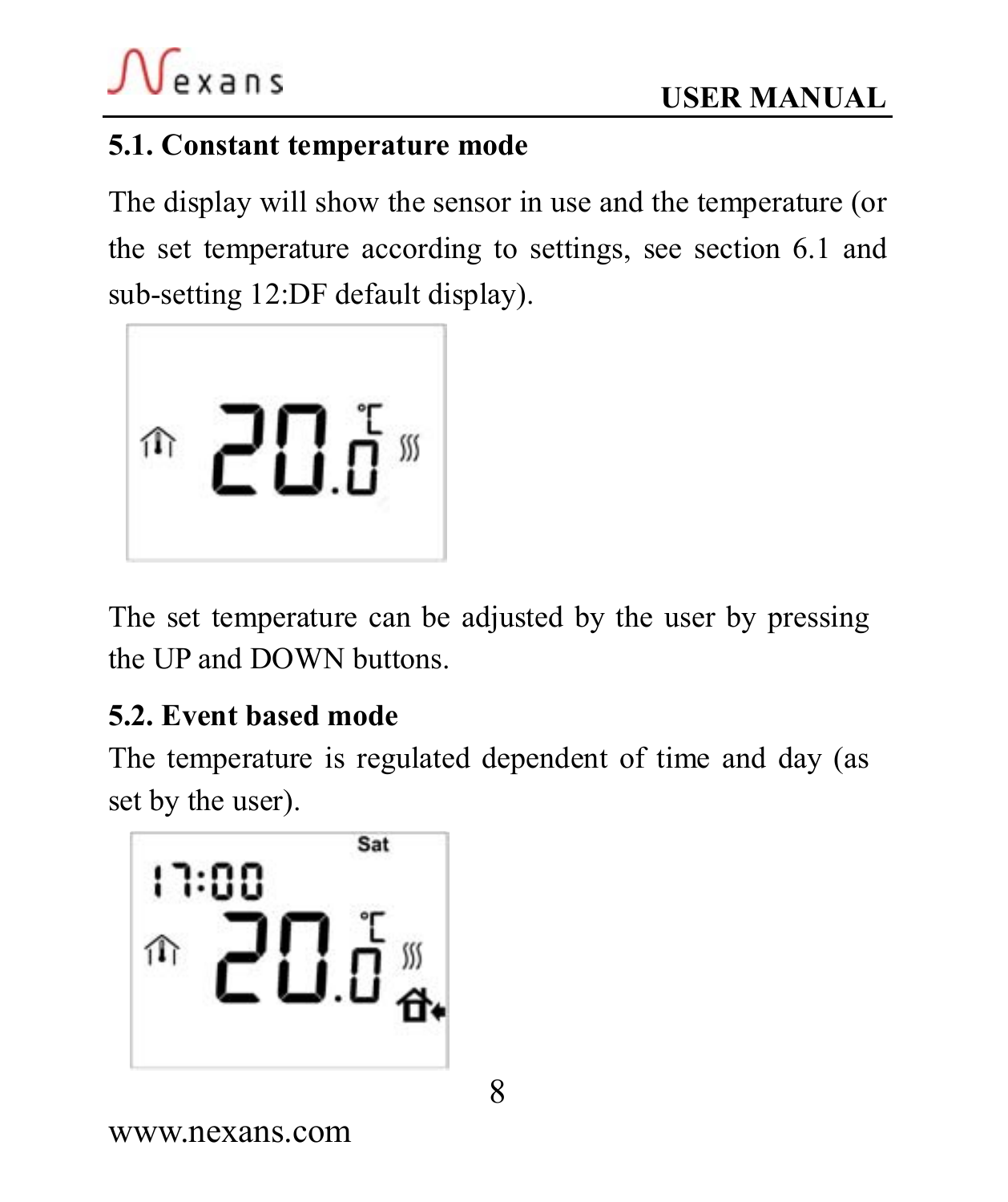### 5.1. Constant temperature mode

The display will show the sensor in use and the temperature (or the set temperature according to settings, see section 6.1 and sub-setting 12:DF default display).

The set temperature can be adjusted by the user by pressing the UP and DOWN buttons.

### 5.2. Event based mode

The temperature is regulated dependent of time and day (as set by the user).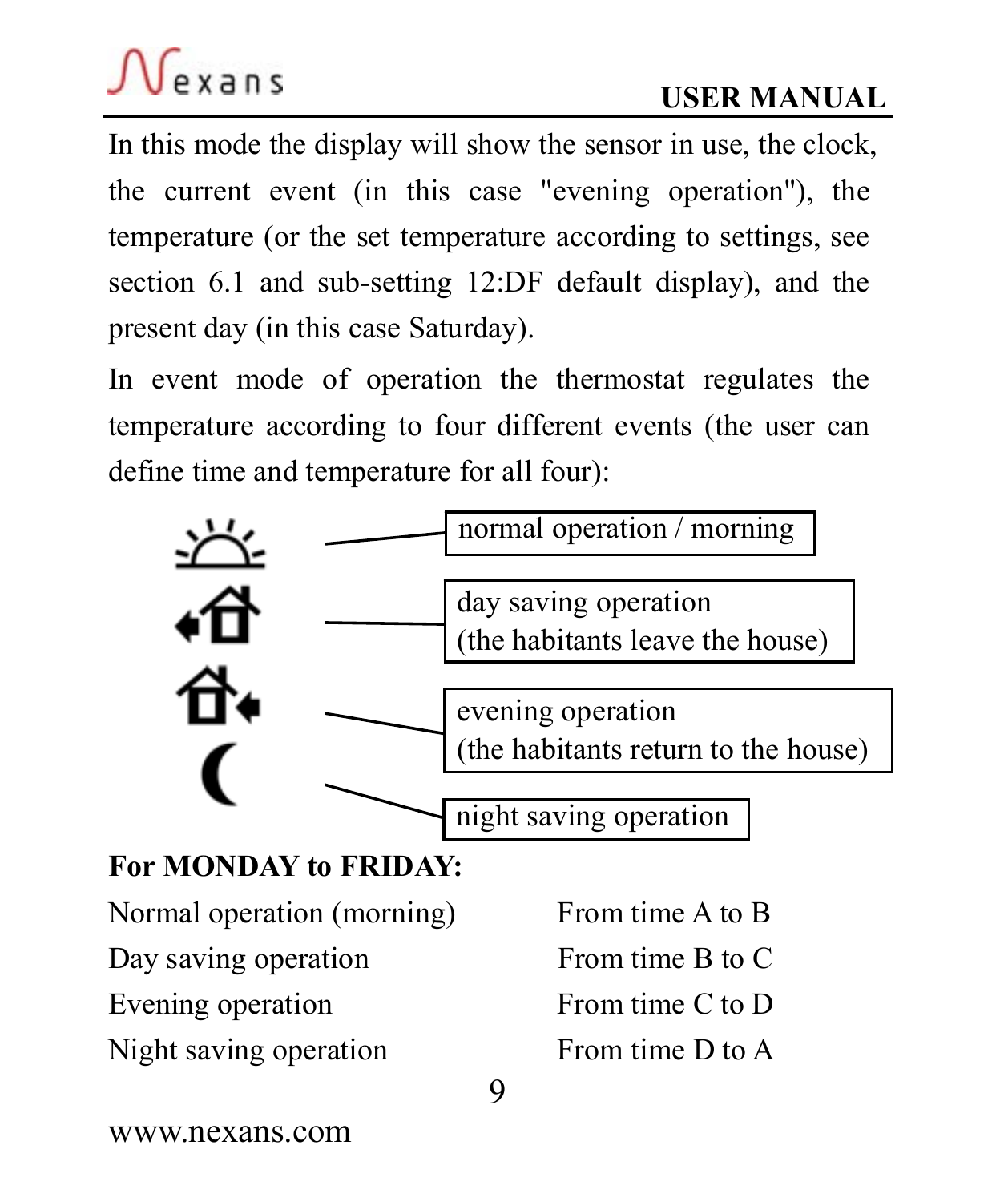In this mode the display will show the sensor in use, the clock, the current event (in this case "evening operation"), the temperature (or the set temperature according to settings, see section 6.1 and sub-setting 12:DF default display), and the present day (in this case Saturday).

In event mode of operation the thermostat regulates the temperature according to four different events (the user can define time and temperature for all four):

- normal operation / morning
- day saving operation (the habitants leave the house)
- evening operation (the habitants return to the house)
- night saving operation

**For MONDAY to FRIDAY:**

| | |
|---|---|
| Normal operation (morning) | From time A to B |
| Day saving operation | From time B to C |
| Evening operation | From time C to D |
| Night saving operation | From time D to A |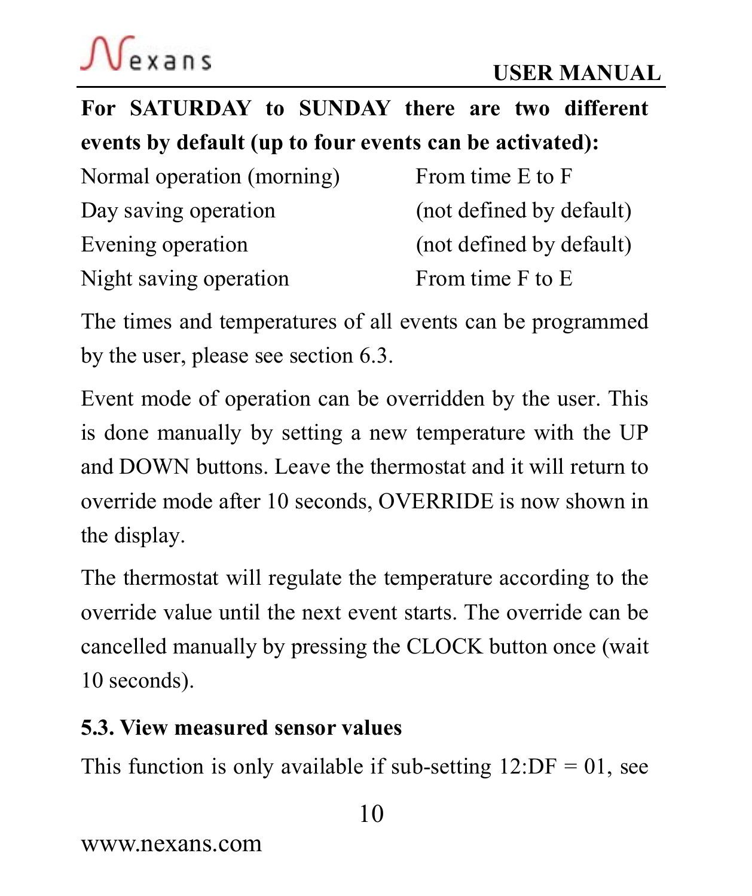**For SATURDAY to SUNDAY there are two different events by default (up to four events can be activated):**

| | |
|---|---|
| Normal operation (morning) | From time E to F |
| Day saving operation | (not defined by default) |
| Evening operation | (not defined by default) |
| Night saving operation | From time F to E |

The times and temperatures of all events can be programmed by the user, please see section 6.3.

Event mode of operation can be overridden by the user. This is done manually by setting a new temperature with the UP and DOWN buttons. Leave the thermostat and it will return to override mode after 10 seconds, OVERRIDE is now shown in the display.

The thermostat will regulate the temperature according to the override value until the next event starts. The override can be cancelled manually by pressing the CLOCK button once (wait 10 seconds).

## 5.3. View measured sensor values

This function is only available if sub-setting 12:DF = 01, see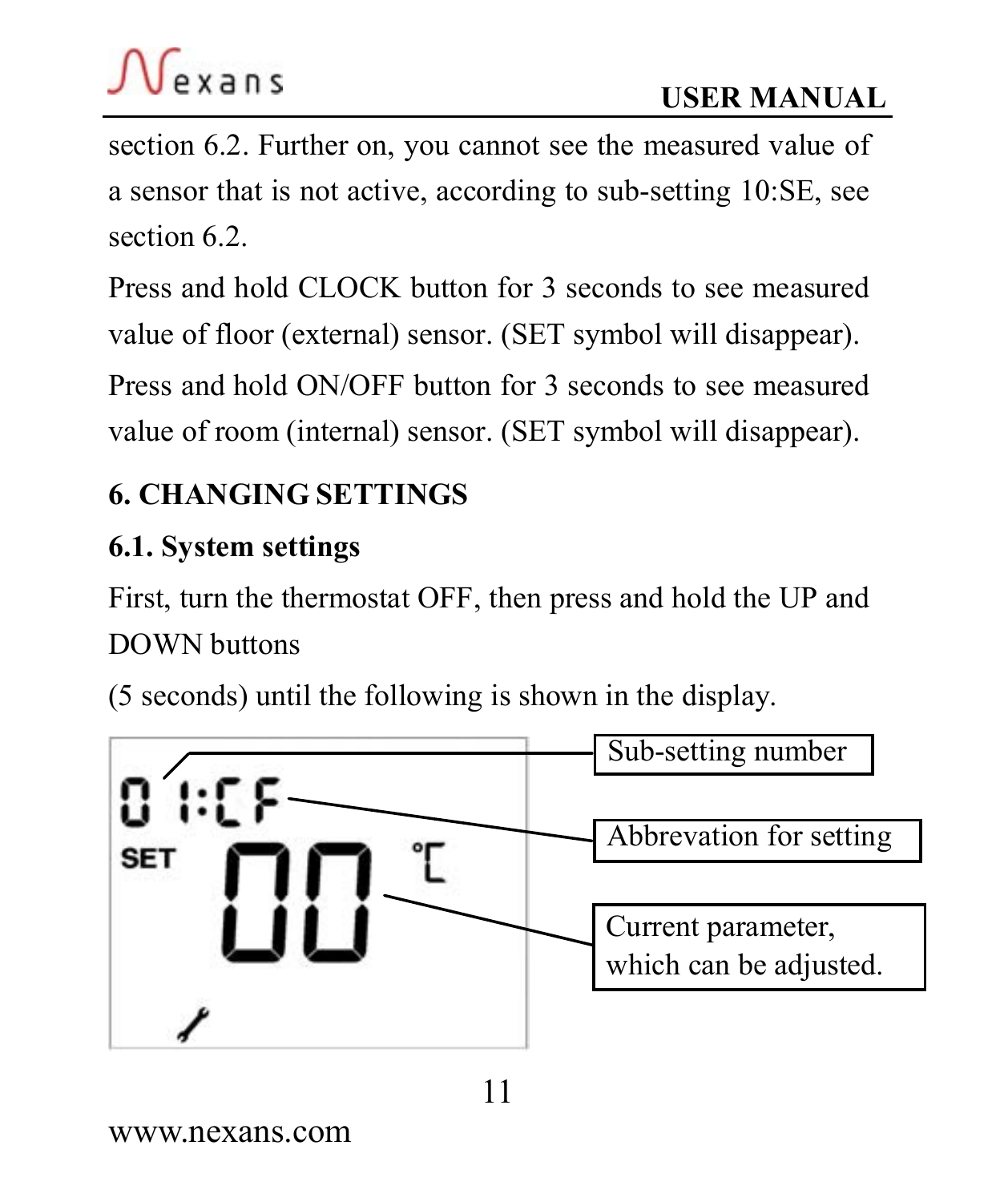section 6.2. Further on, you cannot see the measured value of a sensor that is not active, according to sub-setting 10:SE, see section 6.2.

Press and hold CLOCK button for 3 seconds to see measured value of floor (external) sensor. (SET symbol will disappear).

Press and hold ON/OFF button for 3 seconds to see measured value of room (internal) sensor. (SET symbol will disappear).

## 6. CHANGING SETTINGS

### 6.1. System settings

First, turn the thermostat OFF, then press and hold the UP and DOWN buttons

(5 seconds) until the following is shown in the display.

01:CF

SET 00 °C

Sub-setting number

Abrevation for setting

Current parameter, which can be adjusted.

www.nexans.com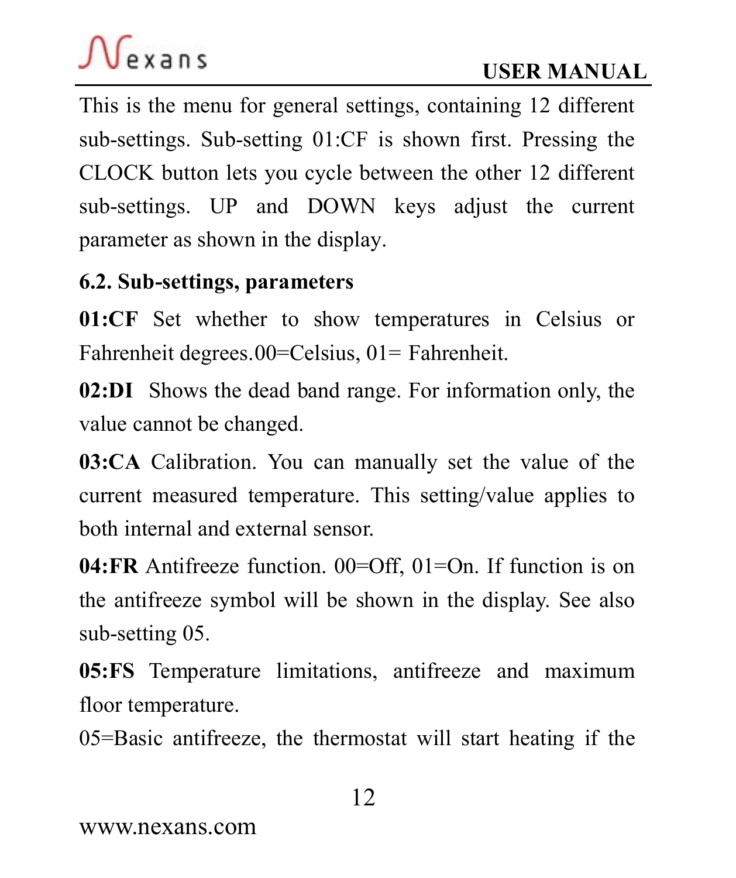This is the menu for general settings, containing 12 different sub-settings. Sub-setting 01:CF is shown first. Pressing the CLOCK button lets you cycle between the other 12 different sub-settings. UP and DOWN keys adjust the current parameter as shown in the display.

### 6.2. Sub-settings, parameters

**01:CF** Set whether to show temperatures in Celsius or Fahrenheit degrees.00=Celsius, 01= Fahrenheit.

**02:DI** Shows the dead band range. For information only, the value cannot be changed.

**03:CA** Calibration. You can manually set the value of the current measured temperature. This setting/value applies to both internal and external sensor.

**04:FR** Antifreeze function. 00=Off, 01=On. If function is on the antifreeze symbol will be shown in the display. See also sub-setting 05.

**05:FS** Temperature limitations, antifreeze and maximum floor temperature.

05=Basic antifreeze, the thermostat will start heating if the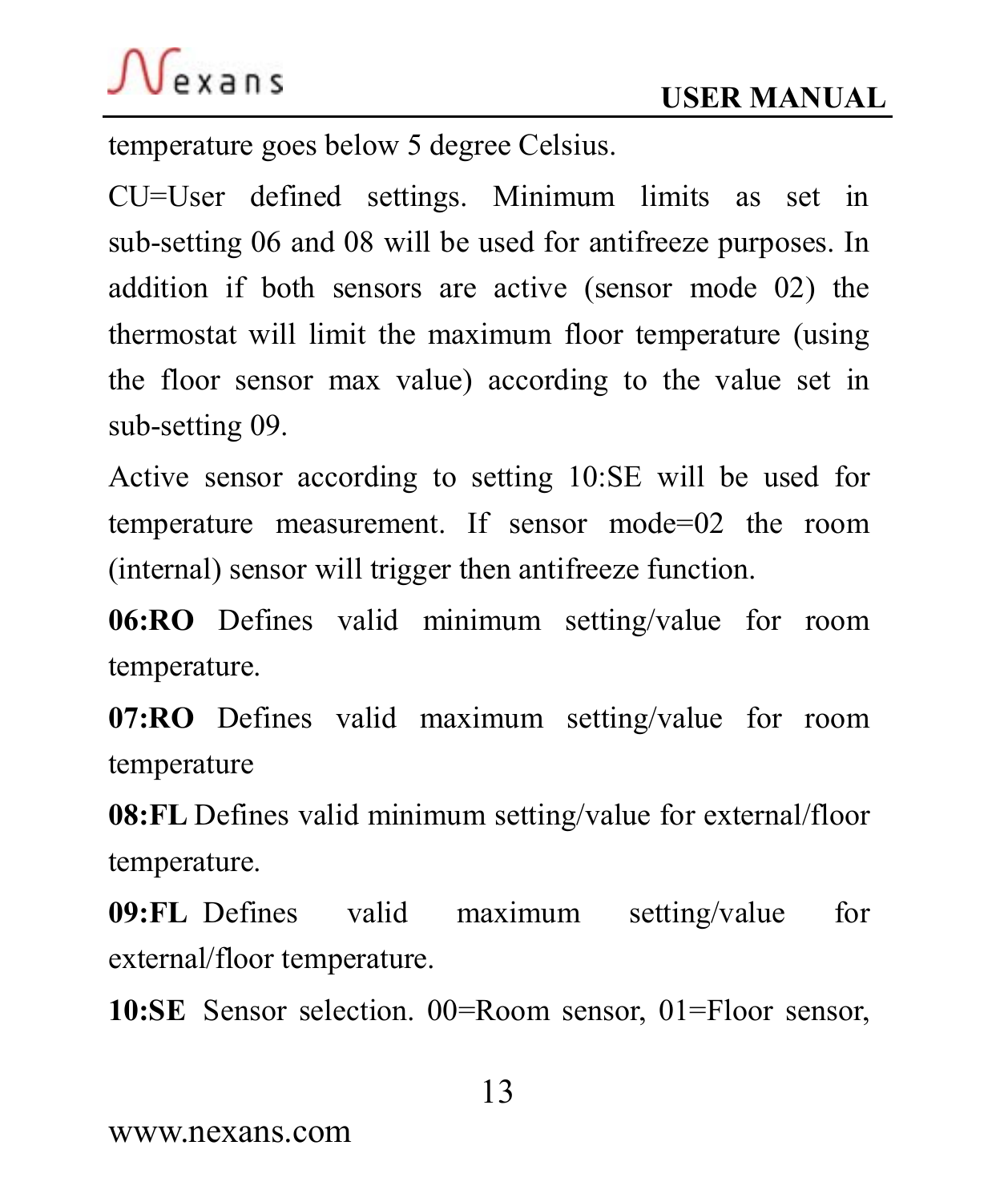temperature goes below 5 degree Celsius.

CU=User defined settings. Minimum limits as set in sub-setting 06 and 08 will be used for antifreeze purposes. In addition if both sensors are active (sensor mode 02) the thermostat will limit the maximum floor temperature (using the floor sensor max value) according to the value set in sub-setting 09.

Active sensor according to setting 10:SE will be used for temperature measurement. If sensor mode=02 the room (internal) sensor will trigger then antifreeze function.

**06:RO** Defines valid minimum setting/value for room temperature.

**07:RO** Defines valid maximum setting/value for room temperature

**08:FL** Defines valid minimum setting/value for external/floor temperature.

**09:FL** Defines valid maximum setting/value for external/floor temperature.

**10:SE** Sensor selection. 00=Room sensor, 01=Floor sensor,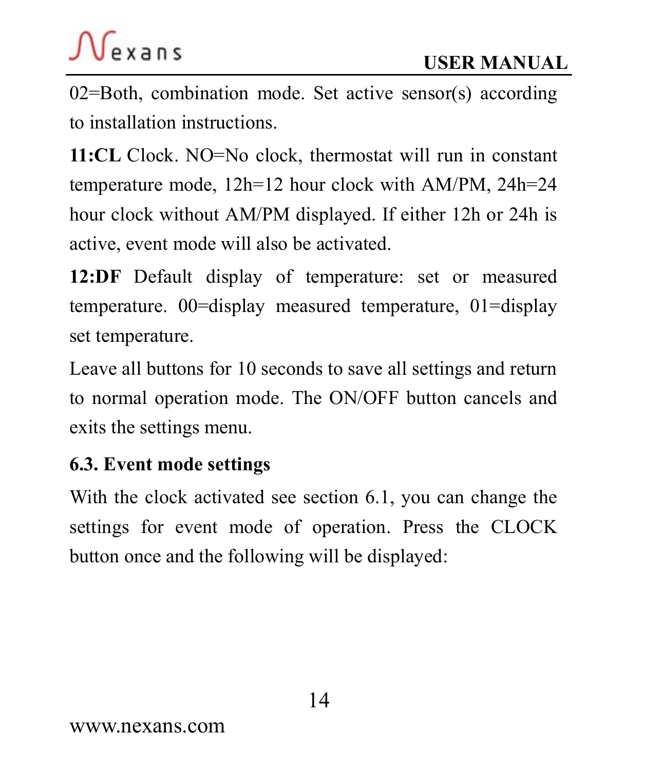02=Both, combination mode. Set active sensor(s) according to installation instructions.

**11:CL** Clock. NO=No clock, thermostat will run in constant temperature mode, 12h=12 hour clock with AM/PM, 24h=24 hour clock without AM/PM displayed. If either 12h or 24h is active, event mode will also be activated.

**12:DF** Default display of temperature: set or measured temperature. 00=display measured temperature, 01=display set temperature.

Leave all buttons for 10 seconds to save all settings and return to normal operation mode. The ON/OFF button cancels and exits the settings menu.

### 6.3. Event mode settings

With the clock activated see section 6.1, you can change the settings for event mode of operation. Press the CLOCK button once and the following will be displayed: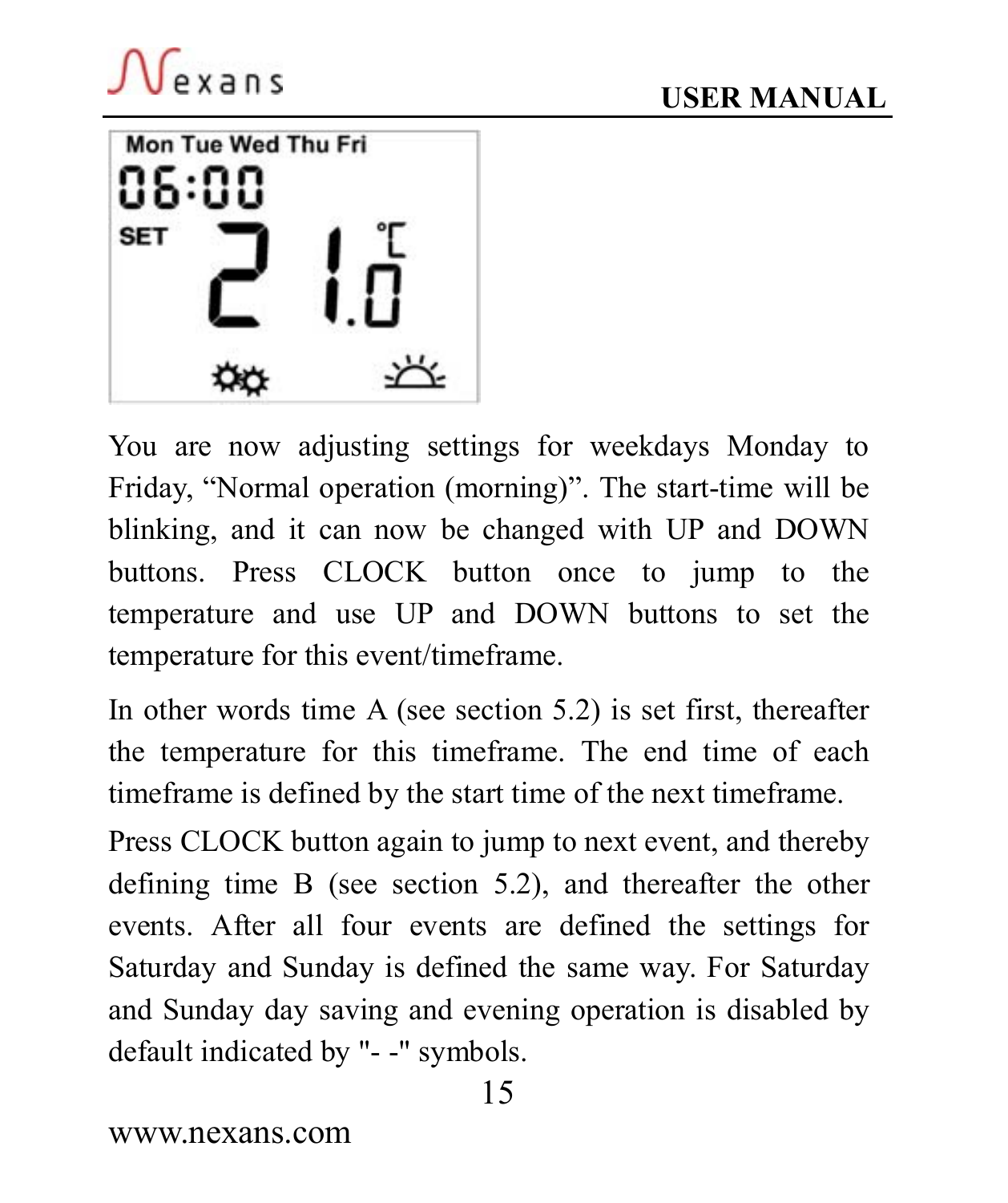You are now adjusting settings for weekdays Monday to Friday, “Normal operation (morning)”. The start-time will be blinking, and it can now be changed with UP and DOWN buttons. Press CLOCK button once to jump to the temperature and use UP and DOWN buttons to set the temperature for this event/timeframe.

In other words time A (see section 5.2) is set first, thereafter the temperature for this timeframe. The end time of each timeframe is defined by the start time of the next timeframe.

Press CLOCK button again to jump to next event, and thereby defining time B (see section 5.2), and thereafter the other events. After all four events are defined the settings for Saturday and Sunday is defined the same way. For Saturday and Sunday day saving and evening operation is disabled by default indicated by "- -" symbols.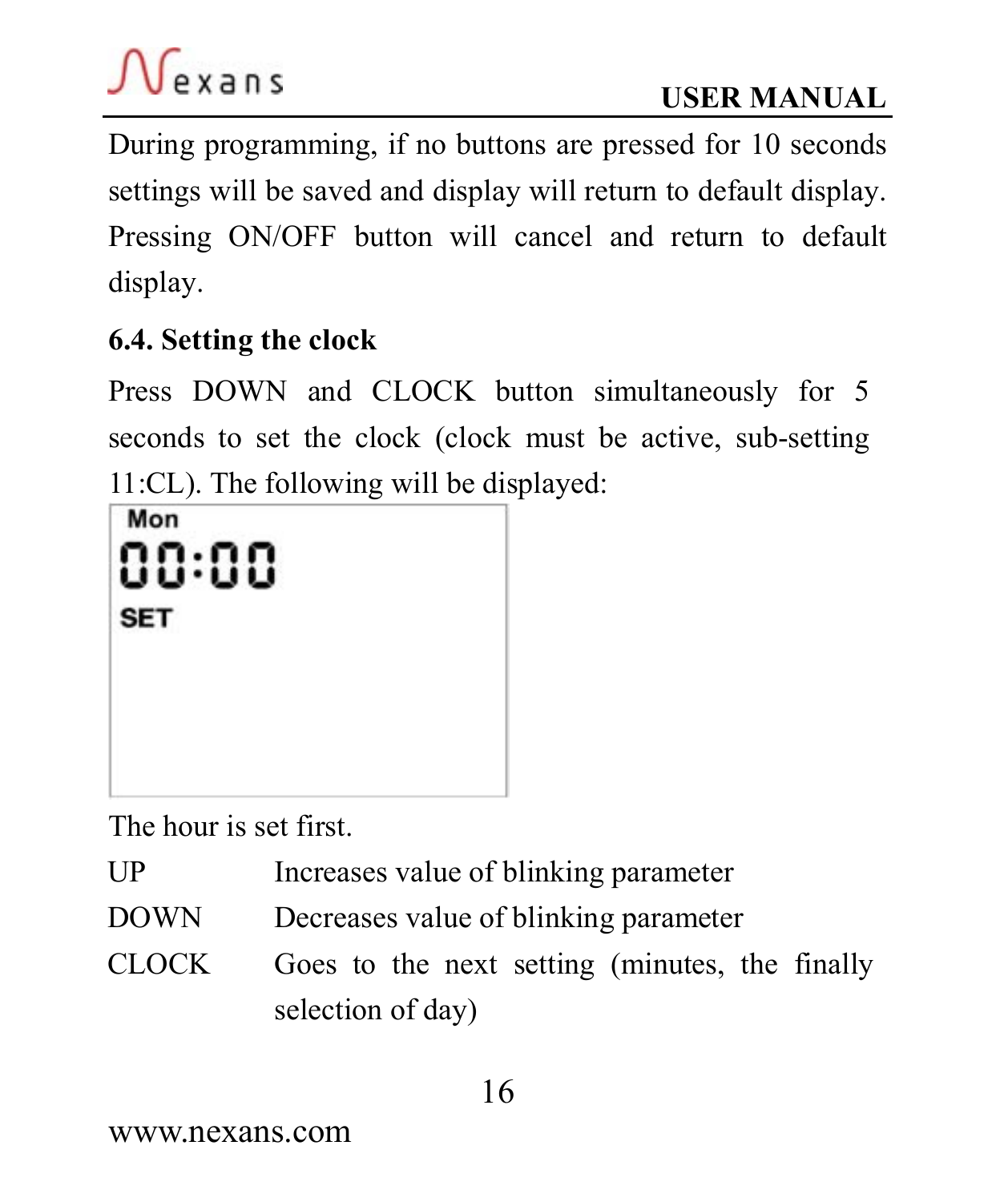During programming, if no buttons are pressed for 10 seconds settings will be saved and display will return to default display. Pressing ON/OFF button will cancel and return to default display.

### 6.4. Setting the clock

Press DOWN and CLOCK button simultaneously for 5 seconds to set the clock (clock must be active, sub-setting 11:CL). The following will be displayed:

```
Mon
00:00
SET
```

The hour is set first.

| | |
|---|---|
| UP | Increases value of blinking parameter |
| DOWN | Decreases value of blinking parameter |
| CLOCK | Goes to the next setting (minutes, the finally selection of day) |

www.nexans.com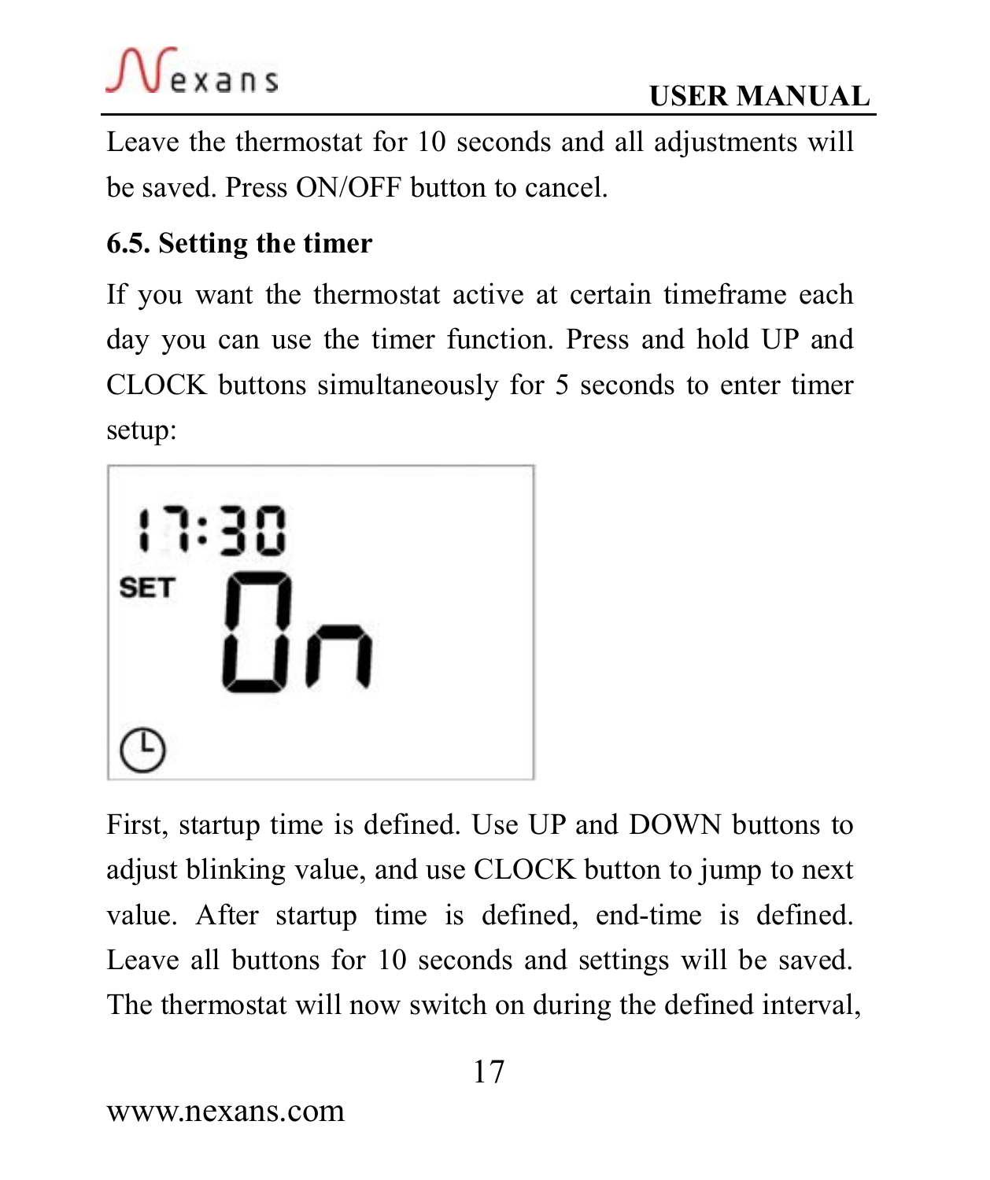Leave the thermostat for 10 seconds and all adjustments will be saved. Press ON/OFF button to cancel.

### 6.5. Setting the timer

If you want the thermostat active at certain timeframe each day you can use the timer function. Press and hold UP and CLOCK buttons simultaneously for 5 seconds to enter timer setup:

First, startup time is defined. Use UP and DOWN buttons to adjust blinking value, and use CLOCK button to jump to next value. After startup time is defined, end-time is defined. Leave all buttons for 10 seconds and settings will be saved. The thermostat will now switch on during the defined interval,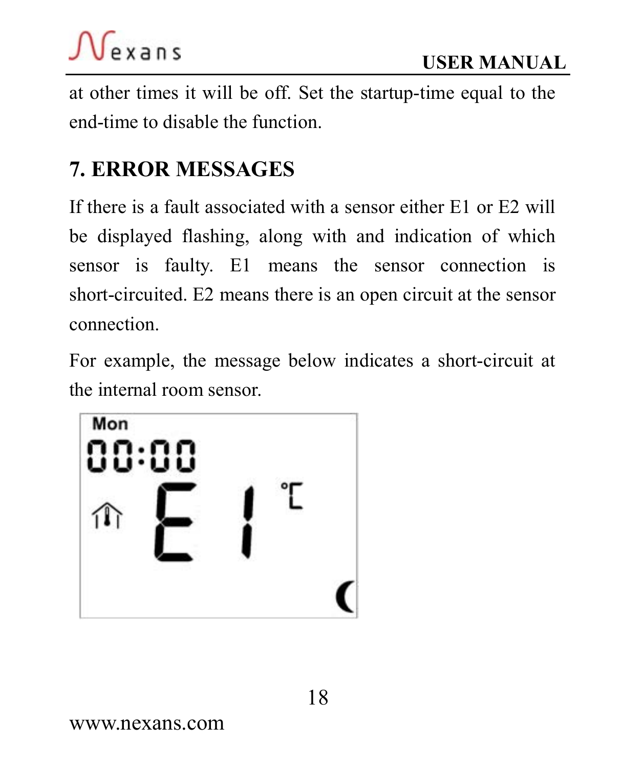at other times it will be off. Set the startup-time equal to the end-time to disable the function.

## 7. ERROR MESSAGES

If there is a fault associated with a sensor either E1 or E2 will be displayed flashing, along with and indication of which sensor is faulty. E1 means the sensor connection is short-circuited. E2 means there is an open circuit at the sensor connection.

For example, the message below indicates a short-circuit at the internal room sensor.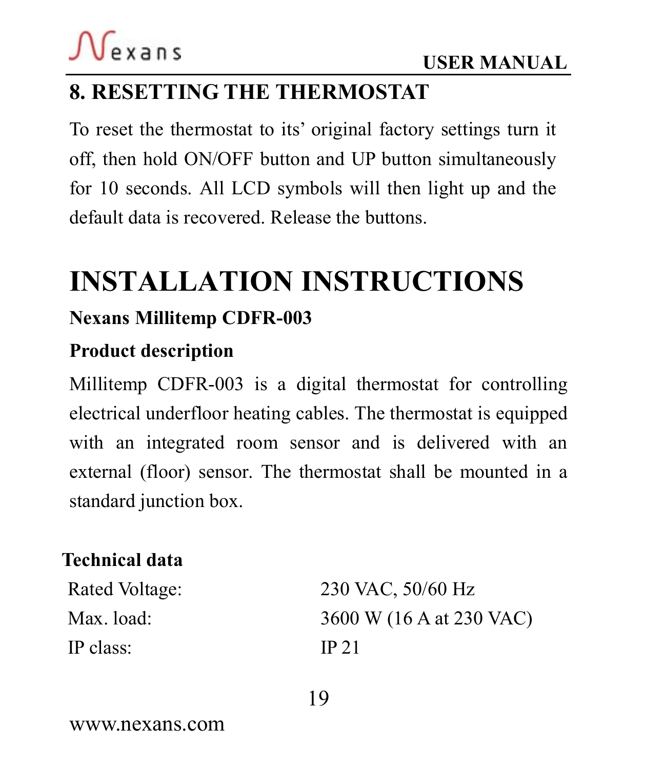## 8. RESETTING THE THERMOSTAT

To reset the thermostat to its' original factory settings turn it off, then hold ON/OFF button and UP button simultaneously for 10 seconds. All LCD symbols will then light up and the default data is recovered. Release the buttons.

# INSTALLATION INSTRUCTIONS

**Nexans Millitemp CDFR-003**

**Product description**

Millitemp CDFR-003 is a digital thermostat for controlling electrical underfloor heating cables. The thermostat is equipped with an integrated room sensor and is delivered with an external (floor) sensor. The thermostat shall be mounted in a standard junction box.

**Technical data**

| | |
|---|---|
| Rated Voltage: | 230 VAC, 50/60 Hz |
| Max. load: | 3600 W (16 A at 230 VAC) |
| IP class: | IP 21 |

www.nexans.com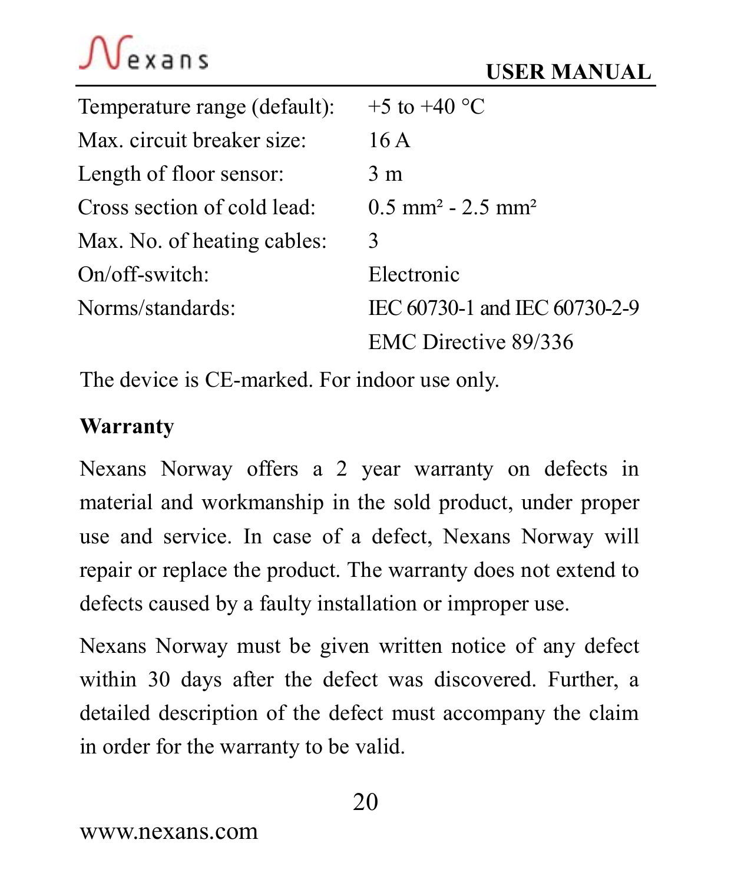| | |
|---|---|
| Temperature range (default): | +5 to +40 °C |
| Max. circuit breaker size: | 16 A |
| Length of floor sensor: | 3 m |
| Cross section of cold lead: | 0.5 mm² - 2.5 mm² |
| Max. No. of heating cables: | 3 |
| On/off-switch: | Electronic |
| Norms/standards: | IEC 60730-1 and IEC 60730-2-9 |
| | EMC Directive 89/336 |

The device is CE-marked. For indoor use only.

**Warranty**

Nexans Norway offers a 2 year warranty on defects in material and workmanship in the sold product, under proper use and service. In case of a defect, Nexans Norway will repair or replace the product. The warranty does not extend to defects caused by a faulty installation or improper use.

Nexans Norway must be given written notice of any defect within 30 days after the defect was discovered. Further, a detailed description of the defect must accompany the claim in order for the warranty to be valid.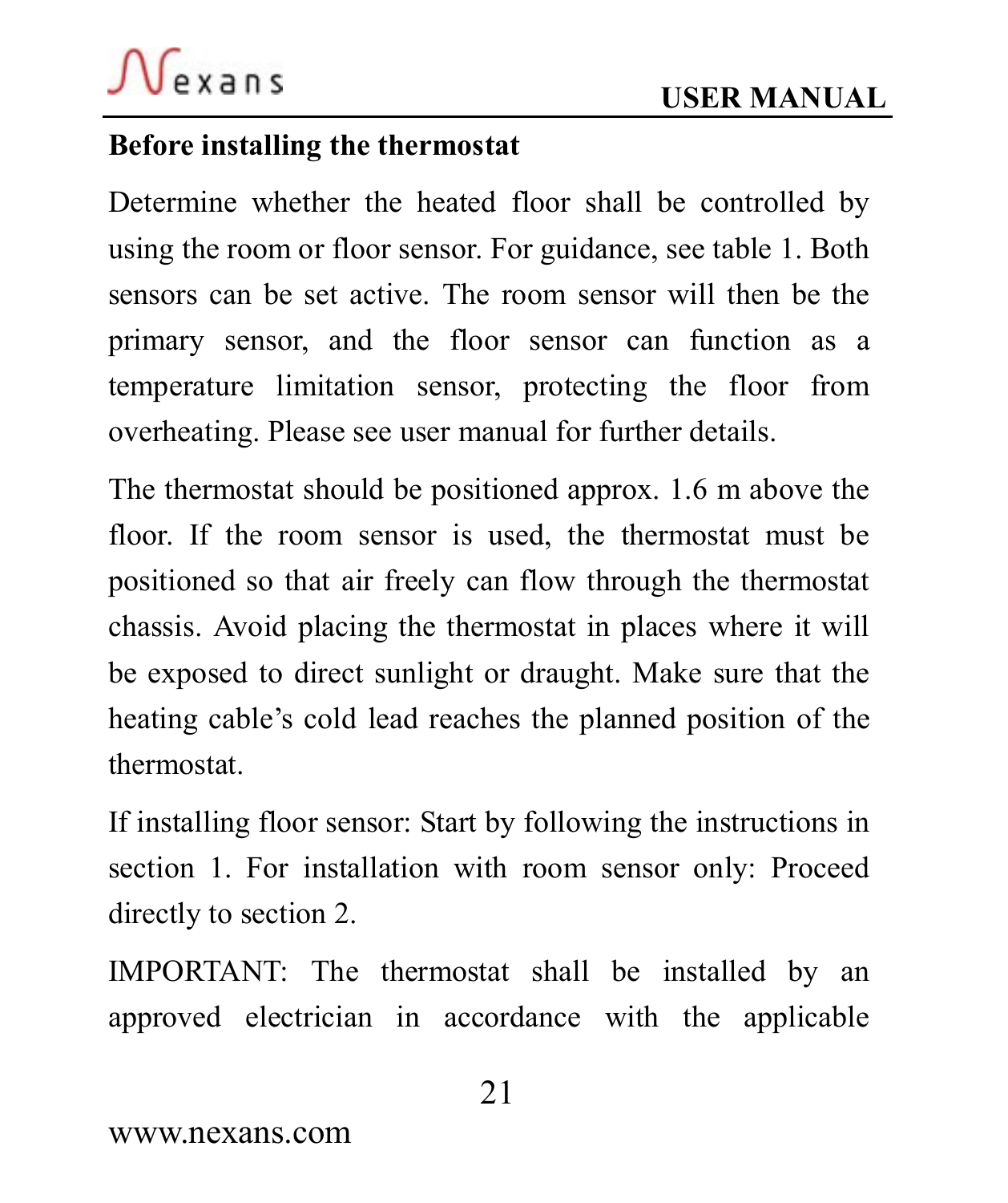## Before installing the thermostat

Determine whether the heated floor shall be controlled by using the room or floor sensor. For guidance, see table 1. Both sensors can be set active. The room sensor will then be the primary sensor, and the floor sensor can function as a temperature limitation sensor, protecting the floor from overheating. Please see user manual for further details.

The thermostat should be positioned approx. 1.6 m above the floor. If the room sensor is used, the thermostat must be positioned so that air freely can flow through the thermostat chassis. Avoid placing the thermostat in places where it will be exposed to direct sunlight or draught. Make sure that the heating cable's cold lead reaches the planned position of the thermostat.

If installing floor sensor: Start by following the instructions in section 1. For installation with room sensor only: Proceed directly to section 2.

IMPORTANT: The thermostat shall be installed by an approved electrician in accordance with the applicable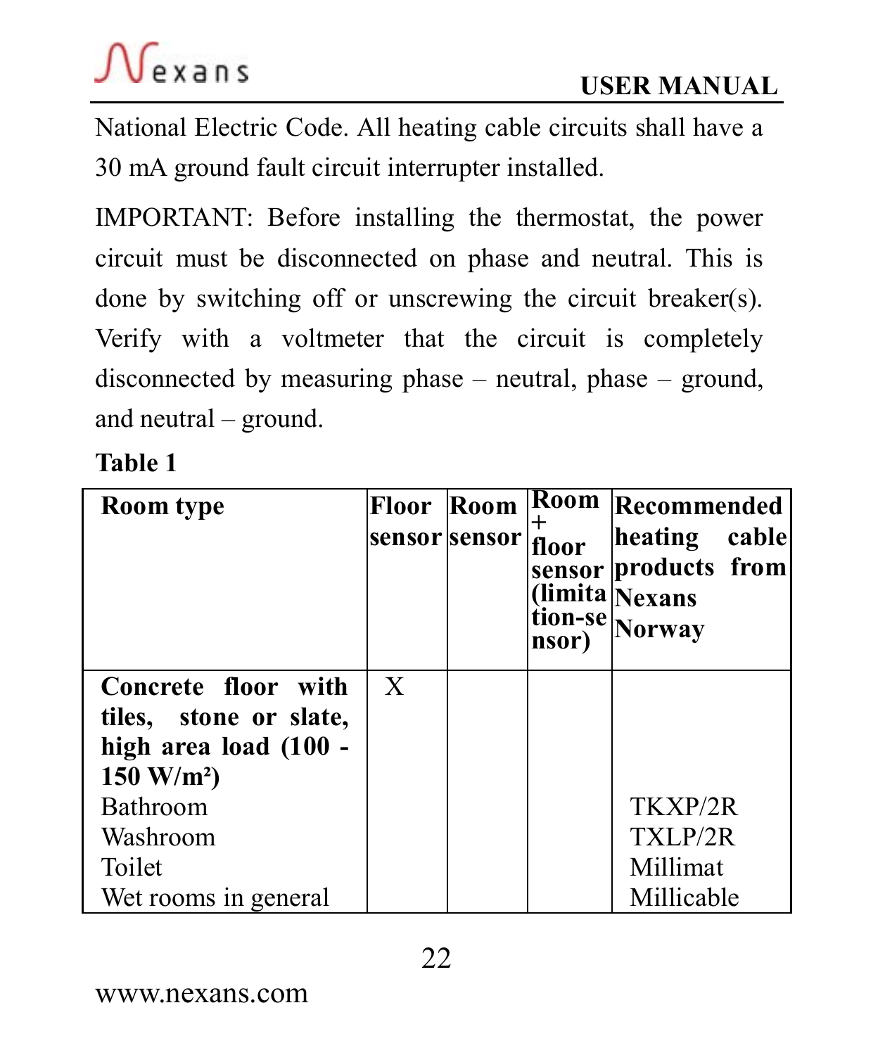National Electric Code. All heating cable circuits shall have a 30 mA ground fault circuit interrupter installed.

IMPORTANT: Before installing the thermostat, the power circuit must be disconnected on phase and neutral. This is done by switching off or unscrewing the circuit breaker(s). Verify with a voltmeter that the circuit is completely disconnected by measuring phase – neutral, phase – ground, and neutral – ground.

**Table 1**

| Room type | Floor sensor | Room sensor | Room + floor sensor (limitation-sensor) | Recommended heating cable products from Nexans Norway |
|---|---|---|---|---|
| **Concrete floor with tiles, stone or slate, high area load (100 - 150 W/m²)**<br>Bathroom<br>Washroom<br>Toilet<br>Wet rooms in general | X | | | TKXP/2R<br>TXLP/2R<br>Millimat<br>Millicable |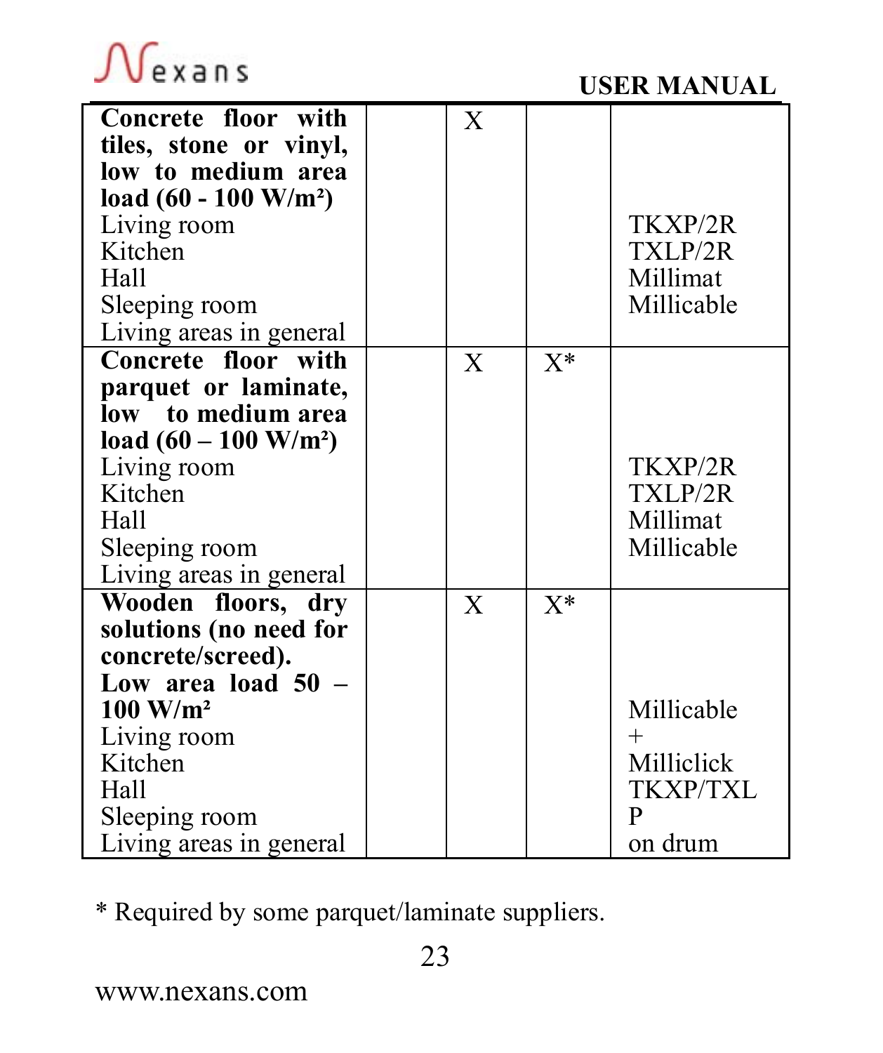| | | | | |
|---|---|---|---|---|
| **Concrete floor with tiles, stone or vinyl, low to medium area load (60 - 100 W/m²)**<br>Living room<br>Kitchen<br>Hall<br>Sleeping room<br>Living areas in general | | X | | TKXP/2R<br>TXLP/2R<br>Millimat<br>Millicable |
| **Concrete floor with parquet or laminate, low to medium area load (60 – 100 W/m²)**<br>Living room<br>Kitchen<br>Hall<br>Sleeping room<br>Living areas in general | | X | X* | TKXP/2R<br>TXLP/2R<br>Millimat<br>Millicable |
| **Wooden floors, dry solutions (no need for concrete/screed). Low area load 50 – 100 W/m²**<br>Living room<br>Kitchen<br>Hall<br>Sleeping room<br>Living areas in general | | X | X* | Millicable<br>+<br>Milliclick<br>TKXP/TXLP<br>on drum |

* Required by some parquet/laminate suppliers.

www.nexans.com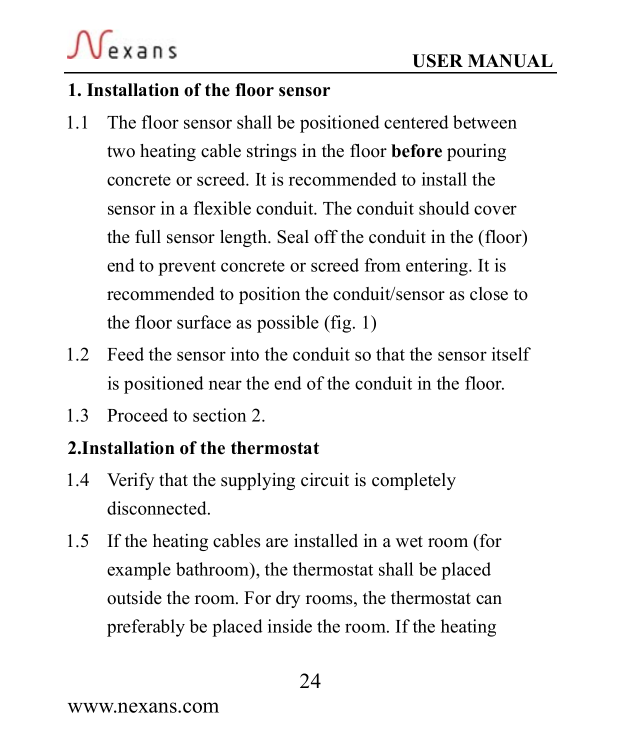## 1. Installation of the floor sensor

1.1 The floor sensor shall be positioned centered between two heating cable strings in the floor **before** pouring concrete or screed. It is recommended to install the sensor in a flexible conduit. The conduit should cover the full sensor length. Seal off the conduit in the (floor) end to prevent concrete or screed from entering. It is recommended to position the conduit/sensor as close to the floor surface as possible (fig. 1)

1.2 Feed the sensor into the conduit so that the sensor itself is positioned near the end of the conduit in the floor.

1.3 Proceed to section 2.

## 2.Installation of the thermostat

1.4 Verify that the supplying circuit is completely disconnected.

1.5 If the heating cables are installed in a wet room (for example bathroom), the thermostat shall be placed outside the room. For dry rooms, the thermostat can preferably be placed inside the room. If the heating

www.nexans.com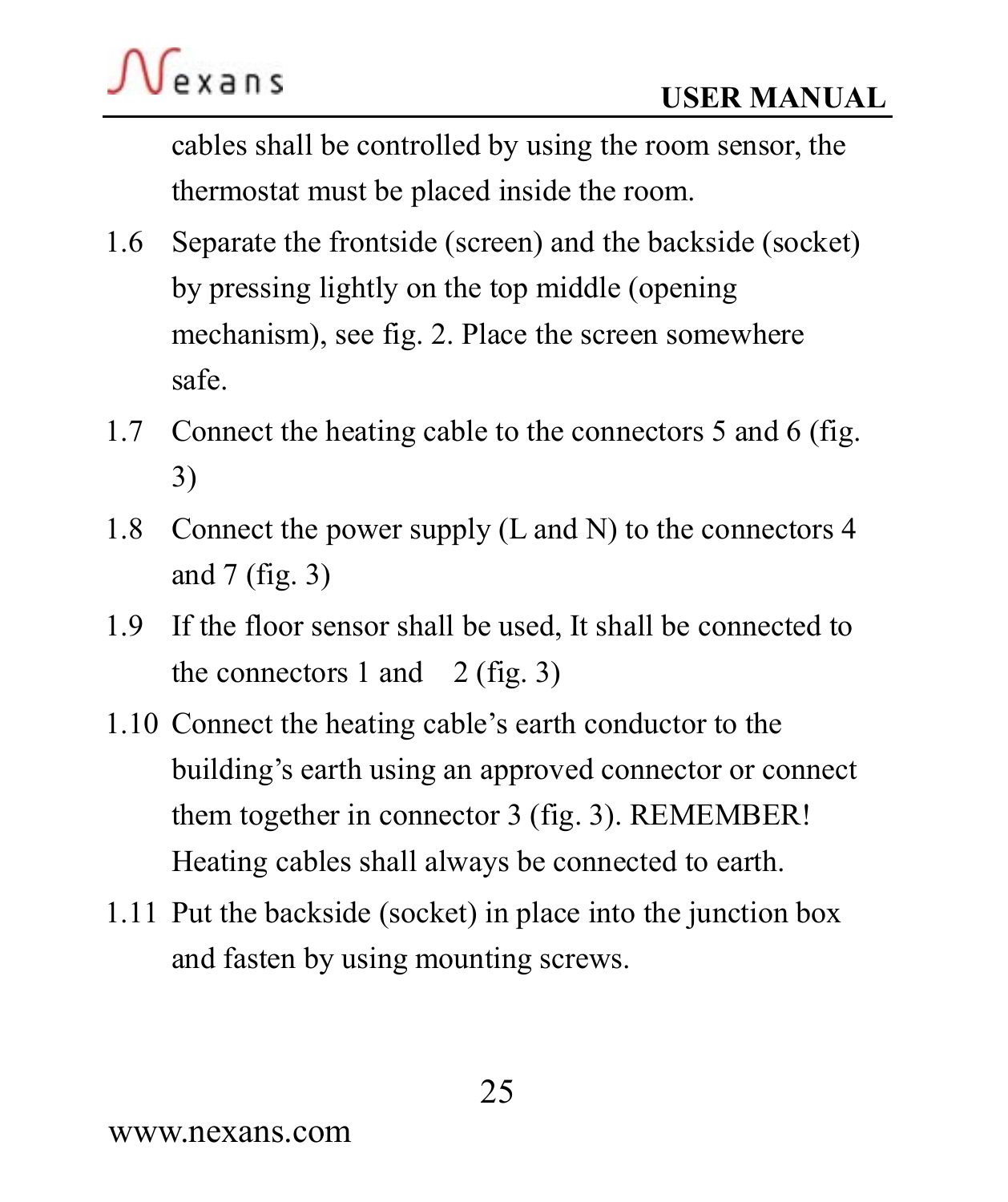cables shall be controlled by using the room sensor, the thermostat must be placed inside the room.

1.6 Separate the frontside (screen) and the backside (socket) by pressing lightly on the top middle (opening mechanism), see fig. 2. Place the screen somewhere safe.

1.7 Connect the heating cable to the connectors 5 and 6 (fig. 3)

1.8 Connect the power supply (L and N) to the connectors 4 and 7 (fig. 3)

1.9 If the floor sensor shall be used, It shall be connected to the connectors 1 and 2 (fig. 3)

1.10 Connect the heating cable's earth conductor to the building's earth using an approved connector or connect them together in connector 3 (fig. 3). REMEMBER! Heating cables shall always be connected to earth.

1.11 Put the backside (socket) in place into the junction box and fasten by using mounting screws.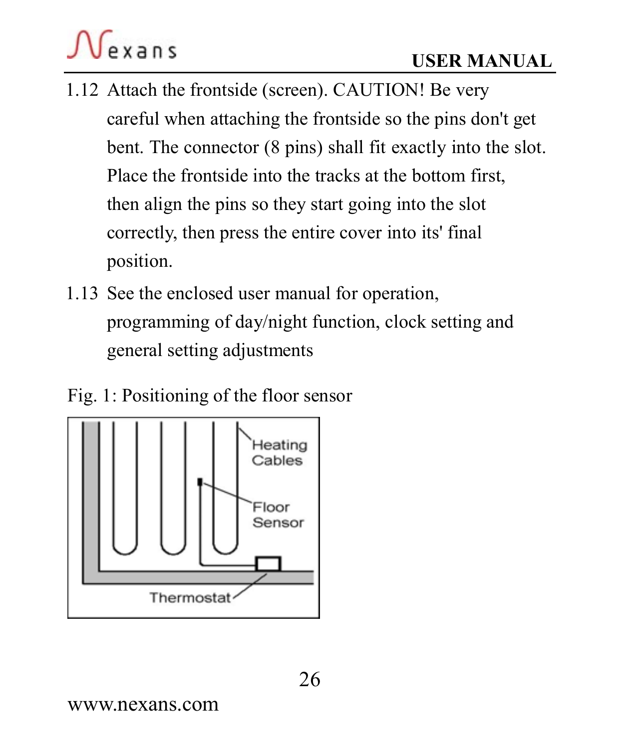1.12 Attach the frontside (screen). CAUTION! Be very careful when attaching the frontside so the pins don't get bent. The connector (8 pins) shall fit exactly into the slot. Place the frontside into the tracks at the bottom first, then align the pins so they start going into the slot correctly, then press the entire cover into its' final position.

1.13 See the enclosed user manual for operation, programming of day/night function, clock setting and general setting adjustments

Fig. 1: Positioning of the floor sensor

Heating Cables

Floor Sensor

Thermostat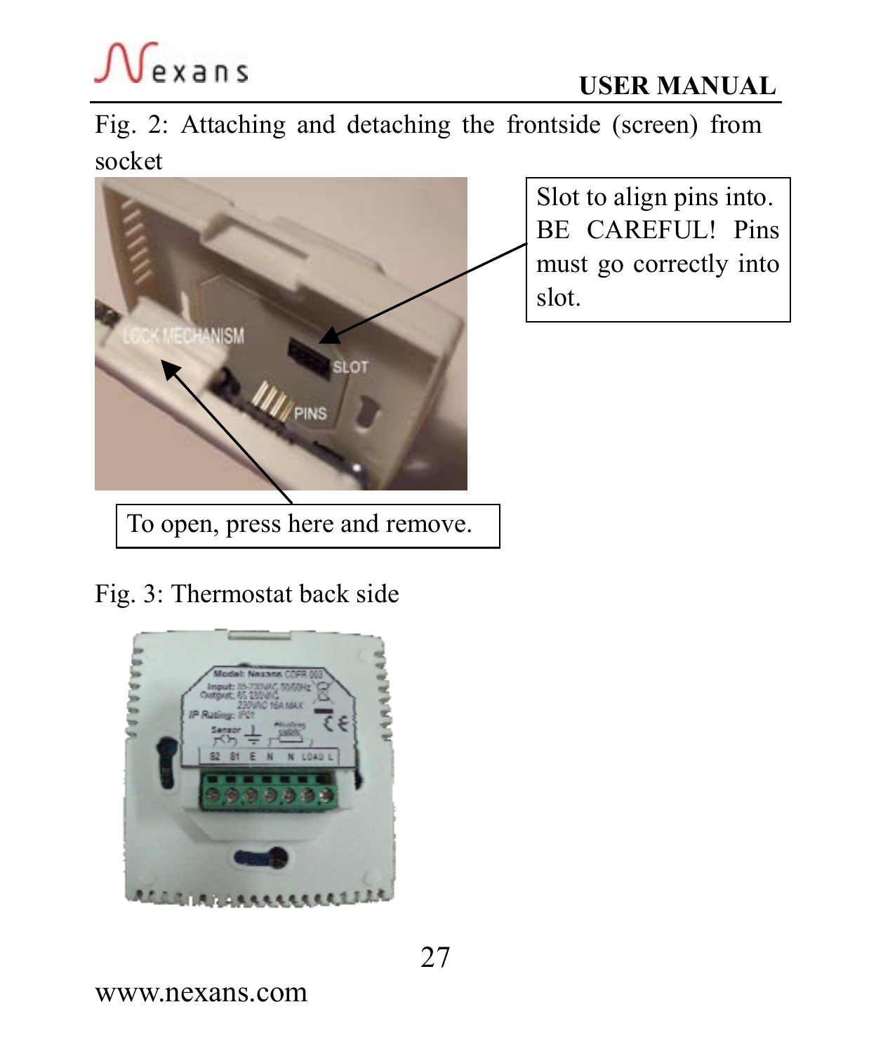Fig. 2: Attaching and detaching the frontside (screen) from socket

Slot to align pins into. BE CAREFUL! Pins must go correctly into slot.

To open, press here and remove.

Fig. 3: Thermostat back side

www.nexans.com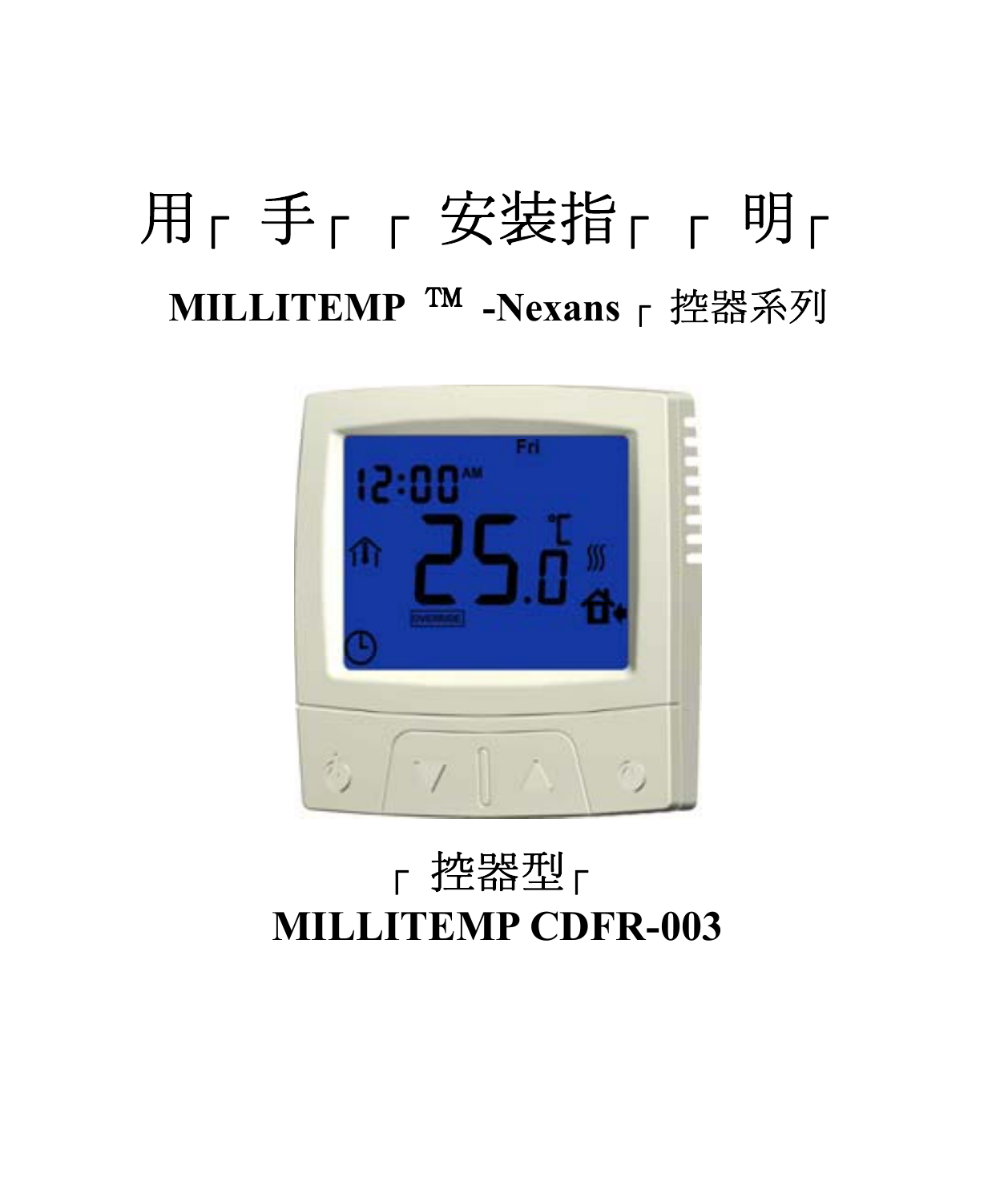# 用┌ 手┌ ┌ 安装指┌ ┌ 明┌

## MILLITEMP ™ -Nexans ┌ 控器系列

┌ 控器型┌

**MILLITEMP CDFR-003**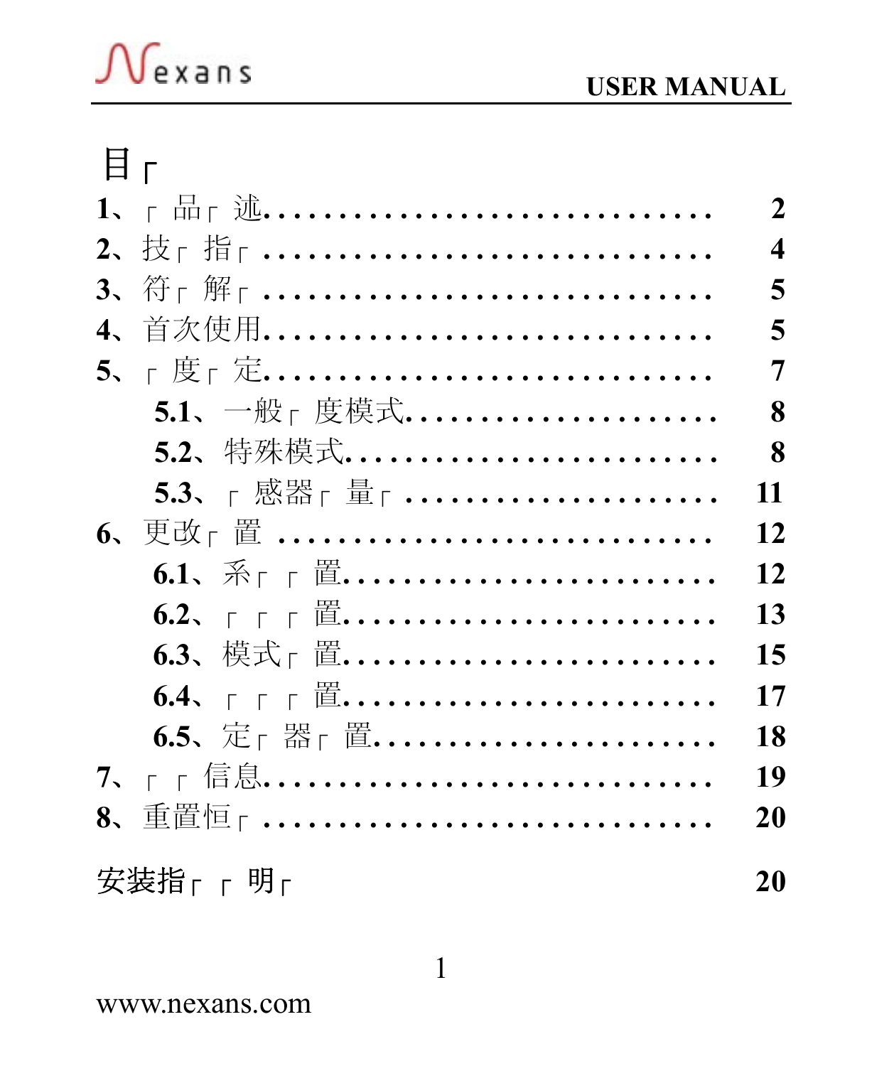# 目┌

1、┌ 品┌ 述................................ 2

2、技┌ 指┌ ................................ 4

3、符┌ 解┌ ................................ 5

4、首次使用................................ 5

5、┌ 度┌ 定................................ 7

- 5.1、一般┌ 度模式...................... 8
- 5.2、特殊模式.......................... 8
- 5.3、┌ 感器┌ 量┌ ...................... 11

6、更改┌ 置 ................................ 12

- 6.1、系┌ ┌ 置.......................... 12
- 6.2、┌ ┌ ┌ 置.......................... 13
- 6.3、模式┌ 置.......................... 15
- 6.4、┌ ┌ ┌ 置.......................... 17
- 6.5、定┌ 器┌ 置........................ 18

7、┌ ┌ 信息................................ 19

8、重置恒┌ ................................ 20

安装指┌ ┌ 明┌ 20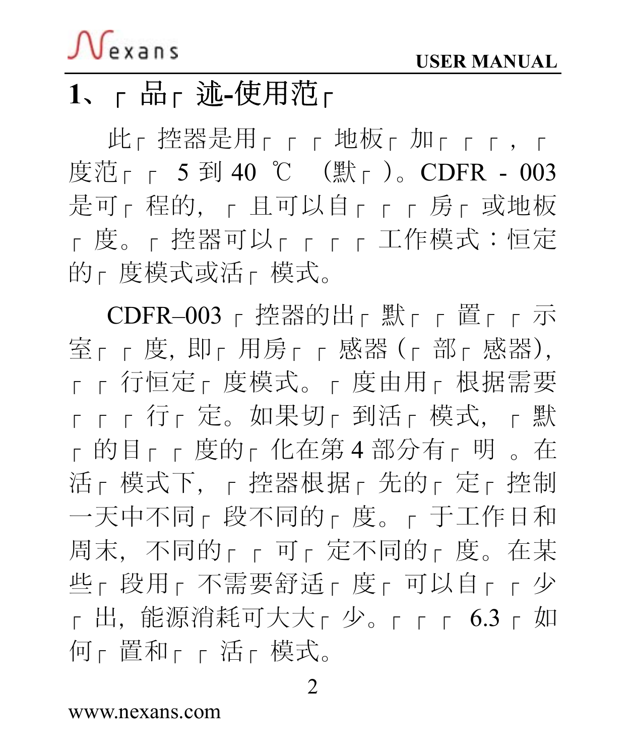# 1、┌ 品┌ 述-使用范┌

此┌ 控器是用┌ ┌ ┌ 地板┌ 加┌ ┌ ┌，┌ 度范┌ ┌ 5 到 40 ℃ （默┌ ）。CDFR - 003 是可┌ 程的，┌ 且可以自┌ ┌ ┌ 房┌ 或地板┌ 度。┌ 控器可以┌ ┌ ┌ ┌ 工作模式：恒定的┌ 度模式或活┌ 模式。

CDFR–003 ┌ 控器的出┌ 默┌ ┌ 置┌ ┌ 示室┌ ┌ 度，即┌ 用房┌ ┌ 感器（┌ 部┌ 感器），┌ ┌ 行恒定┌ 度模式。┌ 度由用┌ 根据需要┌ ┌ ┌ 行┌ 定。如果切┌ 到活┌ 模式，┌ 默┌ 的目┌ ┌ 度的┌ 化在第 4 部分有┌ 明 。在活┌ 模式下，┌ 控器根据┌ 先的┌ 定┌ 控制一天中不同┌ 段不同的┌ 度。┌ 于工作日和周末，不同的┌ ┌ 可┌ 定不同的┌ 度。在某些┌ 段用┌ 不需要舒适┌ 度┌ 可以自┌ ┌ 少┌ 出，能源消耗可大大┌ 少。┌ ┌ ┌ 6.3 ┌ 如何┌ 置和┌ ┌ 活┌ 模式。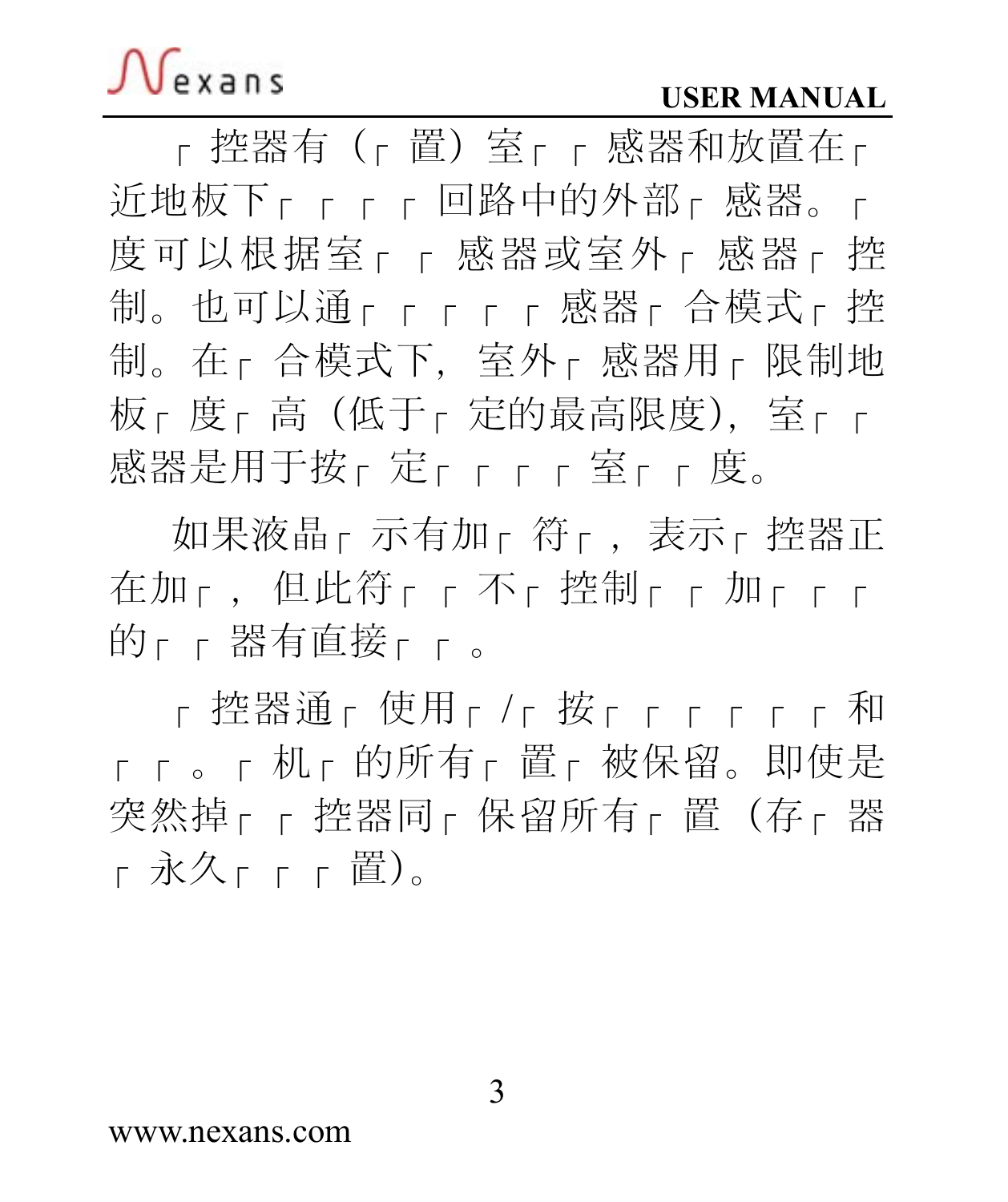┌控器有（┌置）室┌┌感器和放置在┌近地板下┌┌┌┌回路中的外部┌感器。┌度可以根据室┌┌感器或室外┌感器┌控制。也可以通┌┌┌┌┌感器┌合模式┌控制。在┌合模式下，室外┌感器用┌限制地板┌度┌高（低于┌定的最高限度），室┌┌感器是用于按┌定┌┌┌┌室┌┌度。

如果液晶┌示有加┌符┌，表示┌控器正在加┌，但此符┌┌不┌控制┌┌加┌┌┌的┌┌器有直接┌┌。

┌控器通┌使用┌/┌按┌┌┌┌┌┌和┌┌。┌机┌的所有┌置┌被保留。即使是突然掉┌┌控器同┌保留所有┌置（存┌器┌永久┌┌┌置）。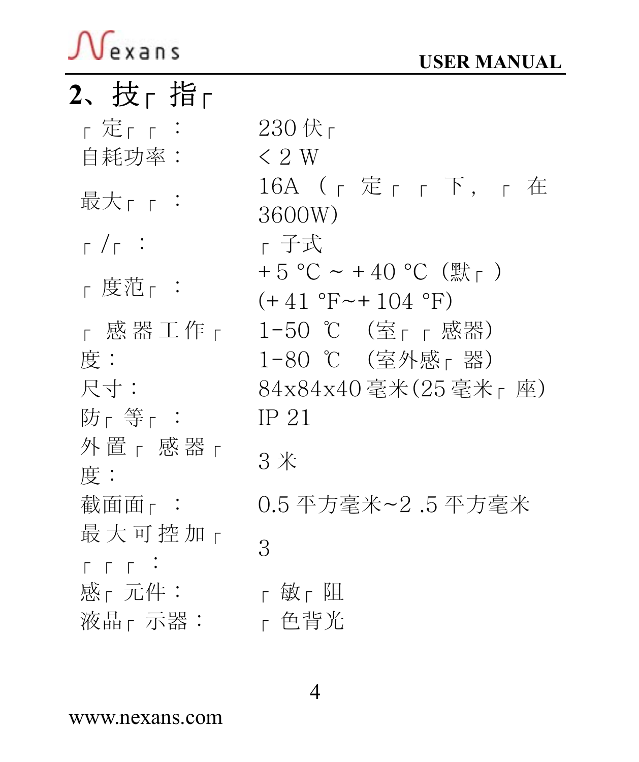## 2、技┌ 指┌

| | |
|---|---|
| ┌ 定┌ ┌ ： | 230 伏┌ |
| 自耗功率： | < 2 W |
| 最大┌ ┌ ： | 16A （┌ 定┌ ┌ 下，┌ 在 3600W） |
| ┌ /┌ ： | ┌ 子式 |
| ┌ 度范┌ ： | + 5 °C ~ + 40 °C（默┌ ）(+ 41 °F~+ 104 °F) |
| ┌ 感器工作┌ 度： | 1-50 ℃ （室┌ ┌ 感器）<br>1-80 ℃ （室外感┌ 器） |
| 尺寸： | 84x84x40 毫米(25 毫米┌ 座) |
| 防┌ 等┌ ： | IP 21 |
| 外置┌ 感器┌ 度： | 3 米 |
| 截面面┌ ： | 0.5 平方毫米~2 .5 平方毫米 |
| 最大可控加┌ ┌ ┌ ┌ ： | 3 |
| 感┌ 元件： | ┌ 敏┌ 阻 |
| 液晶┌ 示器： | ┌ 色背光 |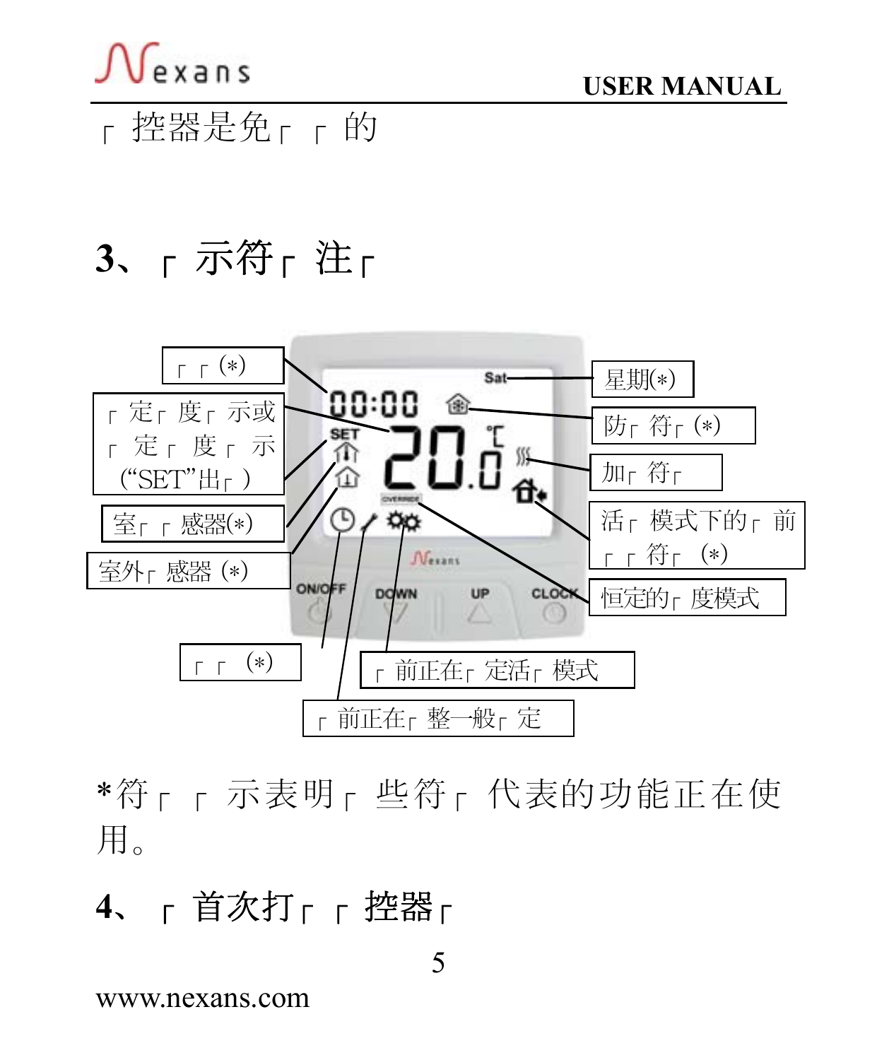┌ 控器是免┌ ┌ 的

## 3、┌ 示符┌ 注┌

┌ ┌ (*)

┌ 定┌ 度┌ 示或┌ 定┌ 度┌ 示("SET"出┌ )

室┌ ┌ 感器(*)

室外┌ 感器 (*)

┌ ┌ (*)

星期(*)

防┌ 符┌ (*)

加┌ 符┌

活┌ 模式下的┌ 前┌ ┌ 符┌ (*)

恒定的┌ 度模式

┌ 前正在┌ 定活┌ 模式

┌ 前正在┌ 整一般┌ 定

*符┌ ┌ 示表明┌ 些符┌ 代表的功能正在使用。

## 4、┌ 首次打┌ ┌ 控器┌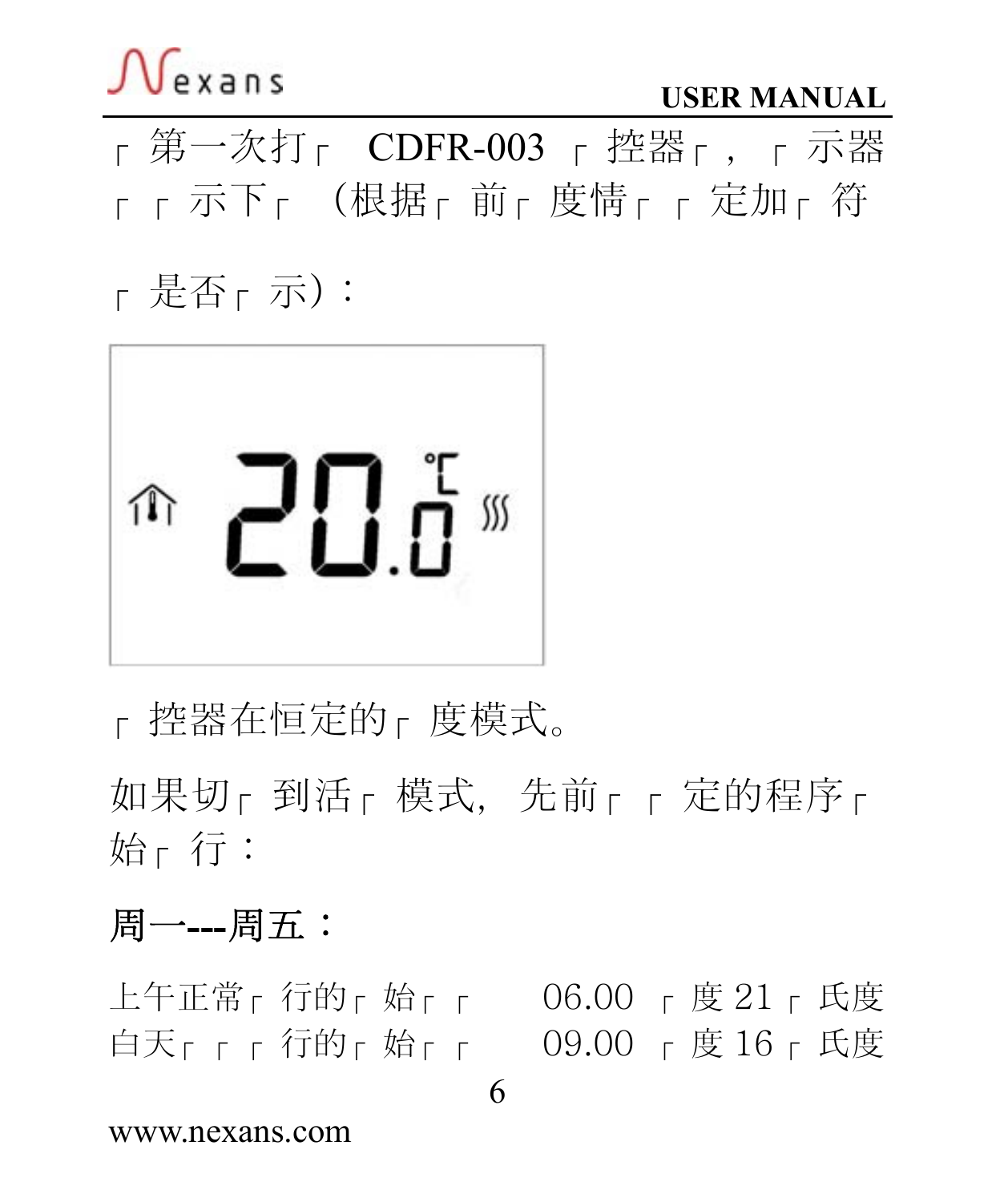╔ 第一次打╔ CDFR-003 ╔ 控器╔ ， ╔ 示器╔ ╔ 示下╔ （根据╔ 前╔ 度情╔ ╔ 定加╔ 符╔ 是否╔ 示）：

╔ 控器在恒定的╔ 度模式。

如果切╔ 到活╔ 模式， 先前╔ ╔ 定的程序╔ 始╔ 行：

**周一---周五：**

上午正常╔ 行的╔ 始╔ ╔ 06.00 ╔ 度 21 ╔ 氏度
白天╔ ╔ ╔ 行的╔ 始╔ ╔ 09.00 ╔ 度 16 ╔ 氏度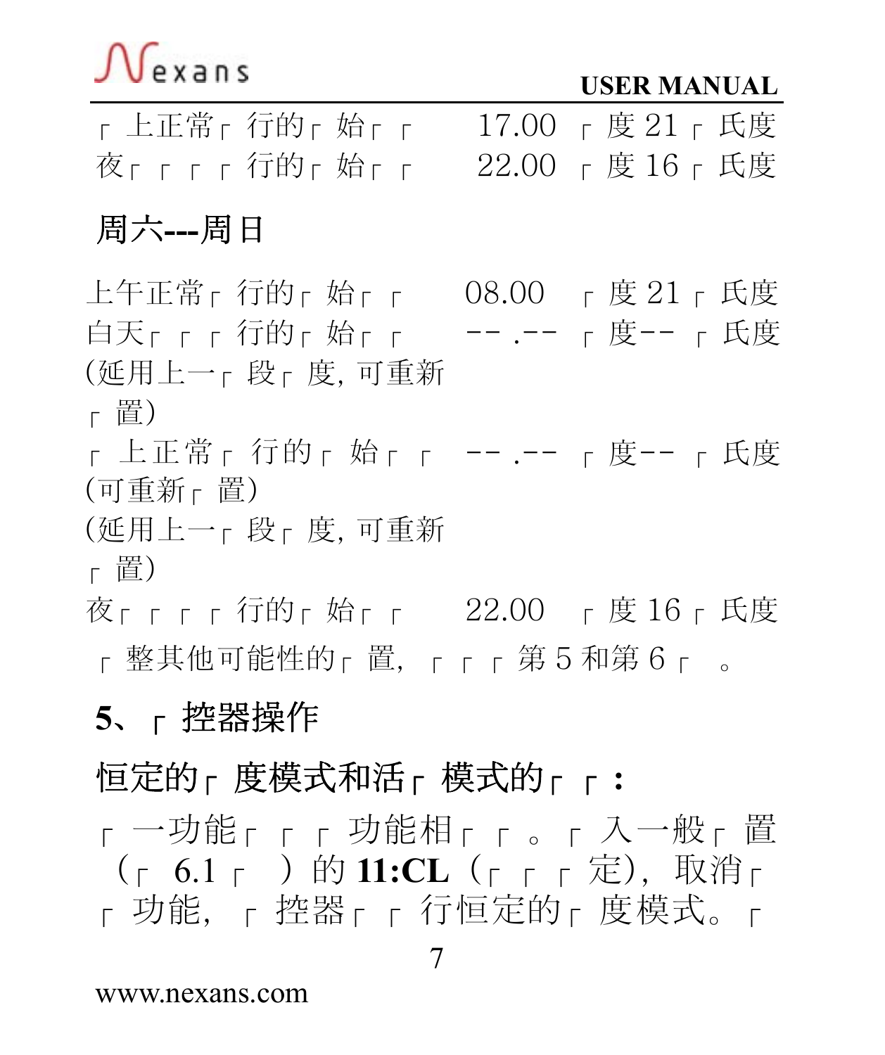┌ 上正常┌ 行的┌ 始┌ ┌　17.00 ┌ 度 21 ┌ 氏度
夜┌ ┌ ┌ ┌ 行的┌ 始┌ ┌　22.00 ┌ 度 16 ┌ 氏度

## 周六---周日

上午正常┌ 行的┌ 始┌ ┌　08.00 ┌ 度 21 ┌ 氏度
白天┌ ┌ ┌ 行的┌ 始┌ ┌　-- .-- ┌ 度-- ┌ 氏度
(延用上一┌ 段┌ 度, 可重新┌ 置)
┌ 上正常┌ 行的┌ 始┌ ┌　-- .-- ┌ 度-- ┌ 氏度
(可重新┌ 置)
(延用上一┌ 段┌ 度, 可重新┌ 置)
夜┌ ┌ ┌ ┌ 行的┌ 始┌ ┌　22.00 ┌ 度 16 ┌ 氏度

┌ 整其他可能性的┌ 置, ┌ ┌ ┌ 第 5 和第 6 ┌ 。

## 5、┌ 控器操作

### 恒定的┌ 度模式和活┌ 模式的┌ ┌：

┌ 一功能┌ ┌ ┌ 功能相┌ ┌ 。┌ 入一般┌ 置（┌ 6.1 ┌ ）的 **11:CL**（┌ ┌ ┌ 定），取消┌ ┌ 功能，┌ 控器┌ ┌ 行恒定的┌ 度模式。┌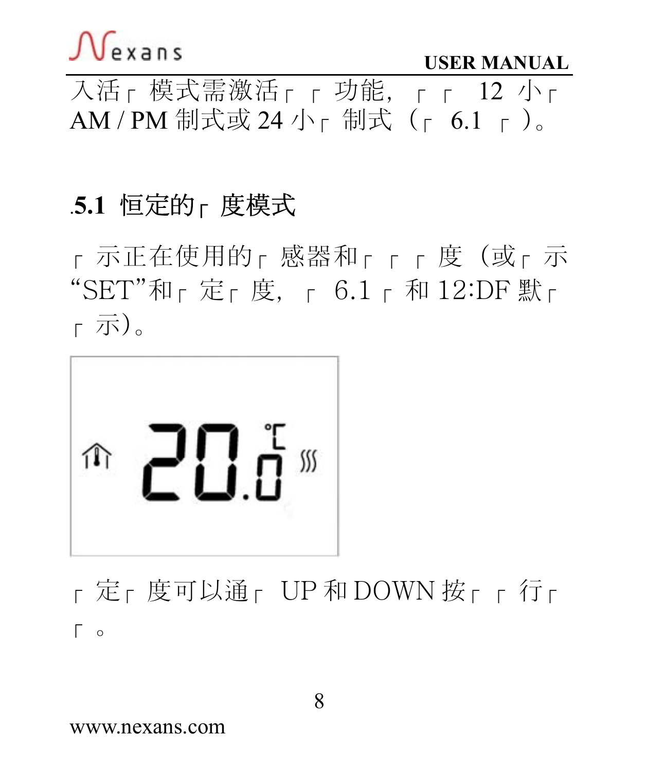入活┌ 模式需激活┌ ┌ 功能，┌ ┌ 12 小┌ AM / PM 制式或 24 小┌ 制式（┌ 6.1 ┌ ）。

### .5.1 恒定的┌ 度模式

┌ 示正在使用的┌ 感器和┌ ┌ ┌ 度（或┌ 示"SET"和┌ 定┌ 度，┌ 6.1 ┌ 和 12:DF 默┌ ┌ 示)。

┌ 定┌ 度可以通┌ UP 和 DOWN 按┌ ┌ 行┌ ┌ 。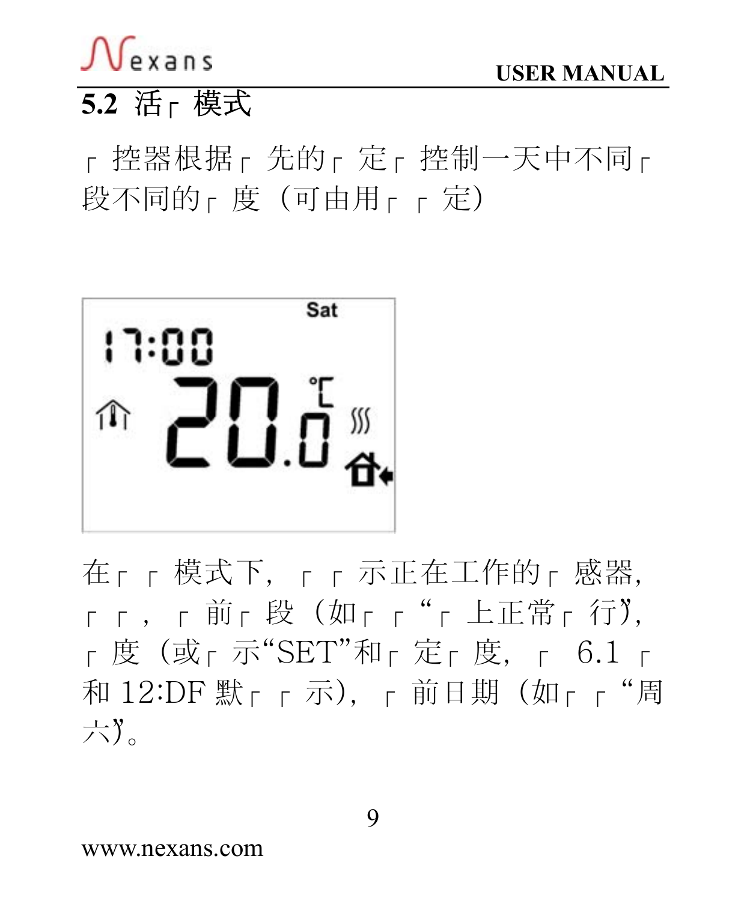## 5.2 活┌ 模式

┌ 控器根据┌ 先的┌ 定┌ 控制一天中不同┌ 段不同的┌ 度（可由用┌ ┌ 定）

在┌ ┌ 模式下，┌ ┌ 示正在工作的┌ 感器，┌ ┌ ，┌ 前┌ 段（如┌ ┌ "┌ 上正常┌ 行"），┌ 度（或┌ 示"SET"和┌ 定┌ 度，┌ 6.1 ┌ 和 12:DF 默┌ ┌ 示），┌ 前日期（如┌ ┌ "周六"）。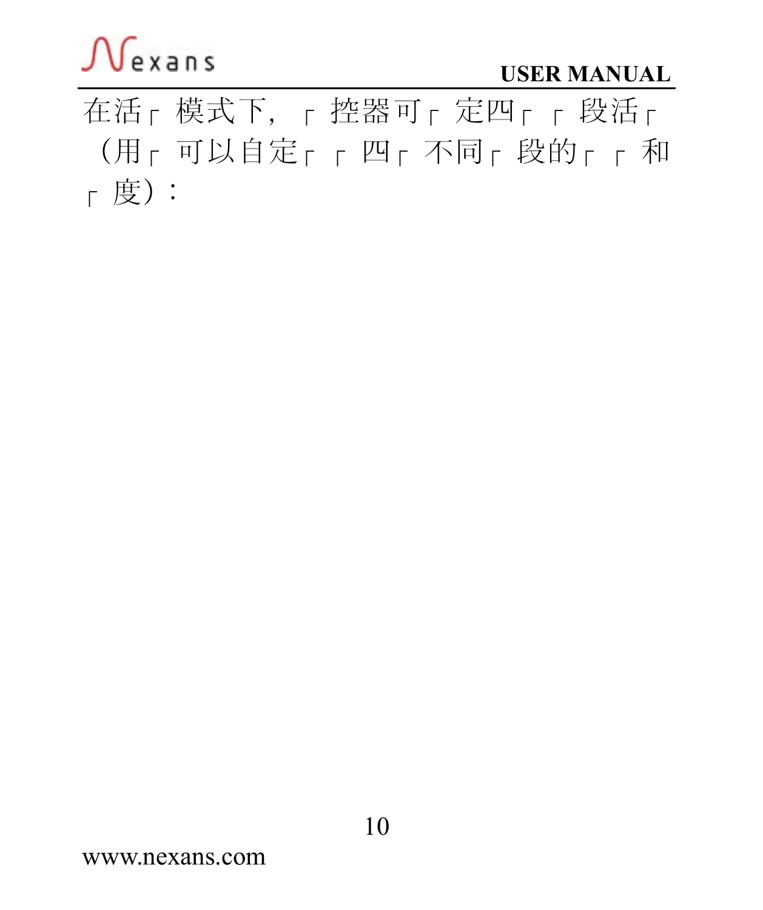在活┌ 模式下，┌ 控器可┌ 定四┌ ┌ 段活┌ （用┌ 可以自定┌ ┌ 四┌ 不同┌ 段的┌ ┌ 和┌ 度）：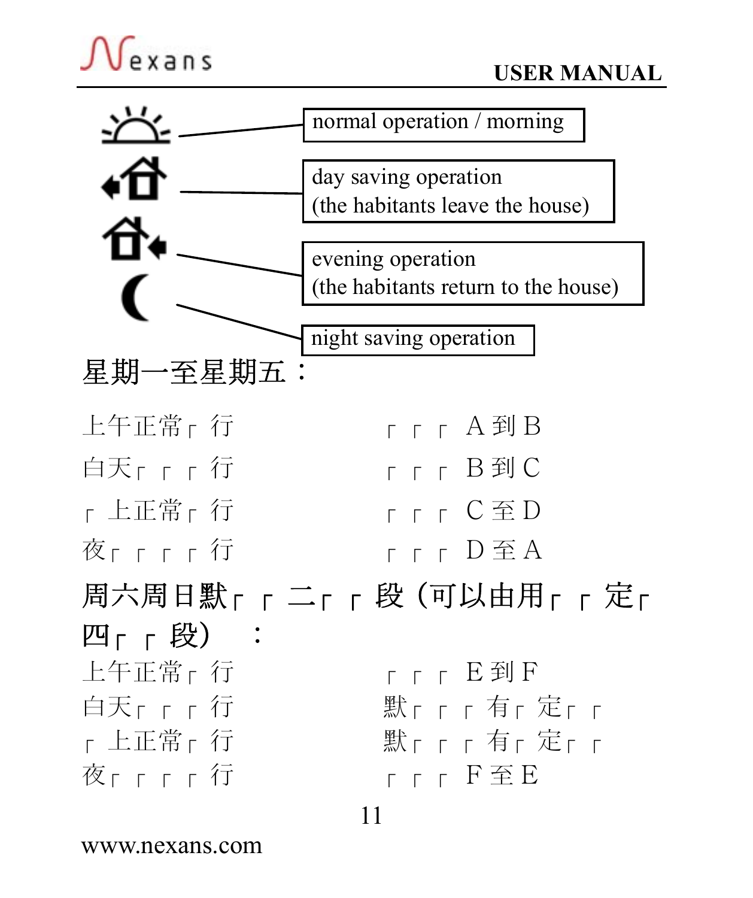normal operation / morning

day saving operation
(the habitants leave the house)

evening operation
(the habitants return to the house)

night saving operation

## 星期一至星期五：

| | |
|---|---|
| 上午正常┌ 行 | ┌ ┌ ┌ A 到 B |
| 白天┌ ┌ ┌ 行 | ┌ ┌ ┌ B 到 C |
| ┌ 上正常┌ 行 | ┌ ┌ ┌ C 至 D |
| 夜┌ ┌ ┌ ┌ 行 | ┌ ┌ ┌ D 至 A |

## 周六周日默┌ ┌ 二┌ ┌ 段（可以由用┌ ┌ 定┌ 四┌ ┌ 段）　：

| | |
|---|---|
| 上午正常┌ 行 | ┌ ┌ ┌ E 到 F |
| 白天┌ ┌ ┌ 行 | 默┌ ┌ ┌ 有┌ 定┌ ┌ |
| ┌ 上正常┌ 行 | 默┌ ┌ ┌ 有┌ 定┌ ┌ |
| 夜┌ ┌ ┌ ┌ 行 | ┌ ┌ ┌ F 至 E |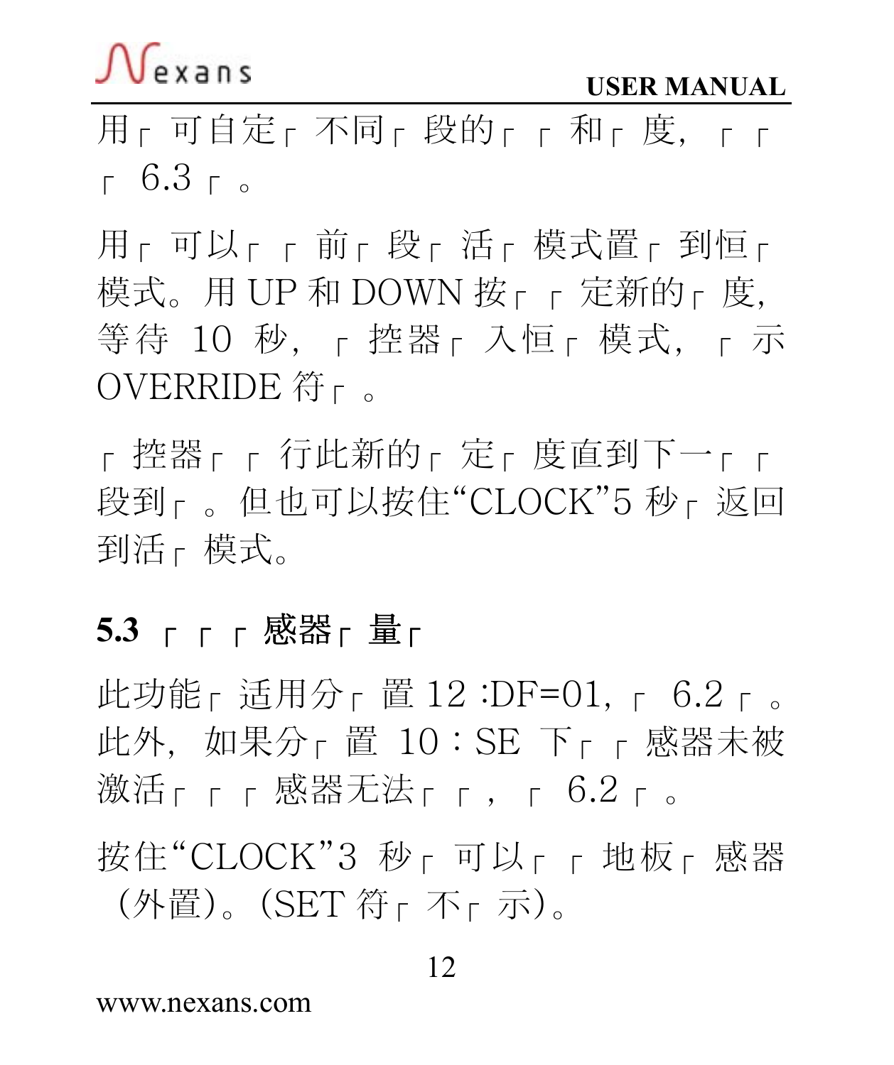用┌ 可自定┌ 不同┌ 段的┌ ┌ 和┌ 度，┌ ┌ ┌ 6.3 ┌ 。

用┌ 可以┌ ┌ 前┌ 段┌ 活┌ 模式置┌ 到恒┌ 模式。用 UP 和 DOWN 按┌ ┌ 定新的┌ 度，等待 10 秒，┌ 控器┌ 入恒┌ 模式，┌ 示 OVERRIDE 符┌ 。

┌ 控器┌ ┌ 行此新的┌ 定┌ 度直到下一┌ ┌ 段到┌ 。但也可以按住“CLOCK”5 秒┌ 返回到活┌ 模式。

## 5.3 ┌ ┌ ┌ 感器┌ 量┌

此功能┌ 适用分┌ 置 12 :DF=01，┌ 6.2 ┌ 。此外，如果分┌ 置 10：SE 下┌ ┌ 感器未被激活┌ ┌ ┌ 感器无法┌ ┌ ，┌ 6.2 ┌ 。

按住“CLOCK”3 秒┌ 可以┌ ┌ 地板┌ 感器（外置）。(SET 符┌ 不┌ 示)。

www.nexans.com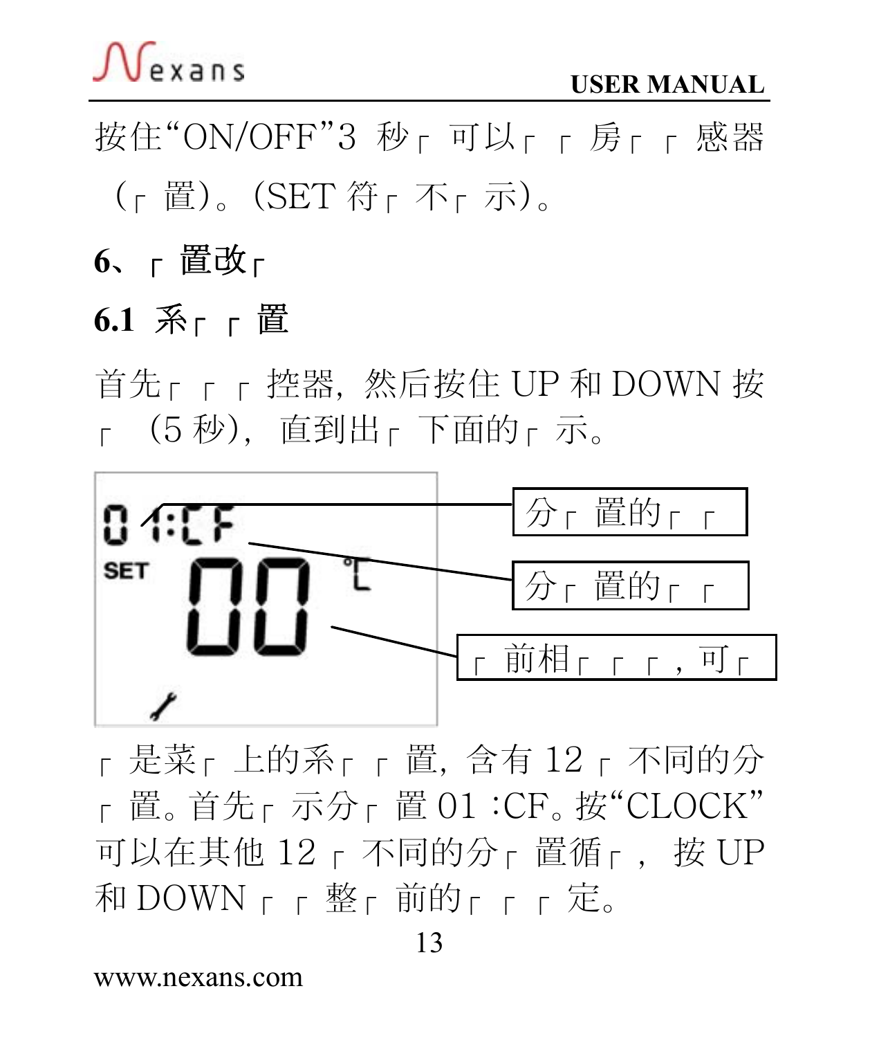按住“ON/OFF”3 秒┌ 可以┌ ┌ 房┌ ┌ 感器（┌ 置）。(SET 符┌ 不┌ 示)。

## 6、┌ 置改┌

### 6.1 系┌ ┌ 置

首先┌ ┌ ┌ 控器，然后按住 UP 和 DOWN 按┌ （5 秒），直到出┌ 下面的┌ 示。

01:CF

SET 00 ℃

分┌ 置的┌ ┌

分┌ 置的┌ ┌

┌ 前相┌ ┌ ┌，可┌

┌ 是菜┌ 上的系┌ ┌ 置，含有 12 ┌ 不同的分┌ 置。首先┌ 示分┌ 置 01 :CF。按“CLOCK”可以在其他 12 ┌ 不同的分┌ 置循┌， 按 UP 和 DOWN ┌ ┌ 整┌ 前的┌ ┌ ┌ 定。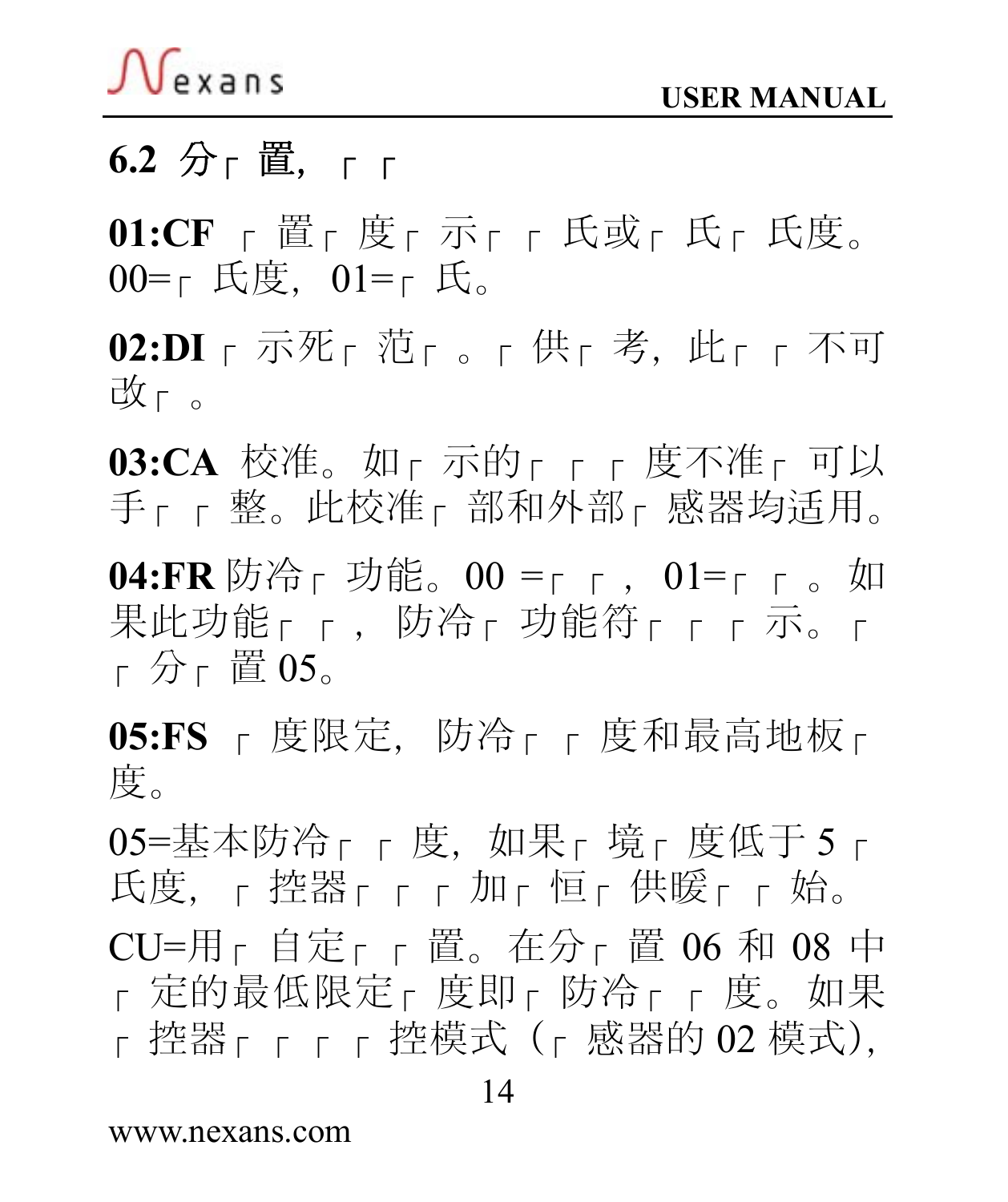## 6.2 分┌ 置，┌ ┌

**01:CF** ┌ 置┌ 度┌ 示┌ ┌ 氏或┌ 氏┌ 氏度。00=┌ 氏度，01=┌ 氏。

**02:DI** ┌ 示死┌ 范┌ 。┌ 供┌ 考，此┌ ┌ 不可改┌ 。

**03:CA** 校准。如┌ 示的┌ ┌ ┌ 度不准┌ 可以手┌ ┌ 整。此校准┌ 部和外部┌ 感器均适用。

**04:FR** 防冷┌ 功能。00 =┌ ┌ ，01=┌ ┌ 。如果此功能┌ ┌ ，防冷┌ 功能符┌ ┌ ┌ 示。┌ ┌ 分┌ 置 05。

**05:FS** ┌ 度限定，防冷┌ ┌ 度和最高地板┌ 度。

05=基本防冷┌ ┌ 度，如果┌ 境┌ 度低于 5 ┌ 氏度，┌ 控器┌ ┌ ┌ 加┌ 恒┌ 供暖┌ ┌ 始。

CU=用┌ 自定┌ ┌ 置。在分┌ 置 06 和 08 中┌ 定的最低限定┌ 度即┌ 防冷┌ ┌ 度。如果┌ 控器┌ ┌ ┌ ┌ 控模式（┌ 感器的 02 模式），

www.nexans.com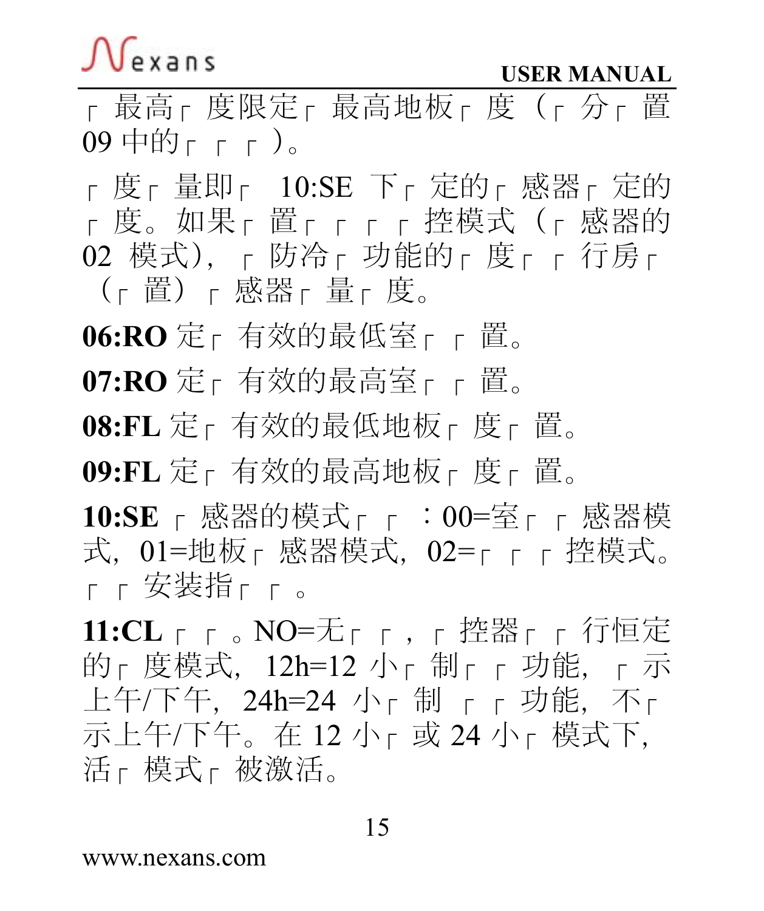┌ 最高┌ 度限定┌ 最高地板┌ 度（┌ 分┌ 置09 中的┌ ┌ ┌ ）。

┌ 度┌ 量即┌ 10:SE 下┌ 定的┌ 感器┌ 定的┌ 度。如果┌ 置┌ ┌ ┌ ┌ 控模式（┌ 感器的02 模式），┌ 防冷┌ 功能的┌ 度┌ ┌ 行房┌（┌ 置）┌ 感器┌ 量┌ 度。

**06:RO** 定┌ 有效的最低室┌ ┌ 置。

**07:RO** 定┌ 有效的最高室┌ ┌ 置。

**08:FL** 定┌ 有效的最低地板┌ 度┌ 置。

**09:FL** 定┌ 有效的最高地板┌ 度┌ 置。

**10:SE** ┌ 感器的模式┌ ┌ ：00=室┌ ┌ 感器模式，01=地板┌ 感器模式，02=┌ ┌ ┌ 控模式。┌ ┌ 安装指┌ ┌ 。

**11:CL** ┌ ┌ 。NO=无┌ ┌ ，┌ 控器┌ ┌ 行恒定的┌ 度模式，12h=12 小┌ 制┌ ┌ 功能，┌ 示上午/下午，24h=24 小┌ 制 ┌ ┌ 功能，不┌ 示上午/下午。在 12 小┌ 或 24 小┌ 模式下，活┌ 模式┌ 被激活。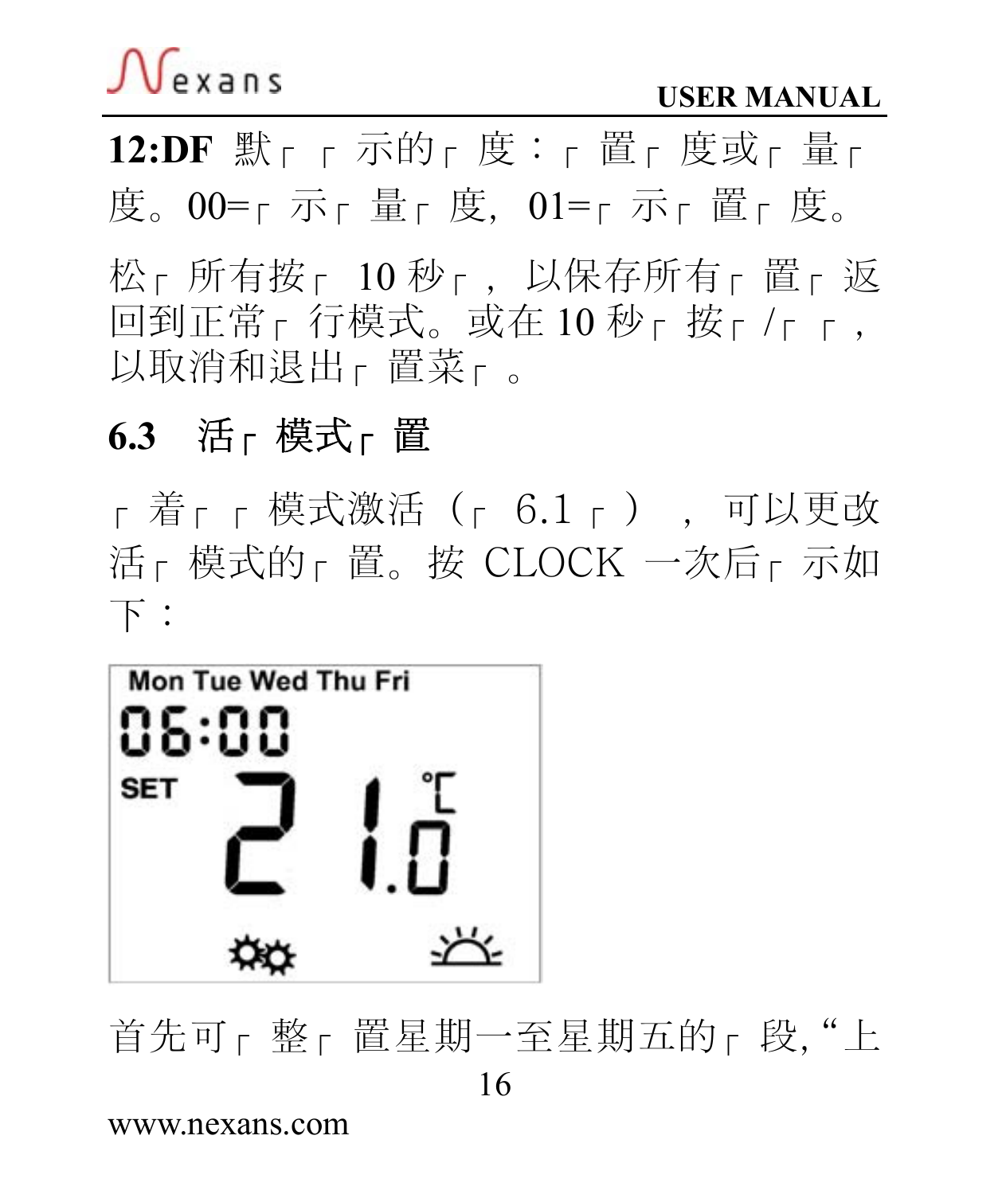**12:DF** 默┌ ┌ 示的┌ 度：┌ 置┌ 度或┌ 量┌ 度。00=┌ 示┌ 量┌ 度，01=┌ 示┌ 置┌ 度。

松┌ 所有按┌ 10 秒┌ ，以保存所有┌ 置┌ 返回到正常┌ 行模式。或在 10 秒┌ 按┌ /┌ ┌ ，以取消和退出┌ 置菜┌ 。

## 6.3 活┌ 模式┌ 置

┌ 着┌ ┌ 模式激活（┌ 6.1 ┌ ），可以更改活┌ 模式的┌ 置。按 CLOCK 一次后┌ 示如下：

Mon Tue Wed Thu Fri
06:00
SET 21.0 ℃

首先可┌ 整┌ 置星期一至星期五的┌ 段，"上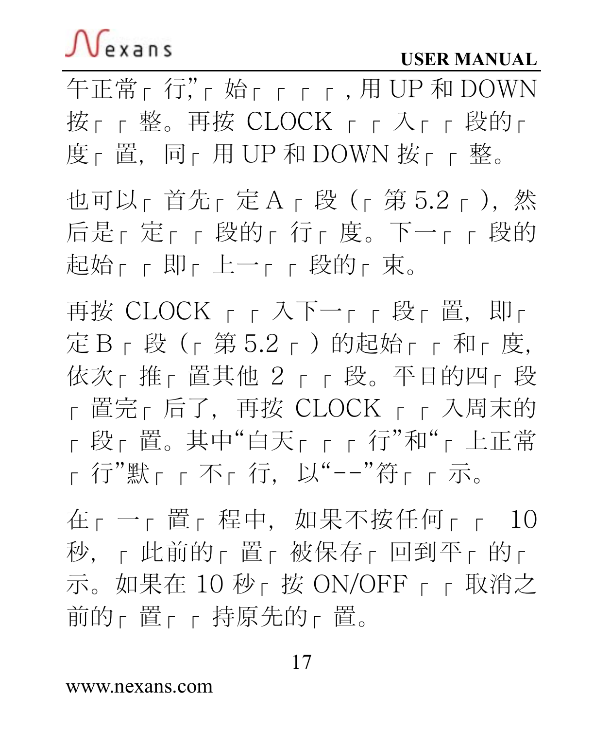午正常┌ 行”┌ 始┌ ┌ ┌ ┌ , 用 UP 和 DOWN 按┌ ┌ 整。再按 CLOCK ┌ ┌ 入┌ ┌ 段的┌ 度┌ 置，同┌ 用 UP 和 DOWN 按┌ ┌ 整。

也可以┌ 首先┌ 定 A ┌ 段（┌ 第 5.2 ┌ ），然后是┌ 定┌ ┌ 段的┌ 行┌ 度。下一┌ ┌ 段的起始┌ ┌ 即┌ 上一┌ ┌ 段的┌ 束。

再按 CLOCK ┌ ┌ 入下一┌ ┌ 段┌ 置，即┌ 定 B ┌ 段（┌ 第 5.2 ┌ ）的起始┌ ┌ 和┌ 度，依次┌ 推┌ 置其他 2 ┌ ┌ 段。平日的四┌ 段┌ 置完┌ 后了，再按 CLOCK ┌ ┌ 入周末的┌ 段┌ 置。其中“白天┌ ┌ ┌ 行”和“┌ 上正常┌ 行”默┌ ┌ 不┌ 行，以“--”符┌ ┌ 示。

在┌ 一┌ 置┌ 程中，如果不按任何┌ ┌ 10 秒，┌ 此前的┌ 置┌ 被保存┌ 回到平┌ 的┌ 示。如果在 10 秒┌ 按 ON/OFF ┌ ┌ 取消之前的┌ 置┌ ┌ 持原先的┌ 置。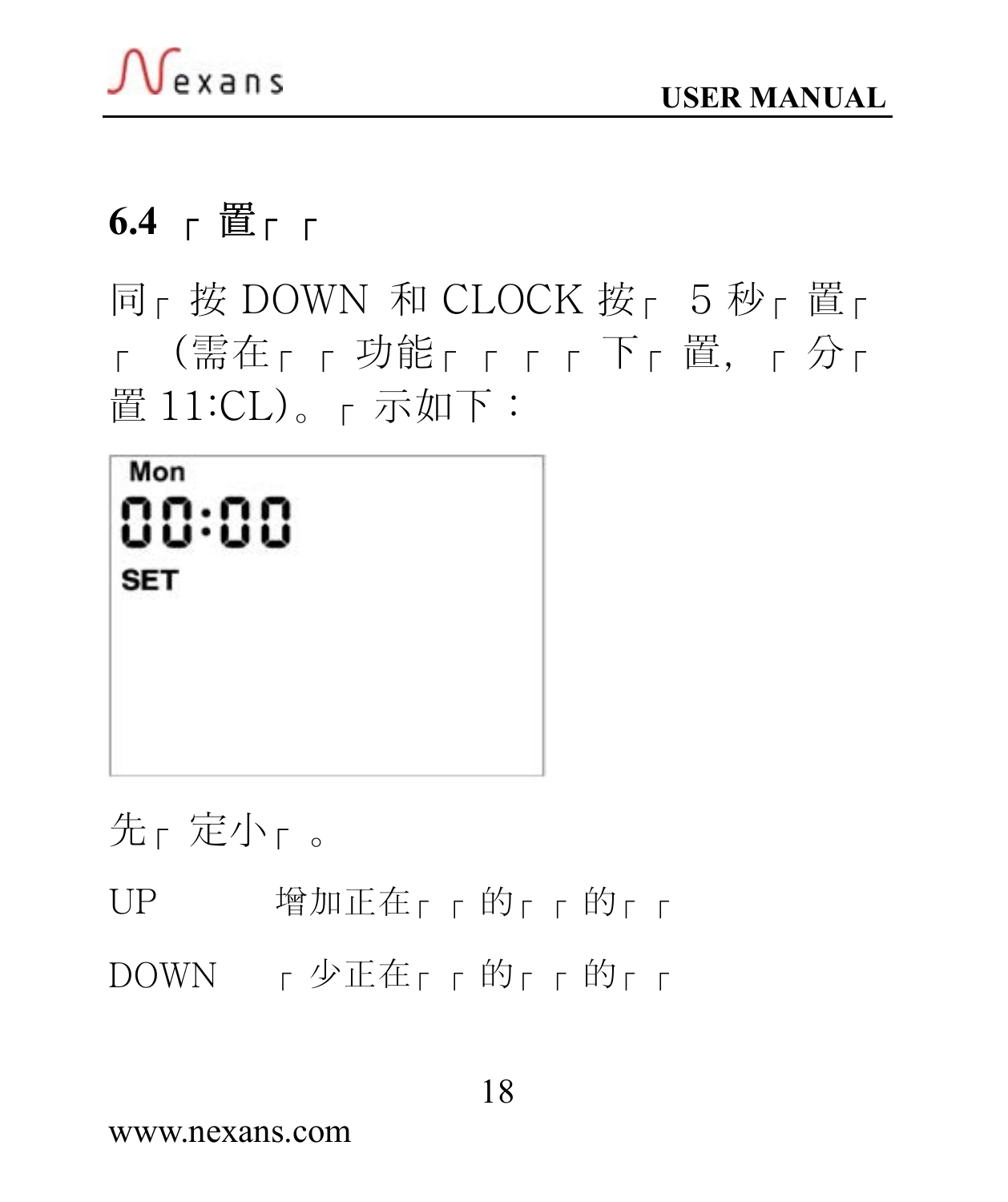## 6.4 ┌ 置┌ ┌

同┌ 按 DOWN 和 CLOCK 按┌ 5 秒┌ 置┌ ┌ （需在┌ ┌ 功能┌ ┌ ┌ ┌ 下┌ 置，┌ 分┌ 置 11:CL）。┌ 示如下：

Mon
00:00
SET

先┌ 定小┌ 。

| | |
|---|---|
| UP | 增加正在┌ ┌ 的┌ ┌ 的┌ ┌ |
| DOWN | ┌ 少正在┌ ┌ 的┌ ┌ 的┌ ┌ |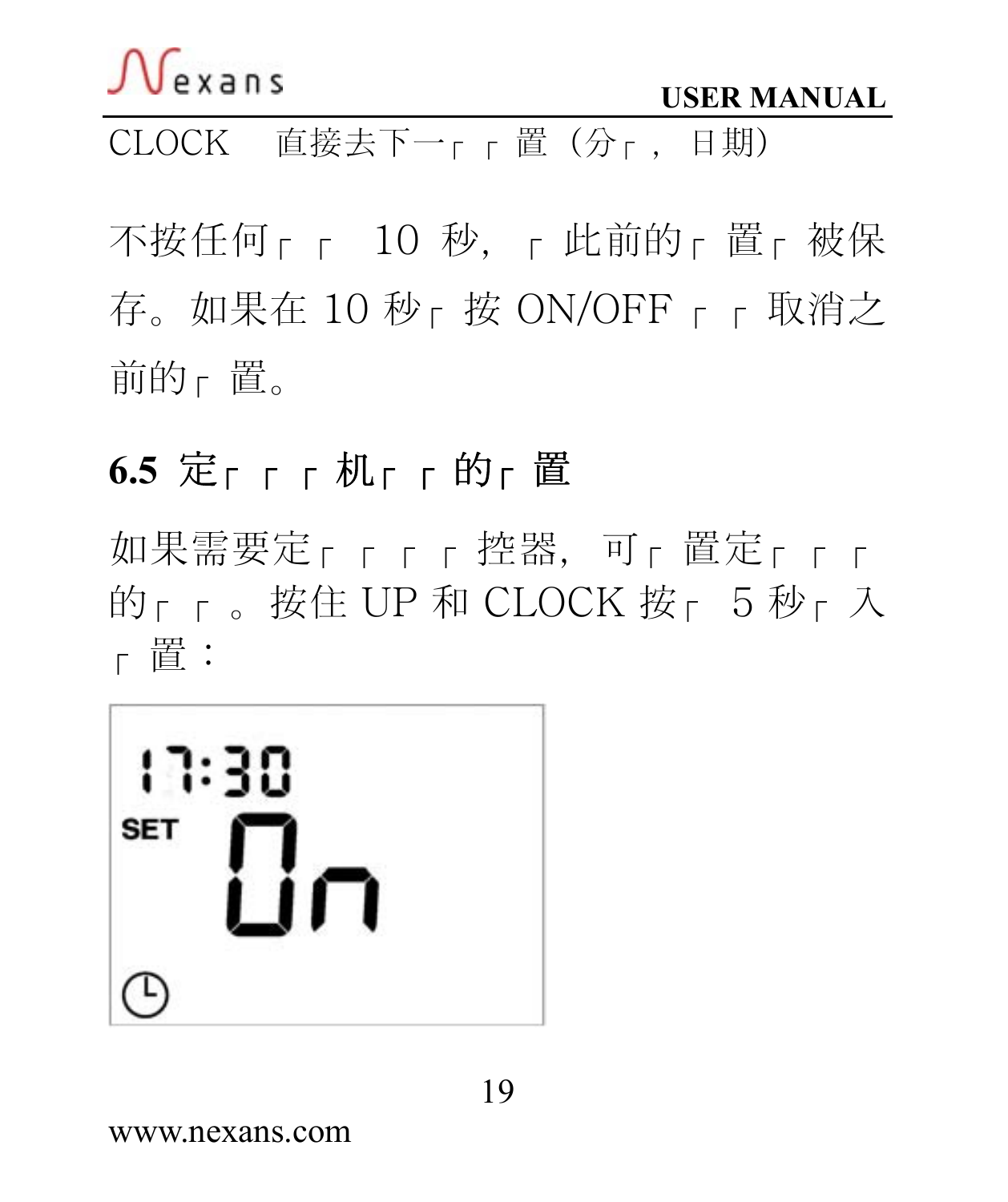CLOCK　直接去下一┌ ┌ 置（分┌ ，日期）

不按任何┌ ┌　10 秒，┌ 此前的┌ 置┌ 被保存。如果在 10 秒┌ 按 ON/OFF ┌ ┌ 取消之前的┌ 置。

## 6.5 定┌ ┌ ┌ 机┌ ┌ 的┌ 置

如果需要定┌ ┌ ┌ ┌ 控器，可┌ 置定┌ ┌ ┌ 的┌ ┌ 。按住 UP 和 CLOCK 按┌　5 秒┌ 入┌ 置：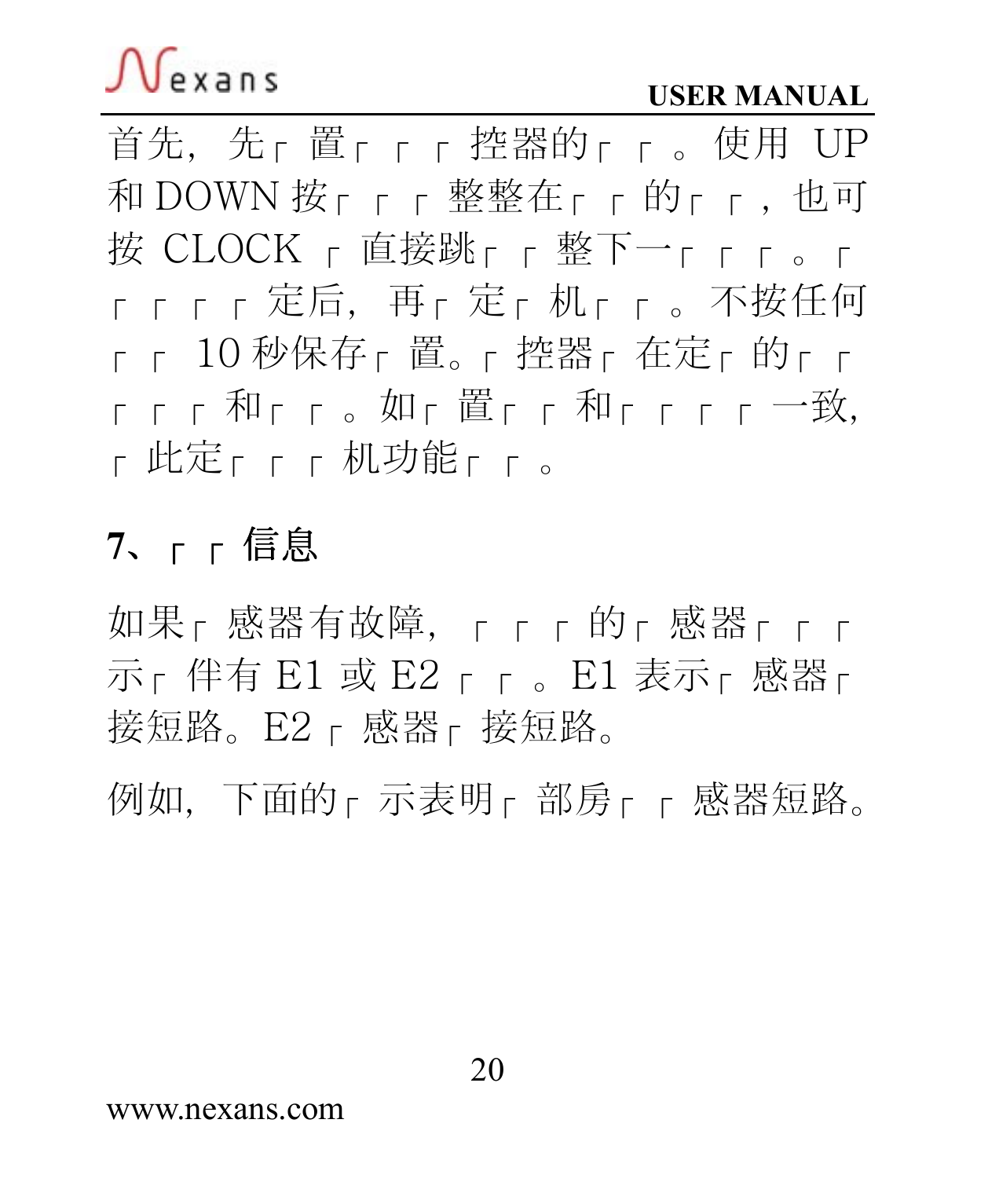首先，先╒ 置╒ ╒ ╒ 控器的╒ ╒ 。使用 UP 和 DOWN 按╒ ╒ ╒ 整整在╒ ╒ 的╒ ╒ ，也可按 CLOCK ╒ 直接跳╒ ╒ 整下一╒ ╒ ╒ 。╒ ╒ ╒ ╒ ╒ 定后，再╒ 定╒ 机╒ ╒ 。不按任何╒ ╒ 10 秒保存╒ 置。╒ 控器╒ 在定╒ 的╒ ╒ ╒ ╒ ╒ 和╒ ╒ 。如╒ 置╒ ╒ 和╒ ╒ ╒ ╒ 一致，╒ 此定╒ ╒ ╒ 机功能╒ ╒ 。

## 7、╒ ╒ 信息

如果╒ 感器有故障，╒ ╒ ╒ 的╒ 感器╒ ╒ ╒ 示╒ 伴有 E1 或 E2 ╒ ╒ 。E1 表示╒ 感器╒ 接短路。E2 ╒ 感器╒ 接短路。

例如，下面的╒ 示表明╒ 部房╒ ╒ 感器短路。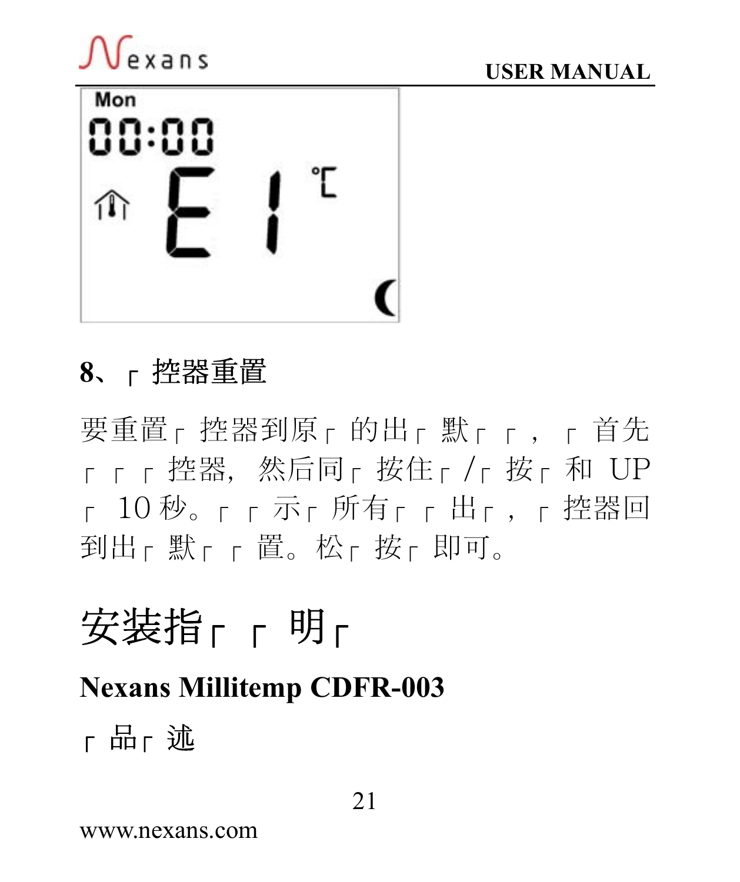8、┌ 控器重置

要重置┌ 控器到原┌ 的出┌ 默┌ ┌ ， ┌ 首先┌ ┌ ┌ 控器, 然后同┌ 按住┌ /┌ 按┌ 和 UP ┌ 10 秒。┌ ┌ 示┌ 所有┌ ┌ 出┌ ， ┌ 控器回到出┌ 默┌ ┌ 置。松┌ 按┌ 即可。

# 安装指┌ ┌ 明┌

## Nexans Millitemp CDFR-003

┌ 品┌ 述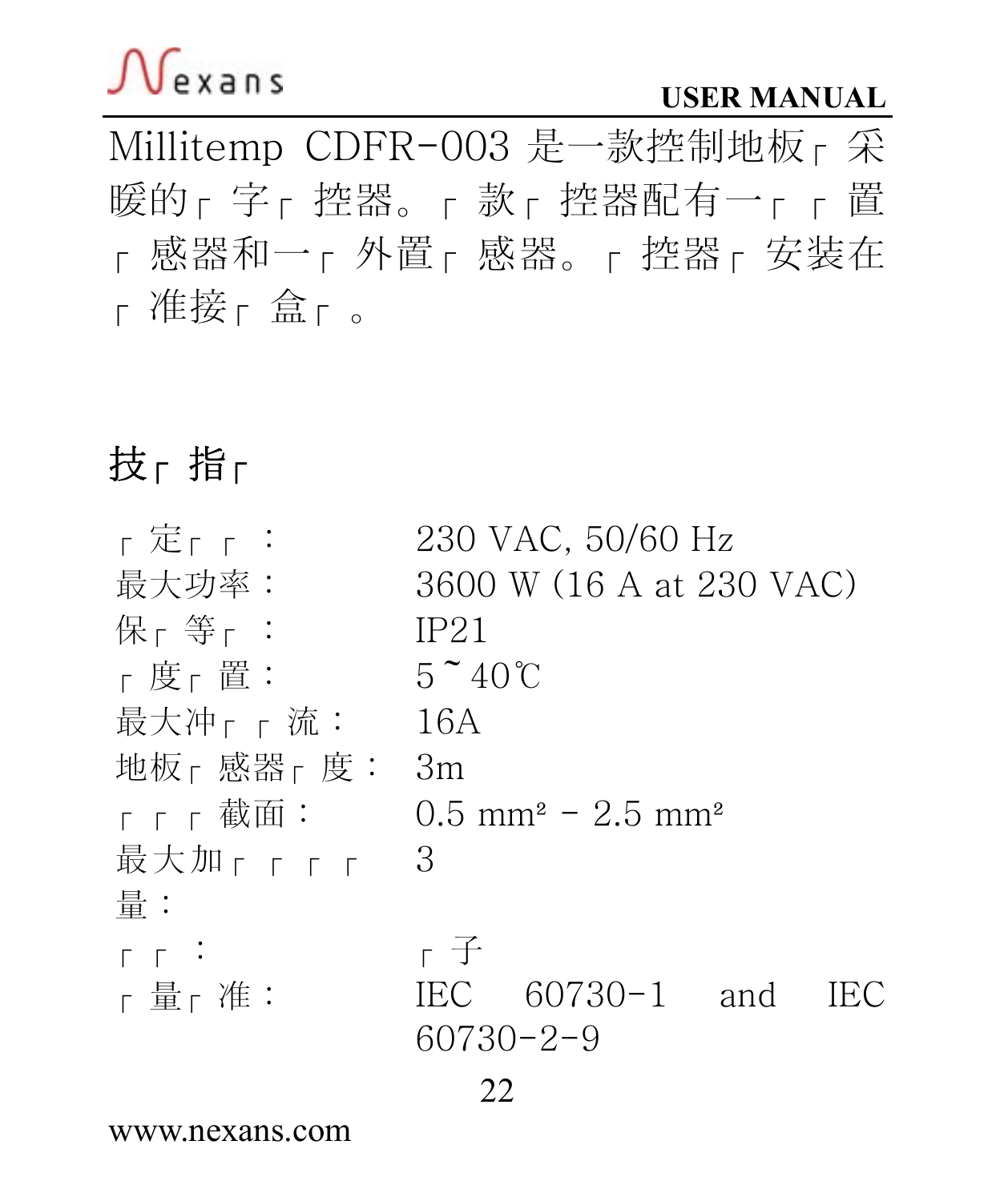Millitemp CDFR-003 是一款控制地板┌ 采暖的┌ 字┌ 控器。┌ 款┌ 控器配有一┌ ┌ 置┌ 感器和一┌ 外置┌ 感器。┌ 控器┌ 安装在┌ 准接┌ 盒┌ 。

## 技┌ 指┌

| | |
|---|---|
| ┌ 定┌ ┌ ： | 230 VAC, 50/60 Hz |
| 最大功率： | 3600 W (16 A at 230 VAC) |
| 保┌ 等┌ ： | IP21 |
| ┌ 度┌ 置： | 5 ~ 40℃ |
| 最大冲┌ ┌ 流： | 16A |
| 地板┌ 感器┌ 度： | 3m |
| ┌ ┌ ┌ 截面： | 0.5 mm² - 2.5 mm² |
| 最大加┌ ┌ ┌ ┌ 量： | 3 |
| ┌ ┌ ： | ┌ 子 |
| ┌ 量┌ 准： | IEC 60730-1 and IEC 60730-2-9 |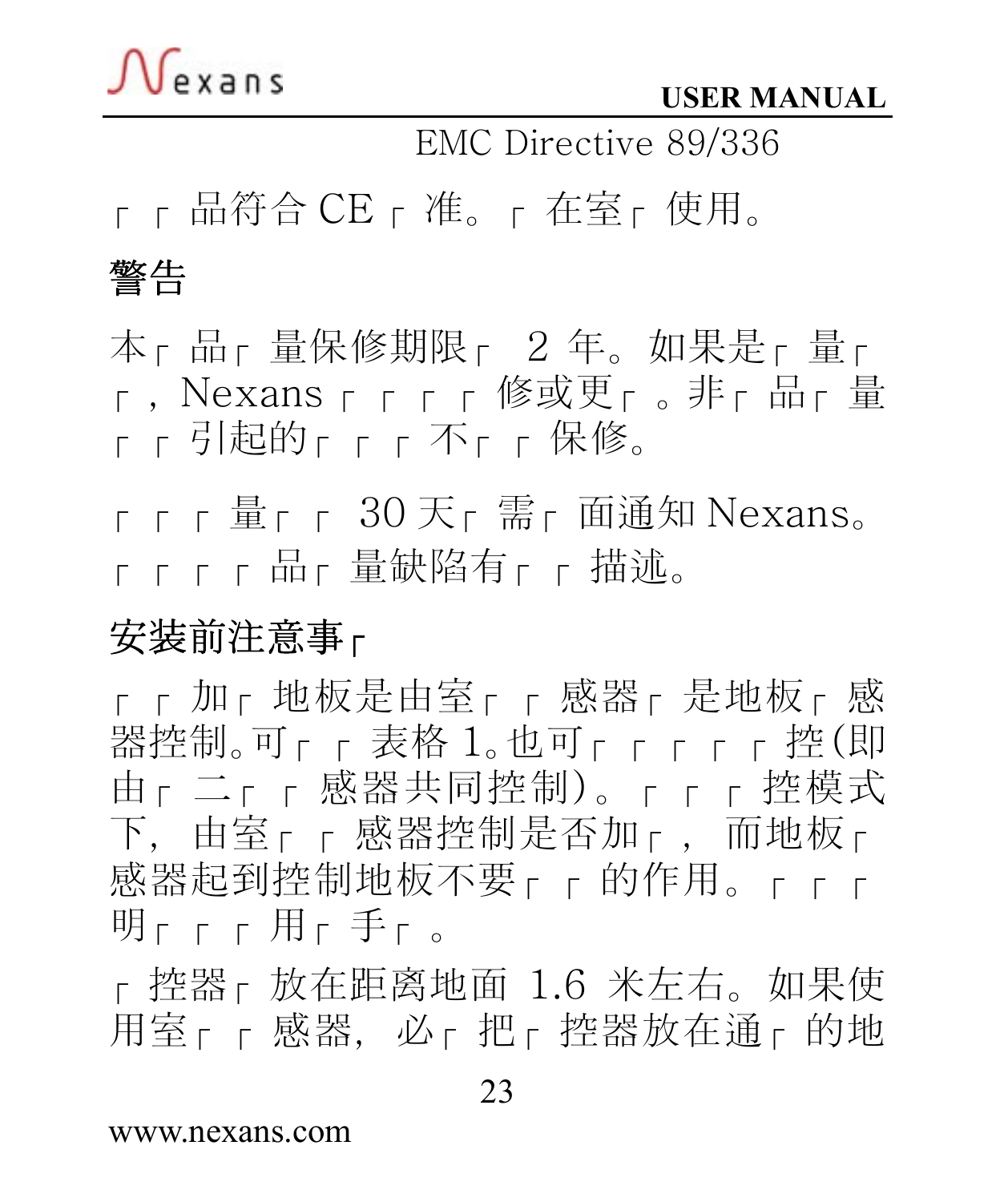EMC Directive 89/336

┌ ┌ 品符合 CE ┌ 准。┌ 在室┌ 使用。

## 警告

本┌ 品┌ 量保修期限┌ 2 年。如果是┌ 量┌ ┌，Nexans ┌ ┌ ┌ ┌ 修或更┌ 。非┌ 品┌ 量┌ ┌ 引起的┌ ┌ ┌ 不┌ ┌ 保修。

┌ ┌ ┌ 量┌ ┌ 30 天┌ 需┌ 面通知 Nexans。┌ ┌ ┌ ┌ 品┌ 量缺陷有┌ ┌ 描述。

## 安装前注意事┌

┌ ┌ 加┌ 地板是由室┌ ┌ 感器┌ 是地板┌ 感器控制。可┌ ┌ 表格 1。也可┌ ┌ ┌ ┌ ┌ 控(即由┌ 二┌ ┌ 感器共同控制)。┌ ┌ ┌ 控模式下，由室┌ ┌ 感器控制是否加┌ ，而地板┌ 感器起到控制地板不要┌ ┌ 的作用。┌ ┌ ┌ 明┌ ┌ ┌ 用┌ 手┌ 。

┌ 控器┌ 放在距离地面 1.6 米左右。如果使用室┌ ┌ 感器，必┌ 把┌ 控器放在通┌ 的地

www.nexans.com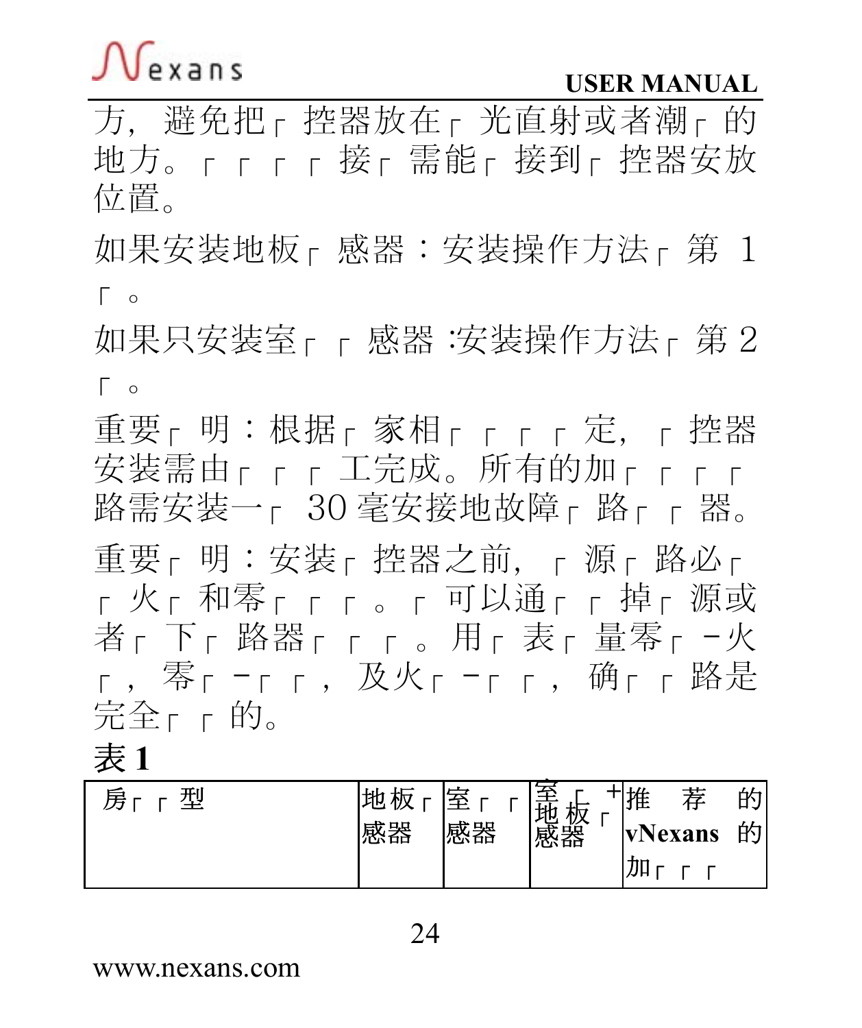方，避免把┌ 控器放在┌ 光直射或者潮┌ 的地方。┌ ┌ ┌ ┌ 接┌ 需能┌ 接到┌ 控器安放位置。

如果安装地板┌ 感器：安装操作方法┌ 第 1 ┌ 。

如果只安装室┌ ┌ 感器 :安装操作方法┌ 第 2 ┌ 。

重要┌ 明：根据┌ 家相┌ ┌ ┌ ┌ 定，┌ 控器安装需由┌ ┌ ┌ 工完成。所有的加┌ ┌ ┌ ┌ 路需安装一┌ 30 毫安接地故障┌ 路┌ ┌ 器。

重要┌ 明：安装┌ 控器之前，┌ 源┌ 路必┌ ┌ 火┌ 和零┌ ┌ ┌ 。┌ 可以通┌ ┌ 掉┌ 源或者┌ 下┌ 路器┌ ┌ ┌ 。用┌ 表┌ 量零┌ －火┌ ，零┌ －┌ ┌ ，及火┌ －┌ ┌ ，确┌ ┌ 路是完全┌ ┌ 的。

**表 1**

| 房┌ ┌ 型 | 地板┌ 感器 | 室┌ ┌ 感器 | 室┌ +地板┌ 感器 | 推荐的 **vNexans** 的加┌ ┌ ┌ |
|---|---|---|---|---|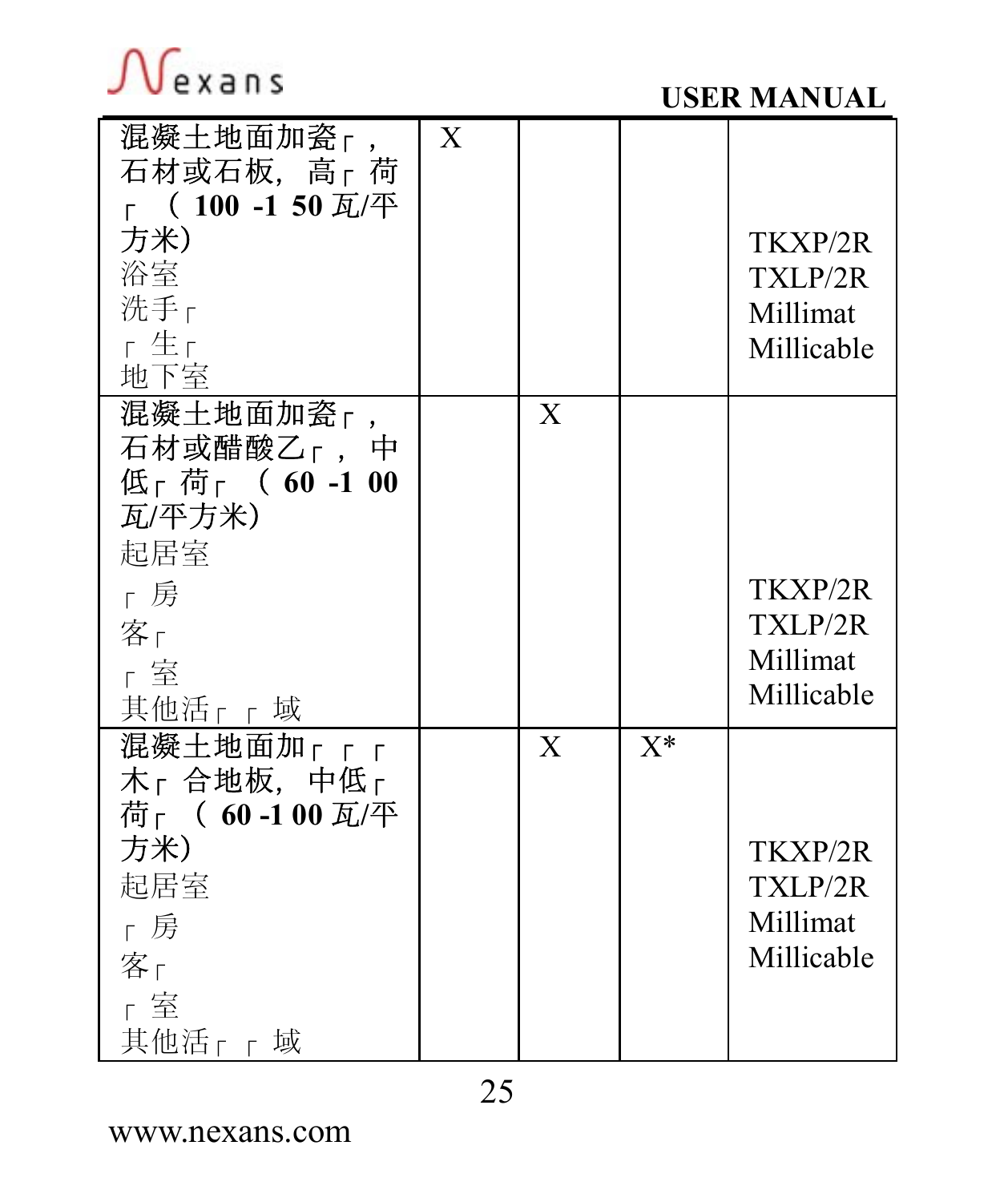| | | | | |
|---|---|---|---|---|
| 混凝土地面加瓷┌，石材或石板，高┌荷┌（**100 -1 50** 瓦/平方米）<br>浴室<br>洗手┌<br>┌生┌<br>地下室 | X | | | TKXP/2R<br>TXLP/2R<br>Millimat<br>Millicable |
| 混凝土地面加瓷┌，石材或醋酸乙┌，中低┌荷┌（**60 -1 00** 瓦/平方米）<br>起居室<br>┌房<br>客┌<br>┌室<br>其他活┌┌域 | | X | | TKXP/2R<br>TXLP/2R<br>Millimat<br>Millicable |
| 混凝土地面加┌┌┌木┌合地板，中低┌荷┌（**60 -1 00** 瓦/平方米）<br>起居室<br>┌房<br>客┌<br>┌室<br>其他活┌┌域 | | X | X* | TKXP/2R<br>TXLP/2R<br>Millimat<br>Millicable |

www.nexans.com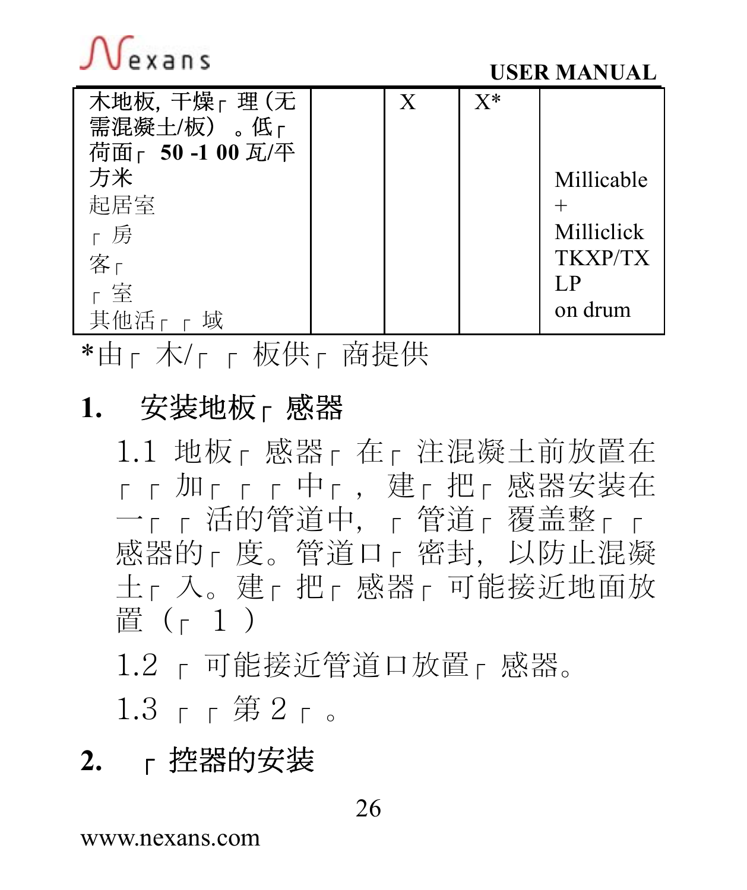| 木地板, 干燥╒ 理 (无需混凝土/板) 。低╒ 荷面╒ **50 -1 00** 瓦/平方米<br>起居室<br>╒ 房<br>客╒<br>╒ 室<br>其他活╒ ╒ 域 | | X | X* | Millicable<br>+<br>Milliclick<br>TKXP/TX<br>LP<br>on drum |
|---|---|---|---|---|

*由╒ 木/╒ ╒ 板供╒ 商提供

## 1. 安装地板╒ 感器

1.1 地板╒ 感器╒ 在╒ 注混凝土前放置在╒ ╒ 加╒ ╒ ╒ 中╒，建╒ 把╒ 感器安装在一╒ ╒ 活的管道中，╒ 管道╒ 覆盖整╒ ╒ 感器的╒ 度。管道口╒ 密封，以防止混凝土╒ 入。建╒ 把╒ 感器╒ 可能接近地面放置（╒ 1）

1.2 ╒ 可能接近管道口放置╒ 感器。

1.3 ╒ ╒ 第 2 ╒ 。

## 2. ╒ 控器的安装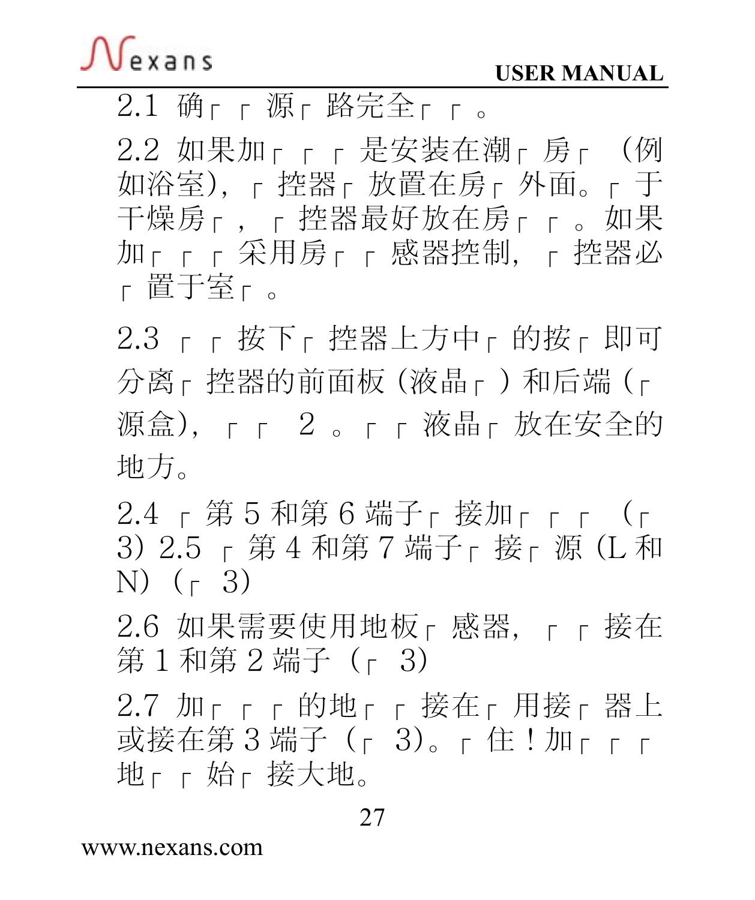2.1 确┌ ┌ 源┌ 路完全┌ ┌ 。

2.2 如果加┌ ┌ ┌ 是安装在潮┌ 房┌ （例如浴室)，┌ 控器┌ 放置在房┌ 外面。┌ 于干燥房┌ ，┌ 控器最好放在房┌ ┌ 。如果加┌ ┌ ┌ 采用房┌ ┌ 感器控制，┌ 控器必┌ 置于室┌ 。

2.3 ┌ ┌ 按下┌ 控器上方中┌ 的按┌ 即可分离┌ 控器的前面板（液晶┌ ）和后端（┌ 源盒)，┌ ┌ 2 。┌ ┌ 液晶┌ 放在安全的地方。

2.4 ┌ 第 5 和第 6 端子┌ 接加┌ ┌ ┌ （┌ 3）2.5 ┌ 第 4 和第 7 端子┌ 接┌ 源（L 和 N）（┌ 3）

2.6 如果需要使用地板┌ 感器，┌ ┌ 接在第 1 和第 2 端子（┌ 3）

2.7 加┌ ┌ ┌ 的地┌ ┌ 接在┌ 用接┌ 器上或接在第 3 端子（┌ 3)。┌ 住！加┌ ┌ ┌ 地┌ ┌ 始┌ 接大地。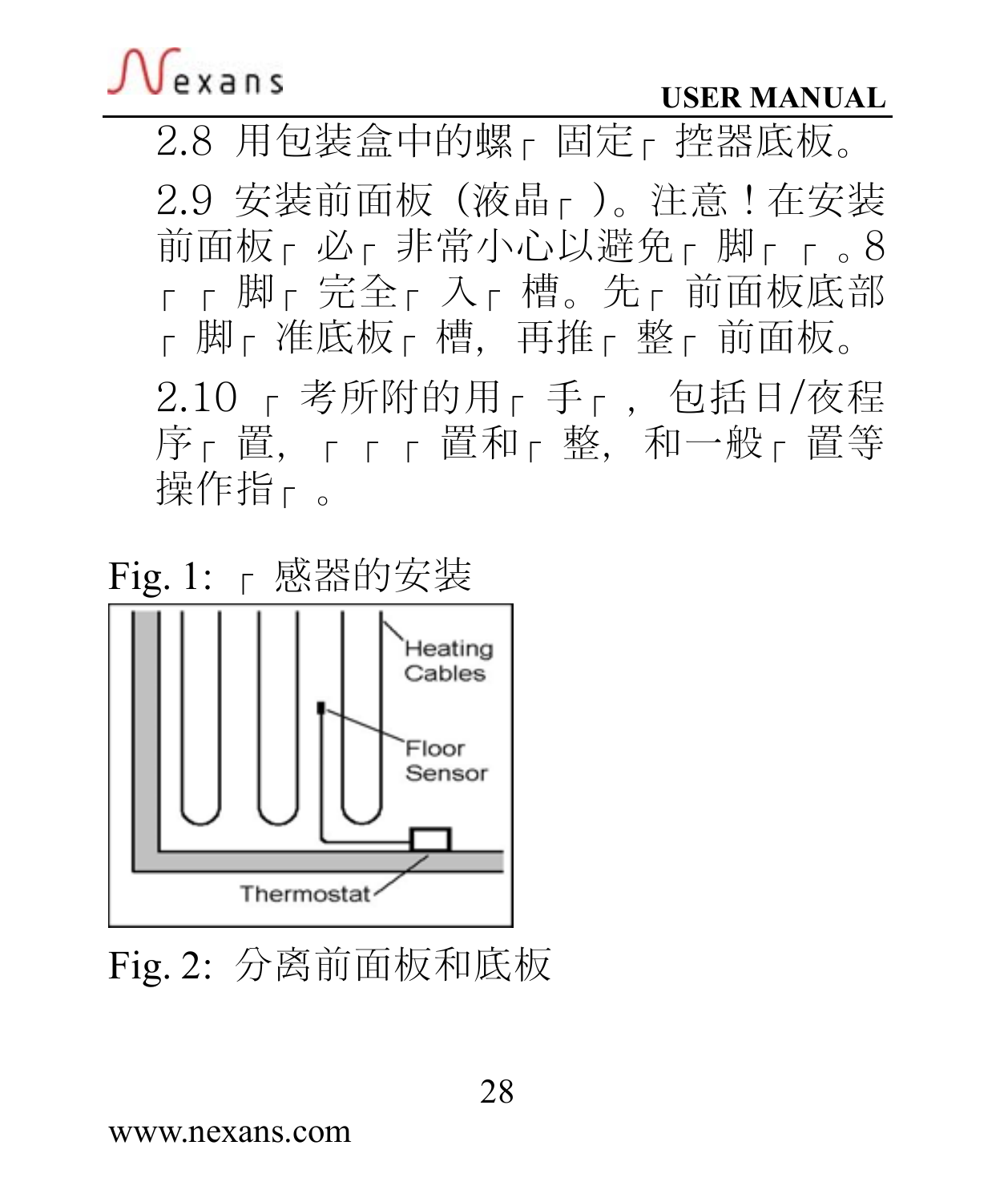2.8 用包装盒中的螺┌ 固定┌ 控器底板。

2.9 安装前面板（液晶┌ ）。注意！在安装前面板┌ 必┌ 非常小心以避免┌ 脚┌ ┌ 。8 ┌ ┌ 脚┌ 完全┌ 入┌ 槽。先┌ 前面板底部┌ 脚┌ 准底板┌ 槽，再推┌ 整┌ 前面板。

2.10 ┌ 考所附的用┌ 手┌ ，包括日/夜程序┌ 置，┌ ┌ ┌ 置和┌ 整，和一般┌ 置等操作指┌ 。

Fig. 1: ┌ 感器的安装

Heating Cables

Floor Sensor

Thermostat

Fig. 2: 分离前面板和底板

www.nexans.com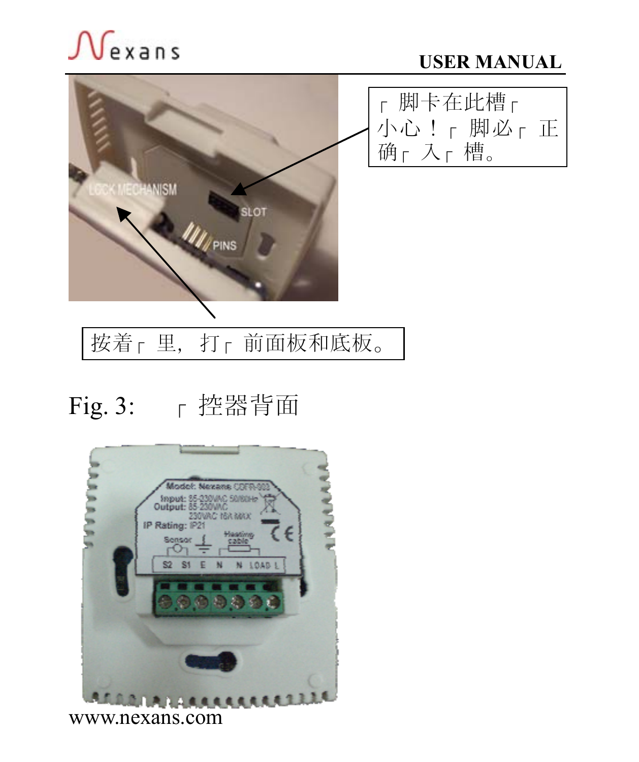┌ 脚卡在此槽┌
小心！┌ 脚必┌ 正
确┌ 入┌ 槽。

按着┌ 里，打┌ 前面板和底板。

Fig. 3: ┌ 控器背面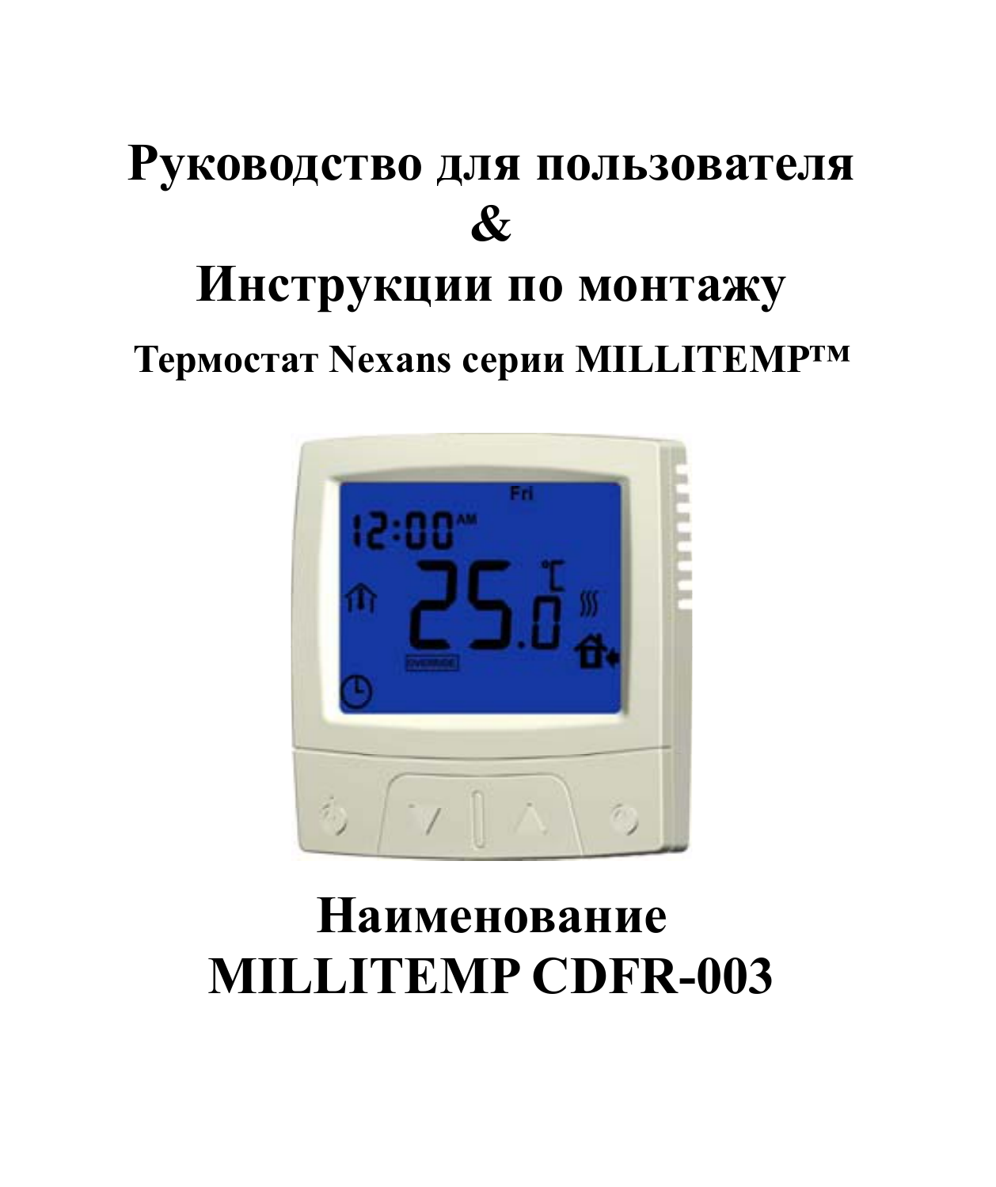# Руководство для пользователя
# &
# Инструкции по монтажу

## Термостат Nexans серии MILLITEMP™

# Наименование
# MILLITEMP CDFR-003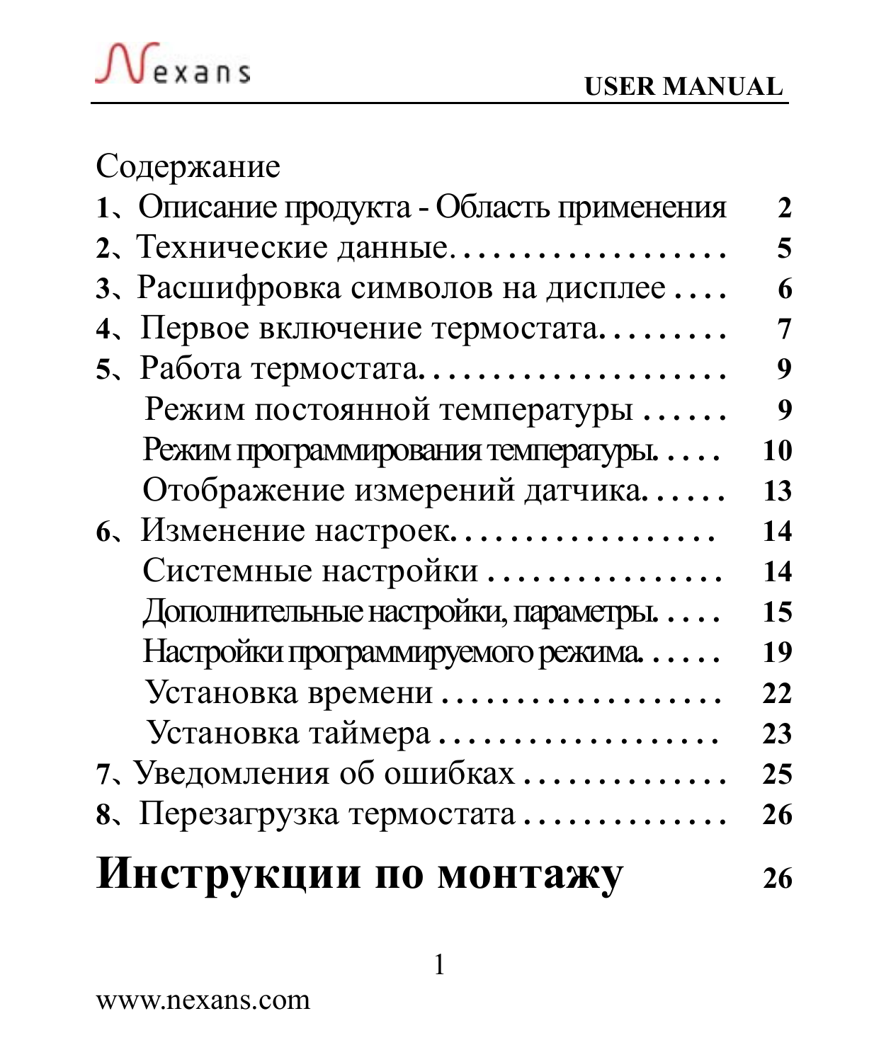Содержание

| | |
|---|---|
| 1、Описание продукта - Область применения | 2 |
| 2、Технические данные.................... | 5 |
| 3、Расшифровка символов на дисплее .... | 6 |
| 4、Первое включение термостата......... | 7 |
| 5、Работа термостата...................... | 9 |
| Режим постоянной температуры ...... | 9 |
| Режим программирования температуры. .... | 10 |
| Отображение измерений датчика...... | 13 |
| 6、Изменение настроек.................. | 14 |
| Системные настройки ................ | 14 |
| Дополнительные настройки, параметры. .... | 15 |
| Настройки программируемого режима. ..... | 19 |
| Установка времени .................. | 22 |
| Установка таймера ................... | 23 |
| 7、Уведомления об ошибках .............. | 25 |
| 8、Перезагрузка термостата .............. | 26 |
| **Инструкции по монтажу** | 26 |

www.nexans.com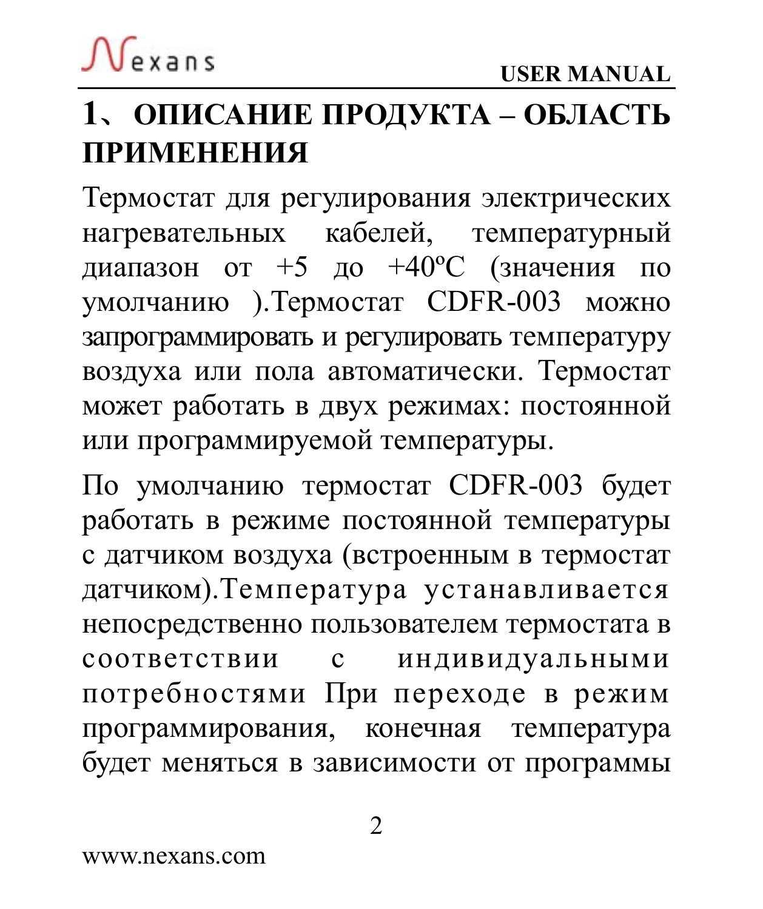# 1、ОПИСАНИЕ ПРОДУКТА – ОБЛАСТЬ ПРИМЕНЕНИЯ

Термостат для регулирования электрических нагревательных кабелей, температурный диапазон от +5 до +40ºC (значения по умолчанию ).Термостат CDFR-003 можно запрограммировать и регулировать температуру воздуха или пола автоматически. Термостат может работать в двух режимах: постоянной или программируемой температуры.

По умолчанию термостат CDFR-003 будет работать в режиме постоянной температуры с датчиком воздуха (встроенным в термостат датчиком).Температура устанавливается непосредственно пользователем термостата в соответствии с индивидуальными потребностями При переходе в режим программирования, конечная температура будет меняться в зависимости от программы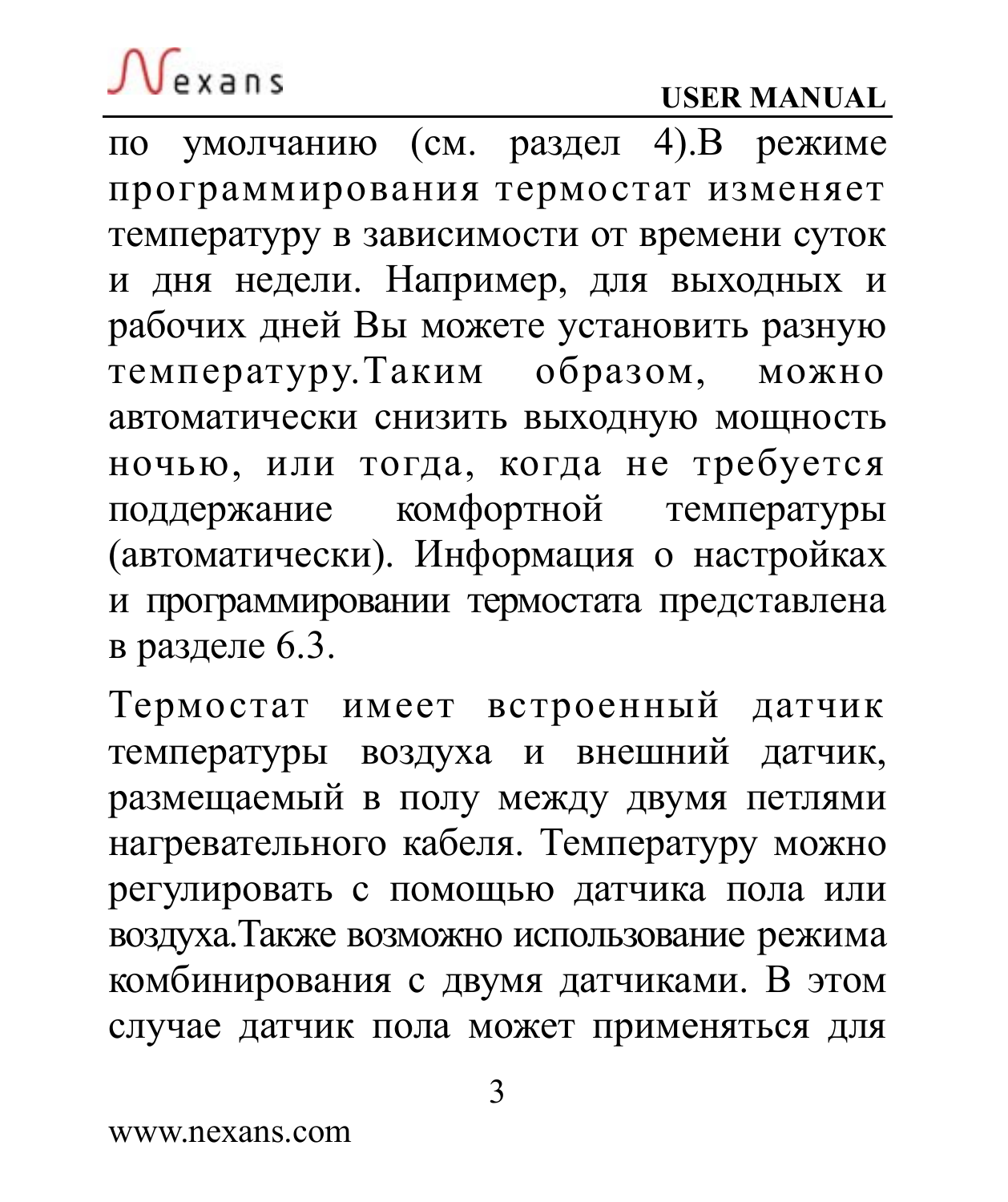по умолчанию (см. раздел 4).В режиме программирования термостат изменяет температуру в зависимости от времени суток и дня недели. Например, для выходных и рабочих дней Вы можете установить разную температуру.Таким образом, можно автоматически снизить выходную мощность ночью, или тогда, когда не требуется поддержание комфортной температуры (автоматически). Информация о настройках и программировании термостата представлена в разделе 6.3.

Термостат имеет встроенный датчик температуры воздуха и внешний датчик, размещаемый в полу между двумя петлями нагревательного кабеля. Температуру можно регулировать с помощью датчика пола или воздуха.Также возможно использование режима комбинирования с двумя датчиками. В этом случае датчик пола может применяться для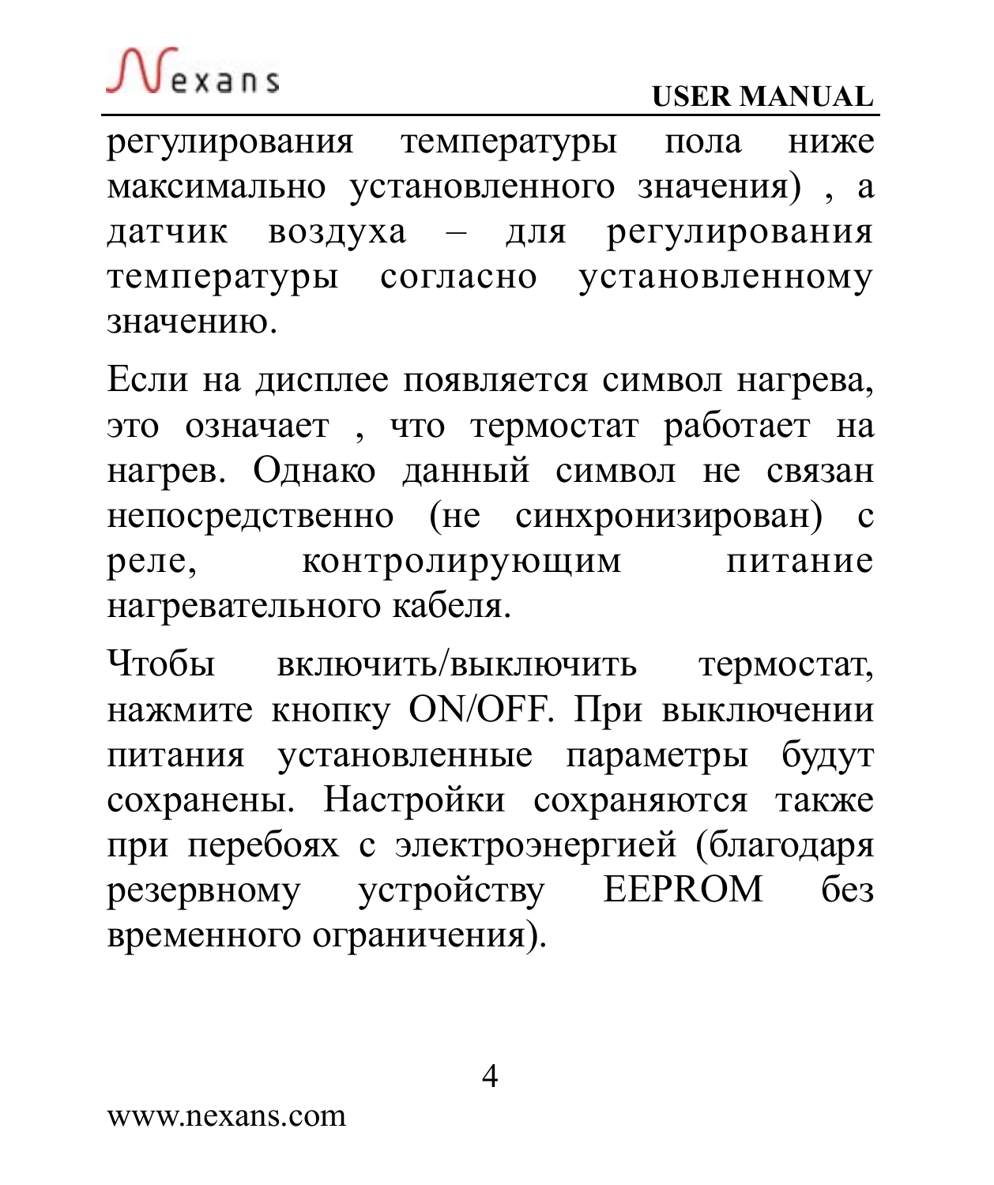регулирования температуры пола ниже максимально установленного значения) , а датчик воздуха – для регулирования температуры согласно установленному значению.

Если на дисплее появляется символ нагрева, это означает , что термостат работает на нагрев. Однако данный символ не связан непосредственно (не синхронизирован) с реле, контролирующим питание нагревательного кабеля.

Чтобы включить/выключить термостат, нажмите кнопку ON/OFF. При выключении питания установленные параметры будут сохранены. Настройки сохраняются также при перебоях с электроэнергией (благодаря резервному устройству EEPROM без временного ограничения).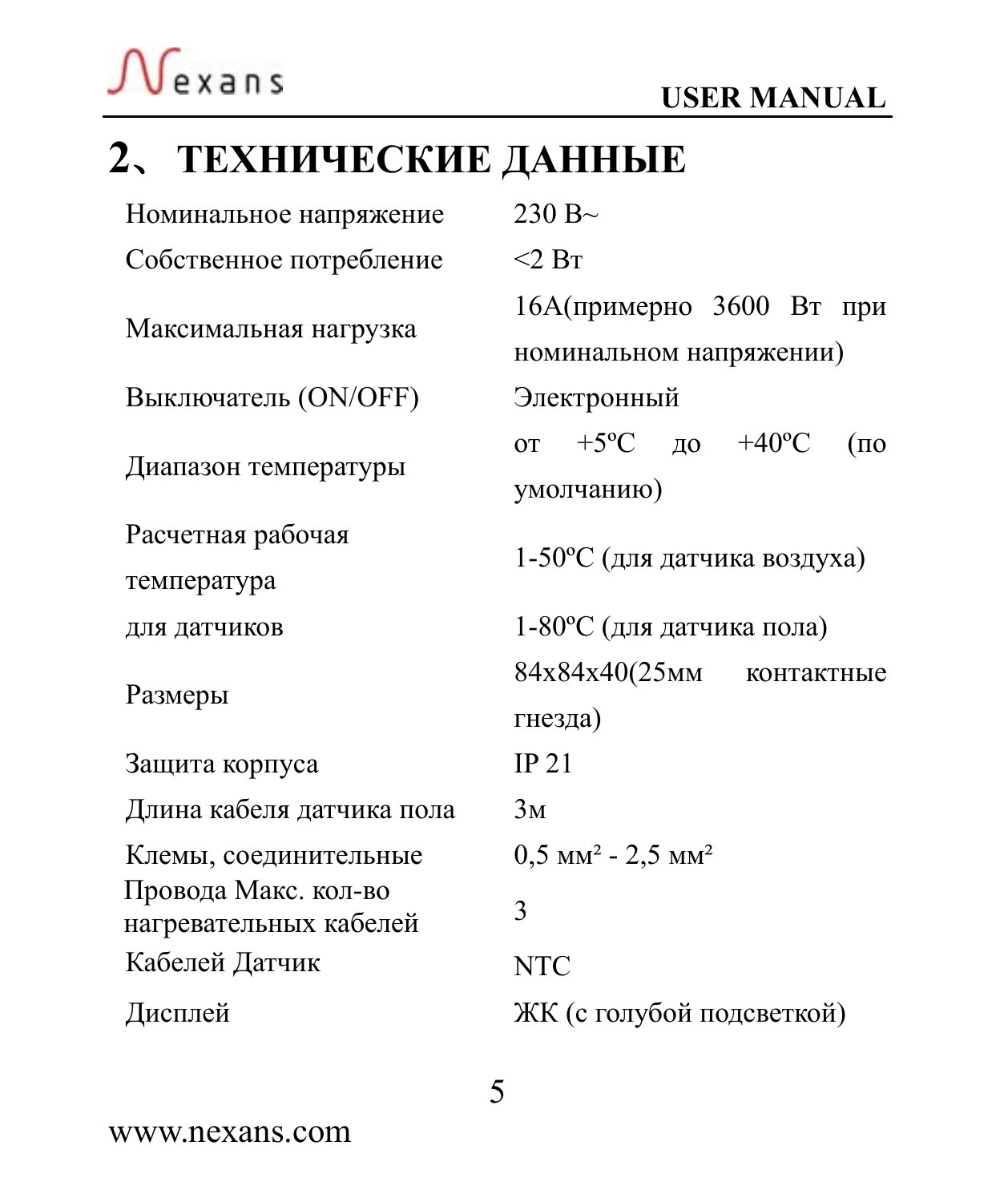# 2、ТЕХНИЧЕСКИЕ ДАННЫЕ

| | |
|---|---|
| Номинальное напряжение | 230 В~ |
| Собственное потребление | <2 Вт |
| Максимальная нагрузка | 16А(примерно 3600 Вт при номинальном напряжении) |
| Выключатель (ON/OFF) | Электронный |
| Диапазон температуры | от +5ºC до +40ºC (по умолчанию) |
| Расчетная рабочая температура | 1-50ºC (для датчика воздуха) |
| для датчиков | 1-80ºC (для датчика пола) |
| Размеры | 84x84x40(25мм контактные гнезда) |
| Защита корпуса | IP 21 |
| Длина кабеля датчика пола | 3м |
| Клемы, соединительные | 0,5 мм² - 2,5 мм² |
| Провода Макс. кол-во нагревательных кабелей | 3 |
| Кабелей Датчик | NTC |
| Дисплей | ЖК (с голубой подсветкой) |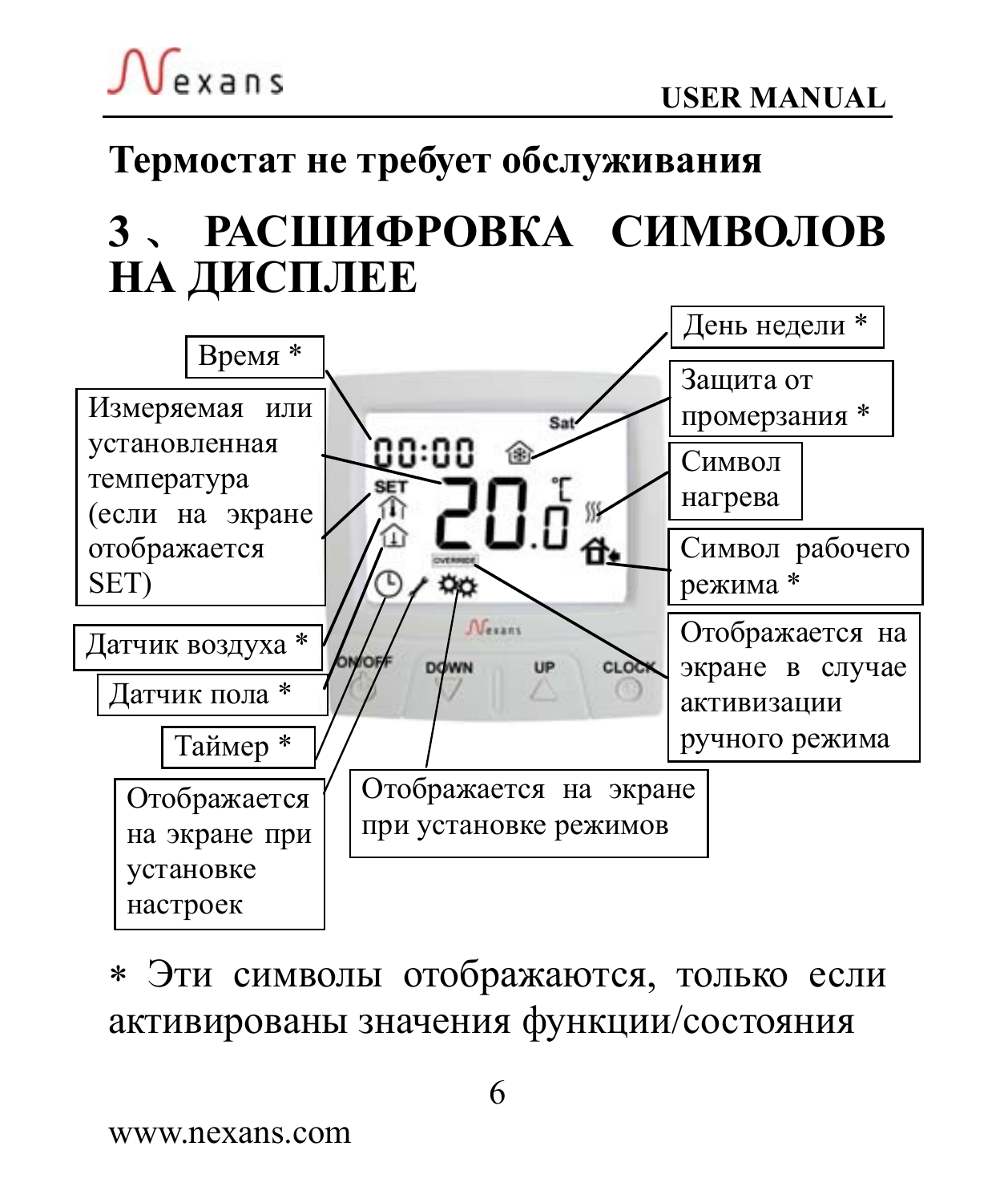**Термостат не требует обслуживания**

# 3 、 РАСШИФРОВКА СИМВОЛОВ НА ДИСПЛЕЕ

Время *

Измеряемая или установленная температура (если на экране отображается SET)

Датчик воздуха *

Датчик пола *

Таймер *

Отображается на экране при установке настроек

Отображается на экране при установке режимов

День недели *

Защита от промерзания *

Символ нагрева

Символ рабочего режима *

Отображается на экране в случае активизации ручного режима

\* Эти символы отображаются, только если активированы значения функции/состояния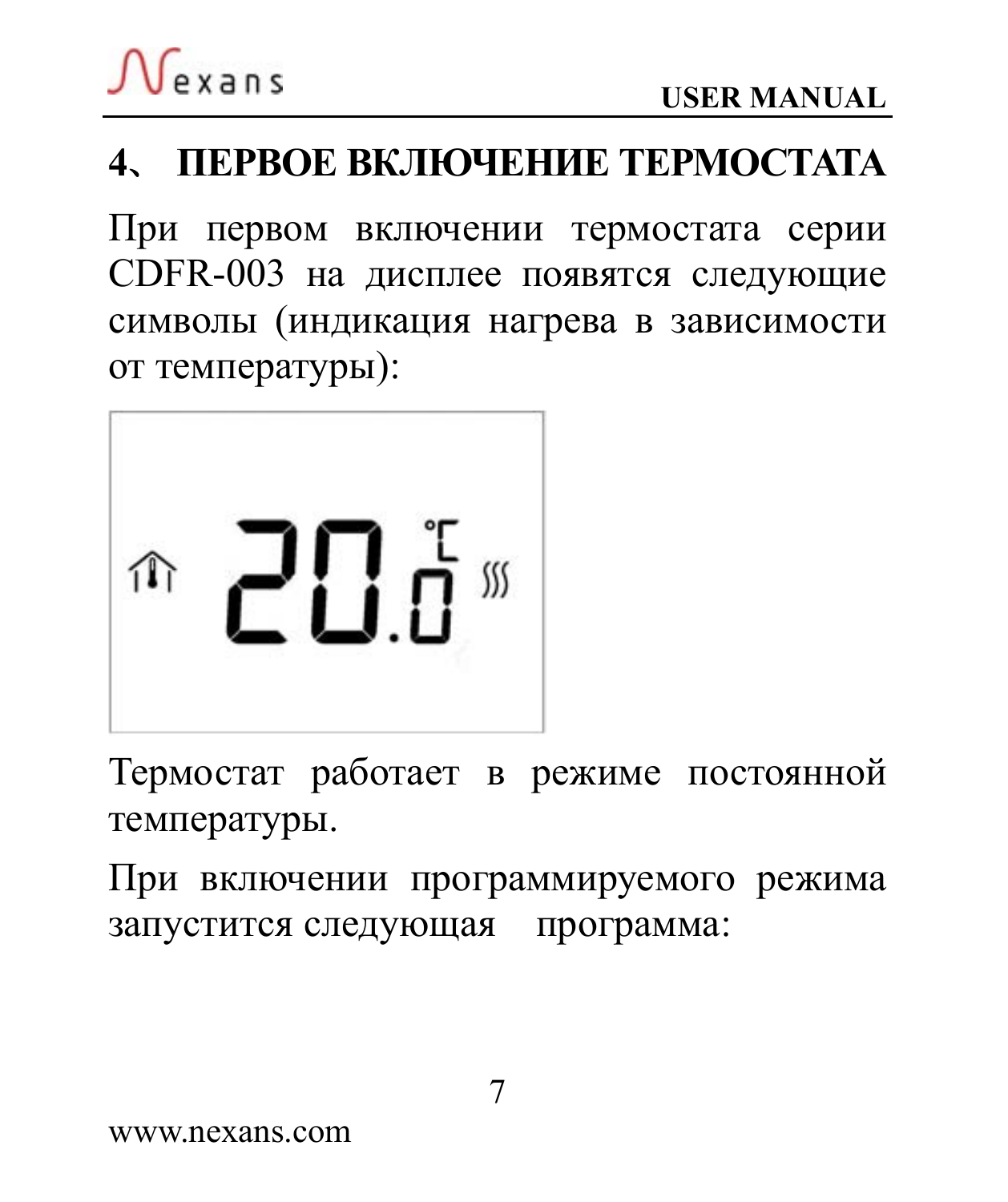# 4、 ПЕРВОЕ ВКЛЮЧЕНИЕ ТЕРМОСТАТА

При первом включении термостата серии CDFR-003 на дисплее появятся следующие символы (индикация нагрева в зависимости от температуры):

Термостат работает в режиме постоянной температуры.

При включении программируемого режима запустится следующая программа: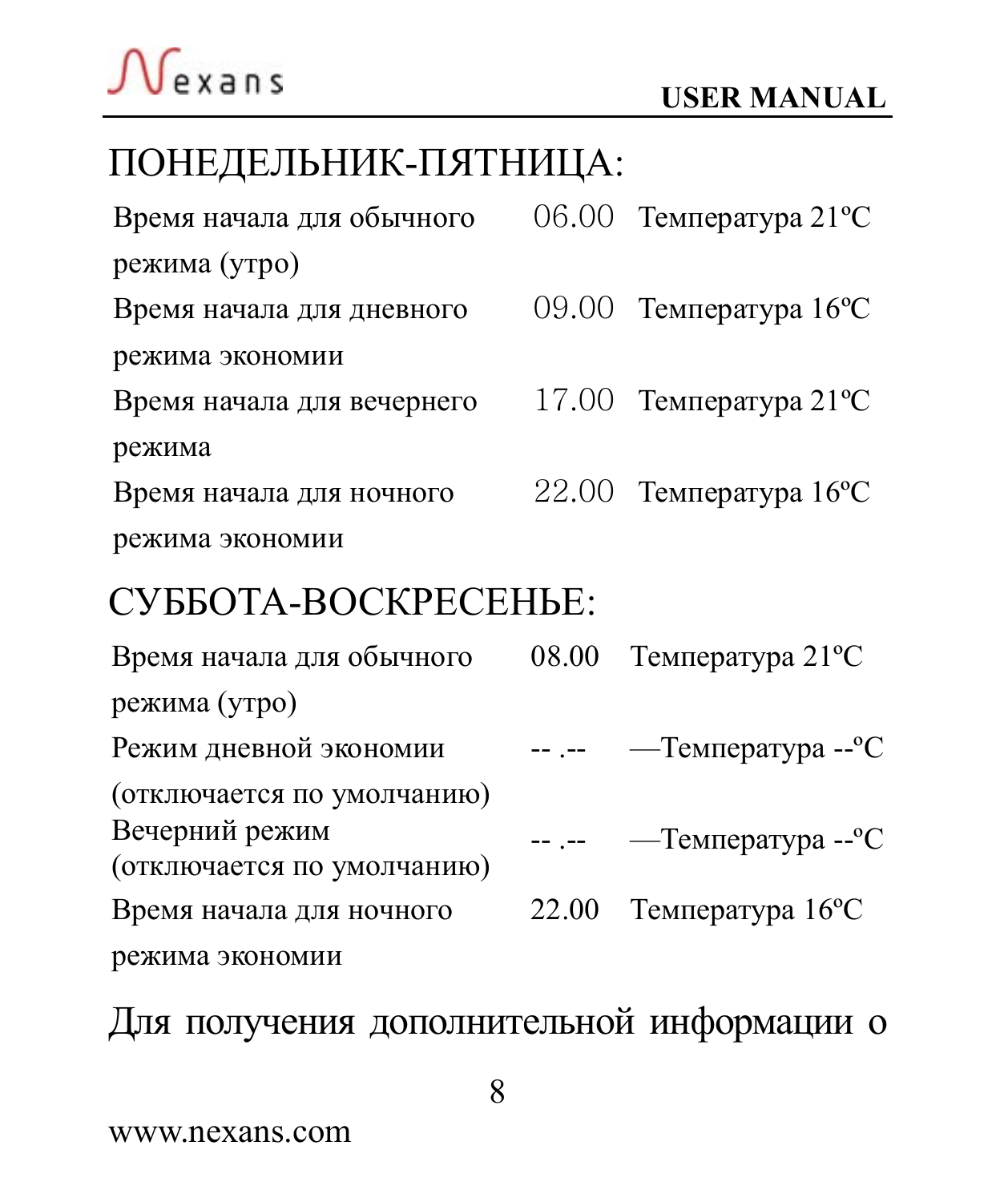## ПОНЕДЕЛЬНИК-ПЯТНИЦА:

| | | |
|---|---|---|
| Время начала для обычного режима (утро) | 06.00 | Температура 21ºC |
| Время начала для дневного режима экономии | 09.00 | Температура 16ºC |
| Время начала для вечернего режима | 17.00 | Температура 21ºC |
| Время начала для ночного режима экономии | 22.00 | Температура 16ºC |

## СУББОТА-ВОСКРЕСЕНЬЕ:

| | | |
|---|---|---|
| Время начала для обычного режима (утро) | 08.00 | Температура 21ºC |
| Режим дневной экономии (отключается по умолчанию) | -- .-- | —Температура --ºC |
| Вечерний режим (отключается по умолчанию) | -- .-- | —Температура --ºC |
| Время начала для ночного режима экономии | 22.00 | Температура 16ºC |

Для получения дополнительной информации о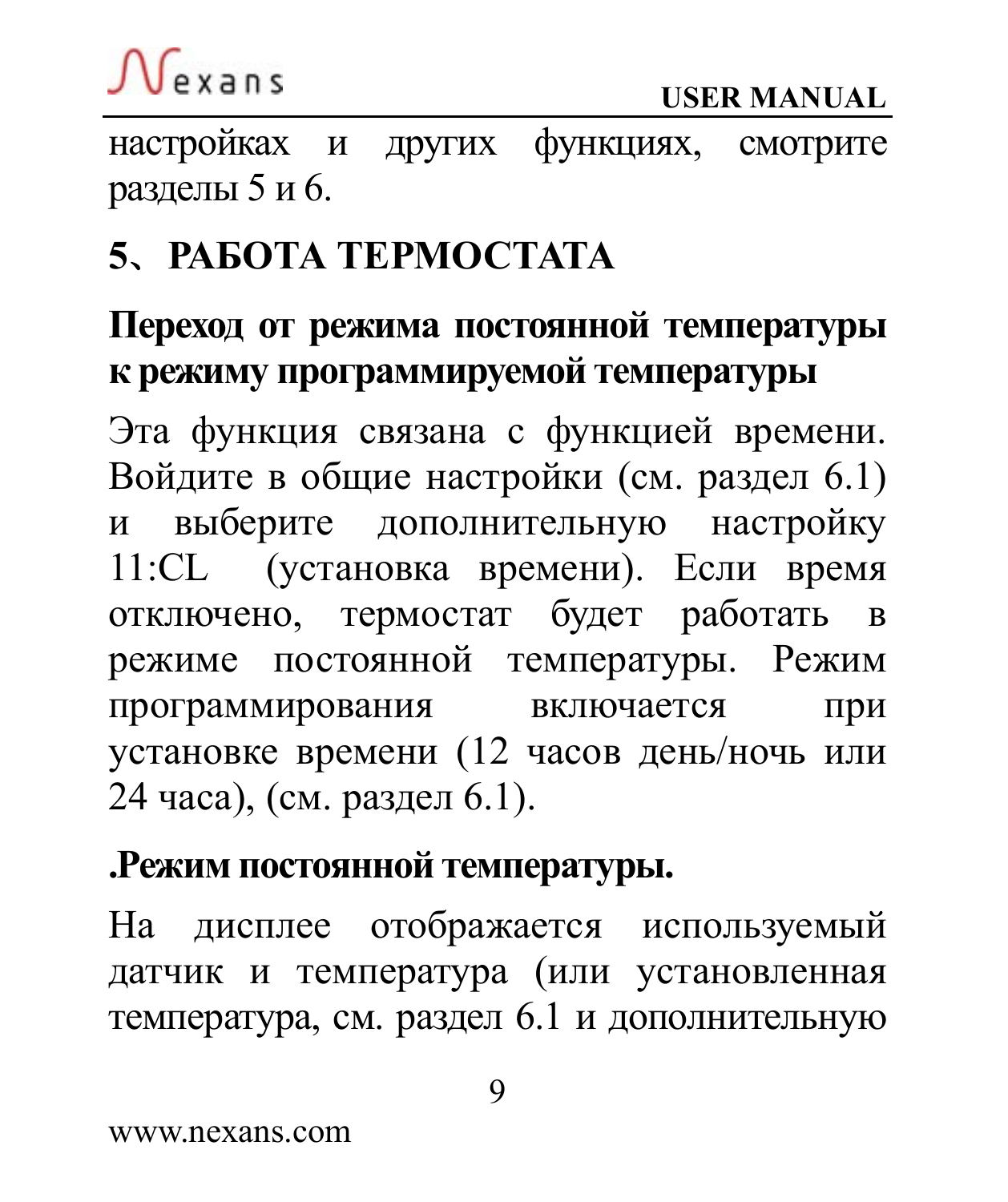настройках и других функциях, смотрите разделы 5 и 6.

## 5、РАБОТА ТЕРМОСТАТА

### Переход от режима постоянной температуры к режиму программируемой температуры

Эта функция связана с функцией времени. Войдите в общие настройки (см. раздел 6.1) и выберите дополнительную настройку 11:CL (установка времени). Если время отключено, термостат будет работать в режиме постоянной температуры. Режим программирования включается при установке времени (12 часов день/ночь или 24 часа), (см. раздел 6.1).

### .Режим постоянной температуры.

На дисплее отображается используемый датчик и температура (или установленная температура, см. раздел 6.1 и дополнительную

www.nexans.com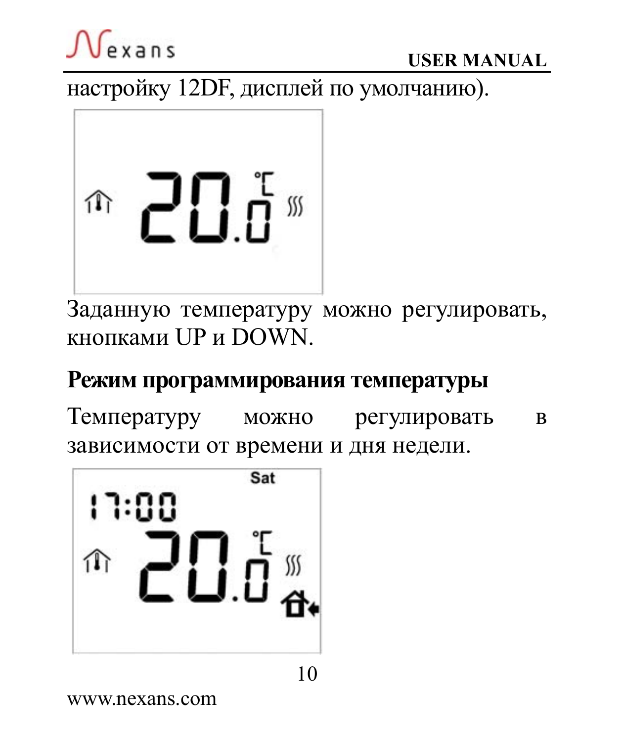настройку 12DF, дисплей по умолчанию).

Заданную температуру можно регулировать, кнопками UP и DOWN.

**Режим программирования температуры**

Температуру можно регулировать в зависимости от времени и дня недели.

www.nexans.com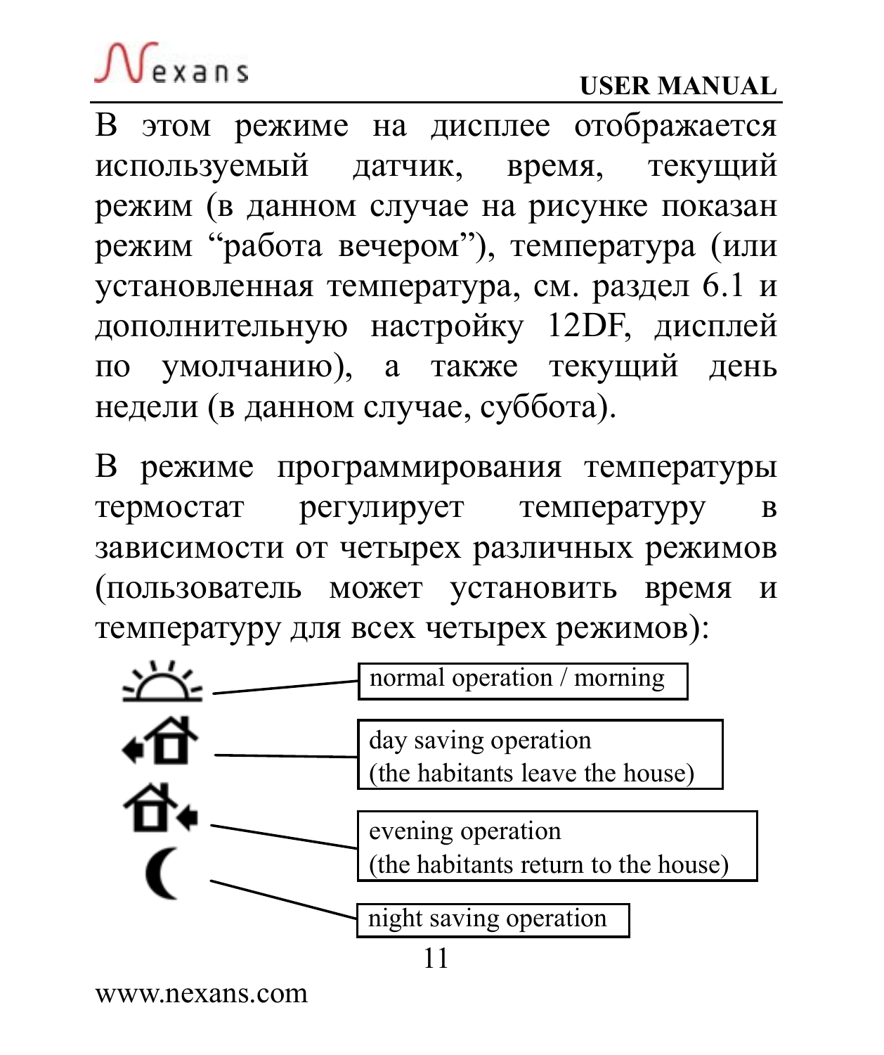В этом режиме на дисплее отображается используемый датчик, время, текущий режим (в данном случае на рисунке показан режим “работа вечером”), температура (или установленная температура, см. раздел 6.1 и дополнительную настройку 12DF, дисплей по умолчанию), а также текущий день недели (в данном случае, суббота).

В режиме программирования температуры термостат регулирует температуру в зависимости от четырех различных режимов (пользователь может установить время и температуру для всех четырех режимов):

- normal operation / morning
- day saving operation (the habitants leave the house)
- evening operation (the habitants return to the house)
- night saving operation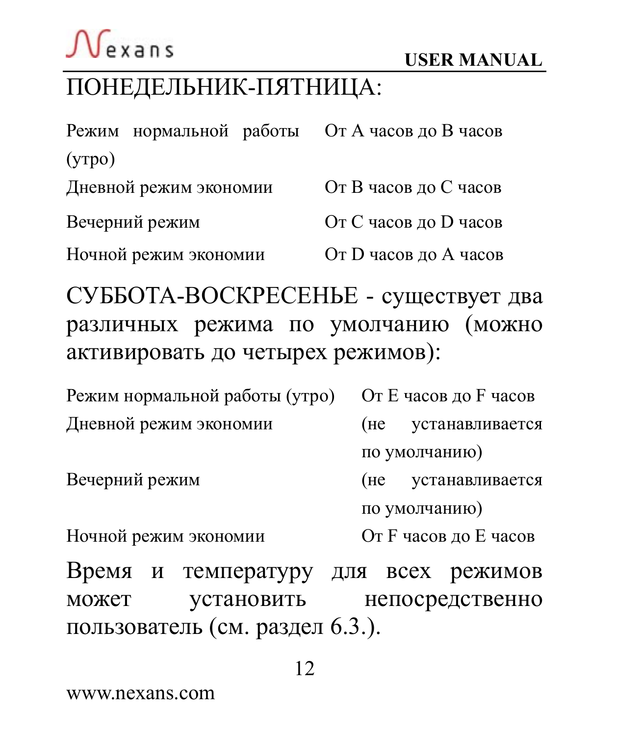ПОНЕДЕЛЬНИК-ПЯТНИЦА:

| | |
|---|---|
| Режим нормальной работы (утро) | От A часов до B часов |
| Дневной режим экономии | От B часов до C часов |
| Вечерний режим | От C часов до D часов |
| Ночной режим экономии | От D часов до A часов |

СУББОТА-ВОСКРЕСЕНЬЕ - существует два различных режима по умолчанию (можно активировать до четырех режимов):

| | |
|---|---|
| Режим нормальной работы (утро) | От E часов до F часов |
| Дневной режим экономии | (не устанавливается по умолчанию) |
| Вечерний режим | (не устанавливается по умолчанию) |
| Ночной режим экономии | От F часов до E часов |

Время и температуру для всех режимов может установить непосредственно пользователь (см. раздел 6.3.).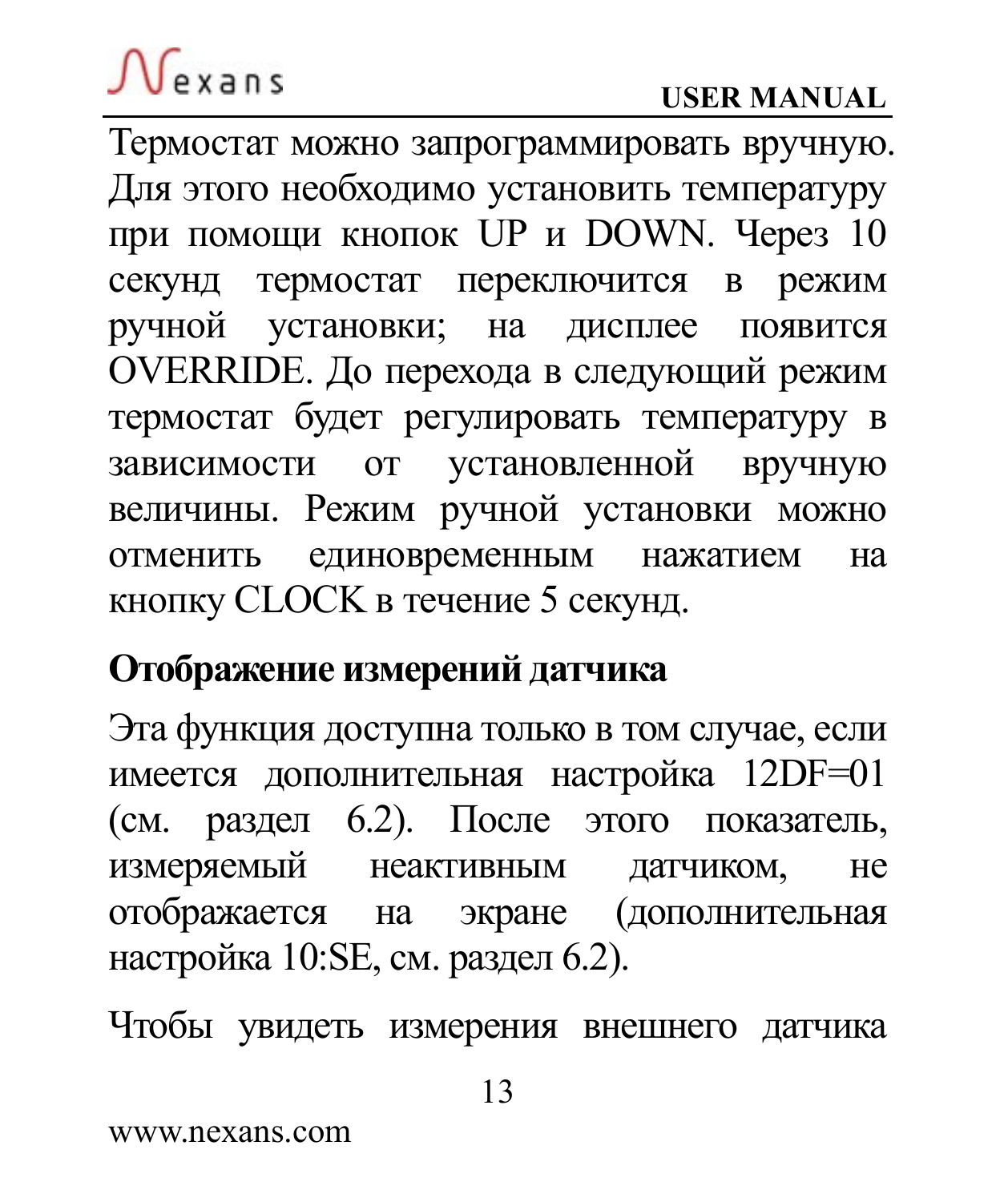Термостат можно запрограммировать вручную. Для этого необходимо установить температуру при помощи кнопок UP и DOWN. Через 10 секунд термостат переключится в режим ручной установки; на дисплее появится OVERRIDE. До перехода в следующий режим термостат будет регулировать температуру в зависимости от установленной вручную величины. Режим ручной установки можно отменить единовременным нажатием на кнопку CLOCK в течение 5 секунд.

### Отображение измерений датчика

Эта функция доступна только в том случае, если имеется дополнительная настройка 12DF=01 (см. раздел 6.2). После этого показатель, измеряемый неактивным датчиком, не отображается на экране (дополнительная настройка 10:SE, см. раздел 6.2).

Чтобы увидеть измерения внешнего датчика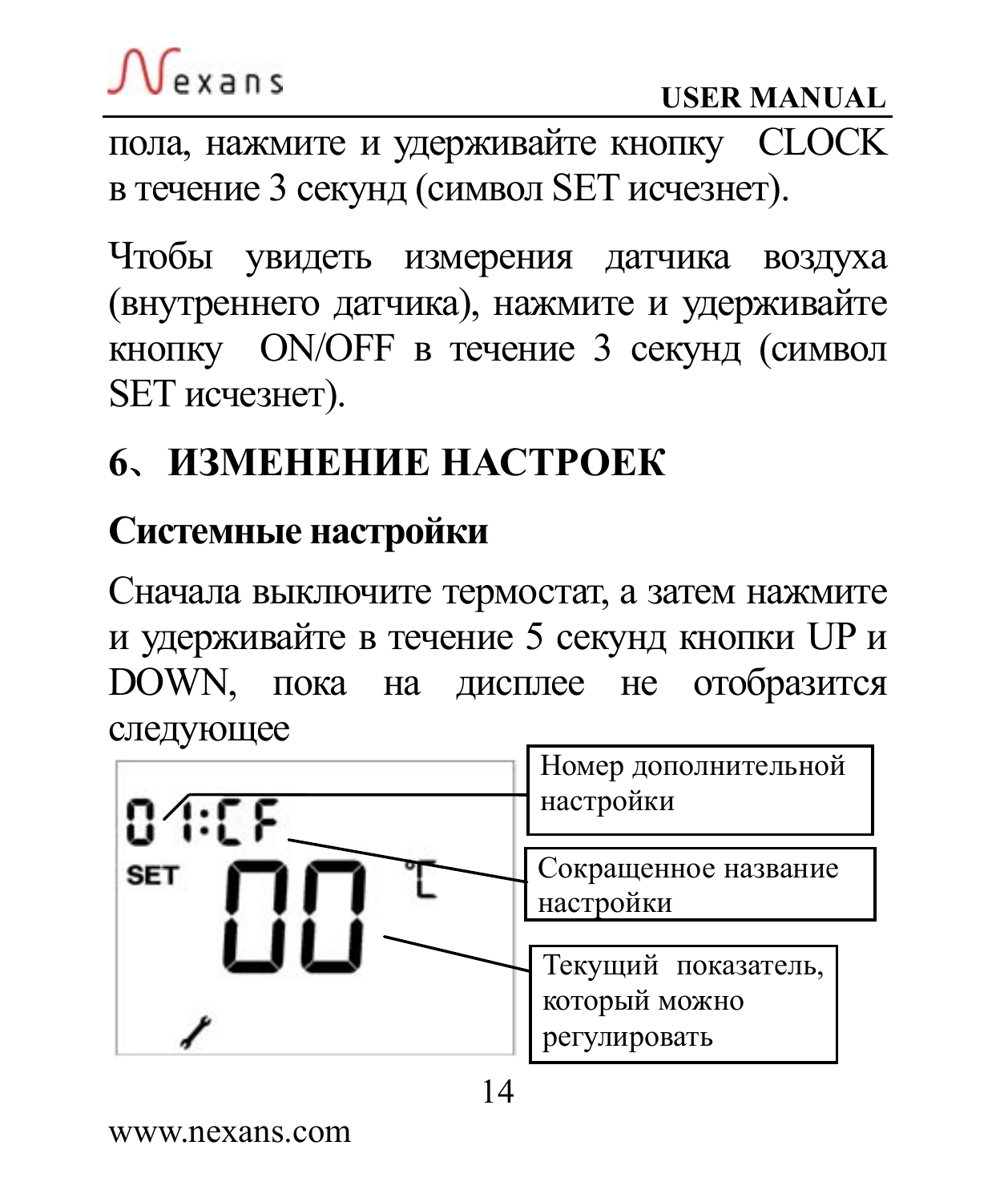пола, нажмите и удерживайте кнопку CLOCK в течение 3 секунд (символ SET исчезнет).

Чтобы увидеть измерения датчика воздуха (внутреннего датчика), нажмите и удерживайте кнопку ON/OFF в течение 3 секунд (символ SET исчезнет).

## 6、ИЗМЕНЕНИЕ НАСТРОЕК

### Системные настройки

Сначала выключите термостат, а затем нажмите и удерживайте в течение 5 секунд кнопки UP и DOWN, пока на дисплее не отобразится следующее

01:CF

SET 00 ℃

Номер дополнительной настройки

Сокращенное название настройки

Текущий показатель, который можно регулировать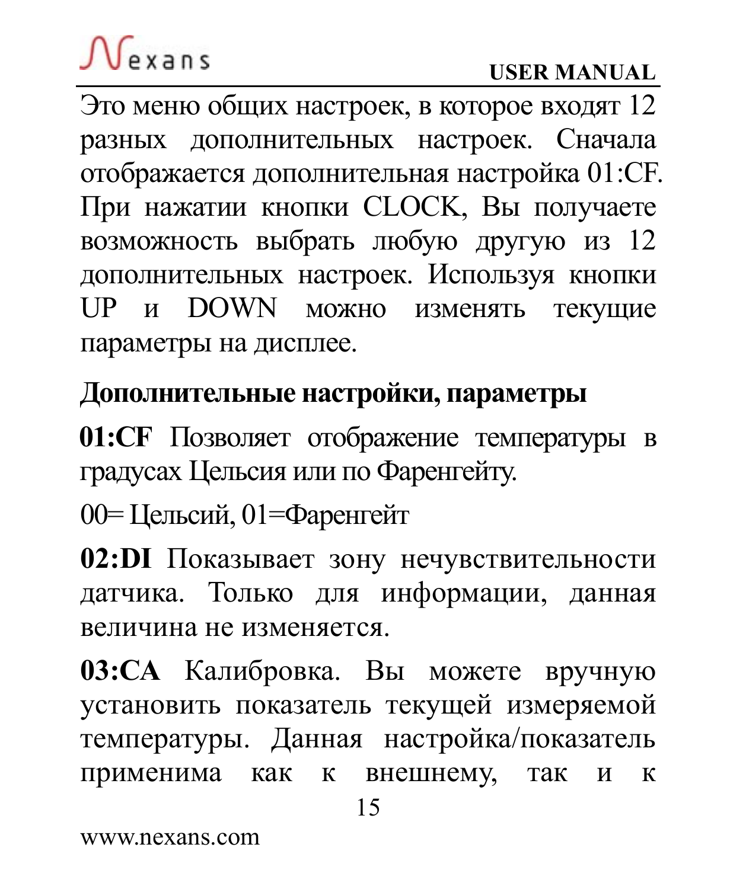Это меню общих настроек, в которое входят 12 разных дополнительных настроек. Сначала отображается дополнительная настройка 01:CF. При нажатии кнопки CLOCK, Вы получаете возможность выбрать любую другую из 12 дополнительных настроек. Используя кнопки UP и DOWN можно изменять текущие параметры на дисплее.

**Дополнительные настройки, параметры**

**01:CF** Позволяет отображение температуры в градусах Цельсия или по Фаренгейту.

00= Цельсий, 01=Фаренгейт

**02:DI** Показывает зону нечувствительности датчика. Только для информации, данная величина не изменяется.

**03:CA** Калибровка. Вы можете вручную установить показатель текущей измеряемой температуры. Данная настройка/показатель применима как к внешнему, так и к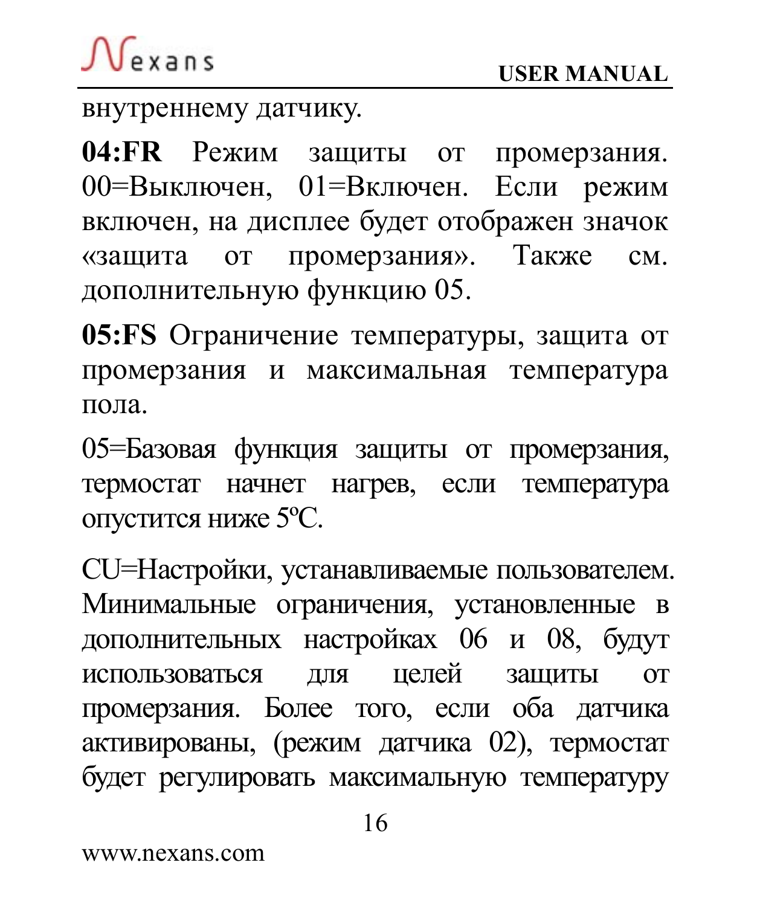внутреннему датчику.

**04:FR** Режим защиты от промерзания. 00=Выключен, 01=Включен. Если режим включен, на дисплее будет отображен значок «защита от промерзания». Также см. дополнительную функцию 05.

**05:FS** Ограничение температуры, защита от промерзания и максимальная температура пола.

05=Базовая функция защиты от промерзания, термостат начнет нагрев, если температура опустится ниже 5ºC.

CU=Настройки, устанавливаемые пользователем. Минимальные ограничения, установленные в дополнительных настройках 06 и 08, будут использоваться для целей защиты от промерзания. Более того, если оба датчика активированы, (режим датчика 02), термостат будет регулировать максимальную температуру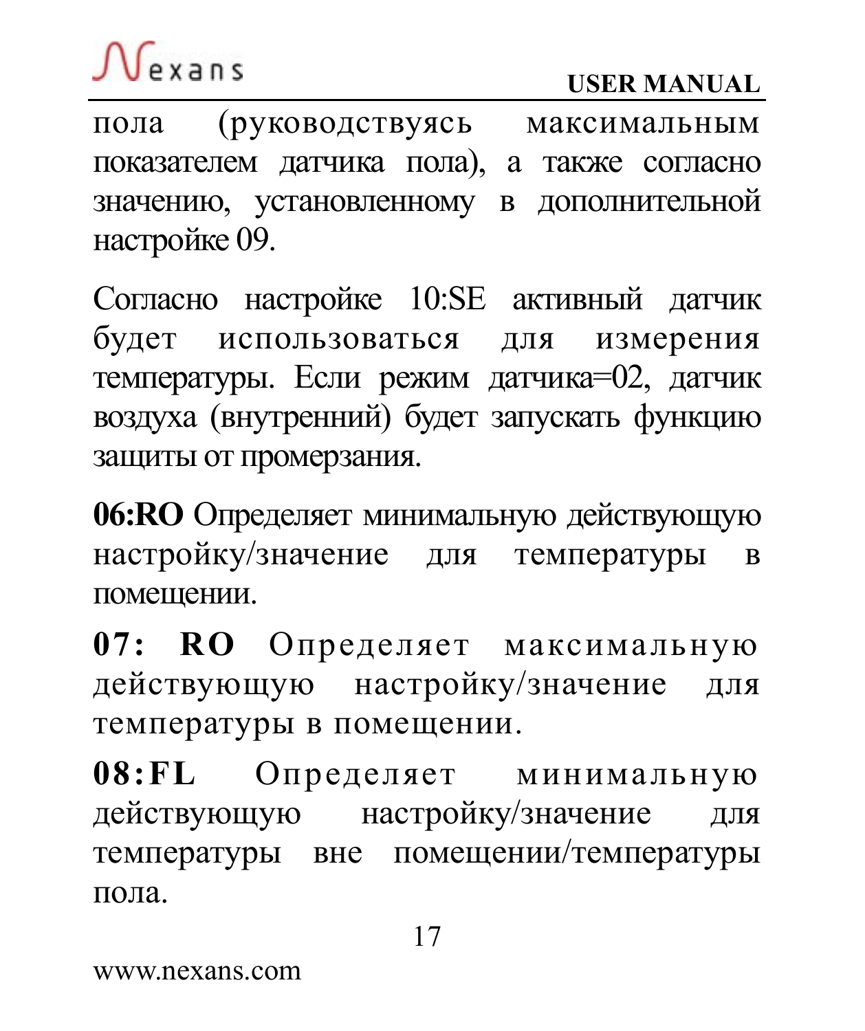пола (руководствуясь максимальным показателем датчика пола), а также согласно значению, установленному в дополнительной настройке 09.

Согласно настройке 10:SE активный датчик будет использоваться для измерения температуры. Если режим датчика=02, датчик воздуха (внутренний) будет запускать функцию защиты от промерзания.

**06:RO** Определяет минимальную действующую настройку/значение для температуры в помещении.

**07: RO** Определяет максимальную действующую настройку/значение для температуры в помещении.

**08:FL** Определяет минимальную действующую настройку/значение для температуры вне помещении/температуры пола.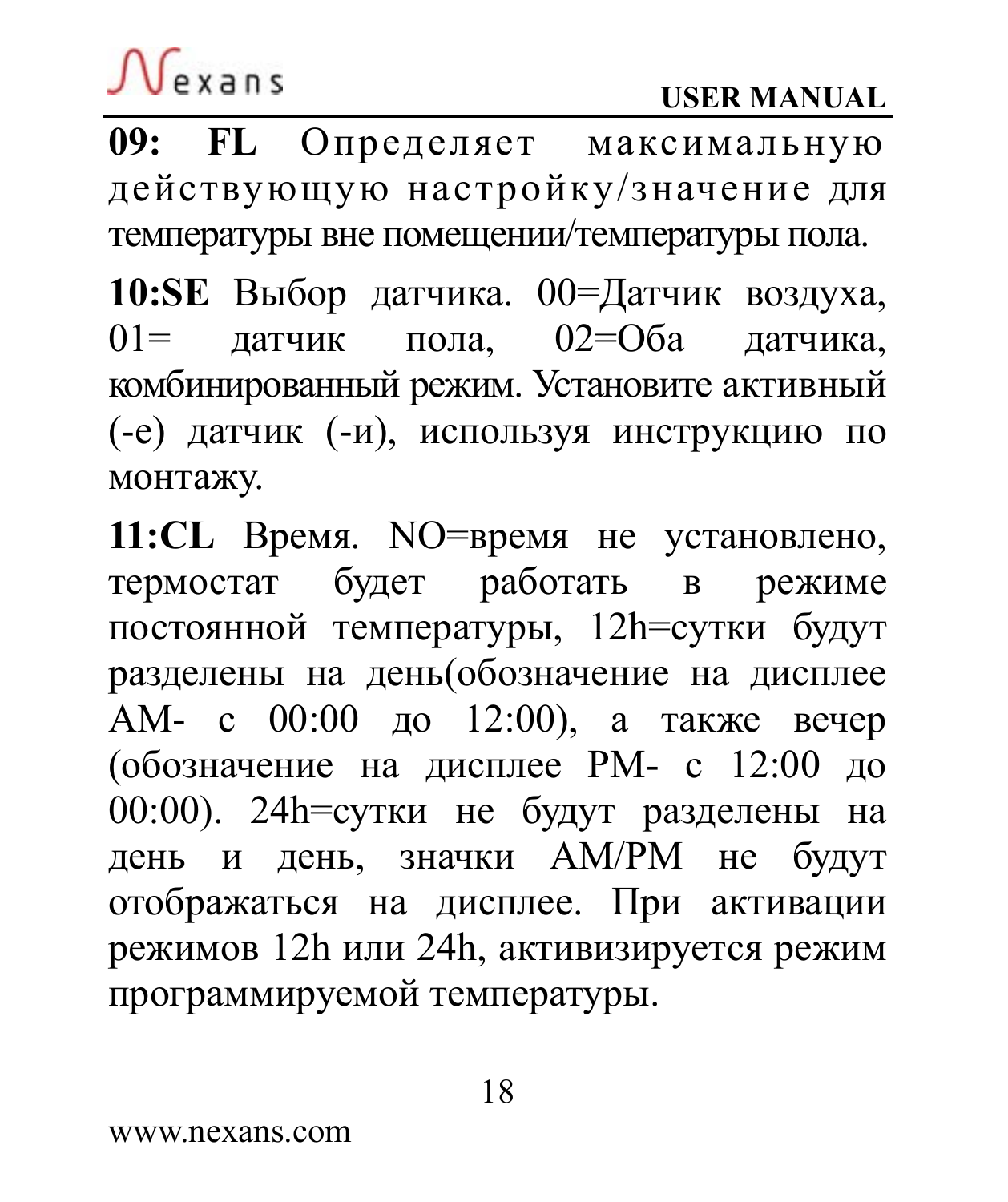**09: FL** Определяет максимальную действующую настройку/значение для температуры вне помещении/температуры пола.

**10:SE** Выбор датчика. 00=Датчик воздуха, 01= датчик пола, 02=Оба датчика, комбинированный режим. Установите активный (-е) датчик (-и), используя инструкцию по монтажу.

**11:CL** Время. NO=время не установлено, термостат будет работать в режиме постоянной температуры, 12h=сутки будут разделены на день(обозначение на дисплее AM- с 00:00 до 12:00), а также вечер (обозначение на дисплее PM- с 12:00 до 00:00). 24h=сутки не будут разделены на день и день, значки AM/PM не будут отображаться на дисплее. При активации режимов 12h или 24h, активизируется режим программируемой температуры.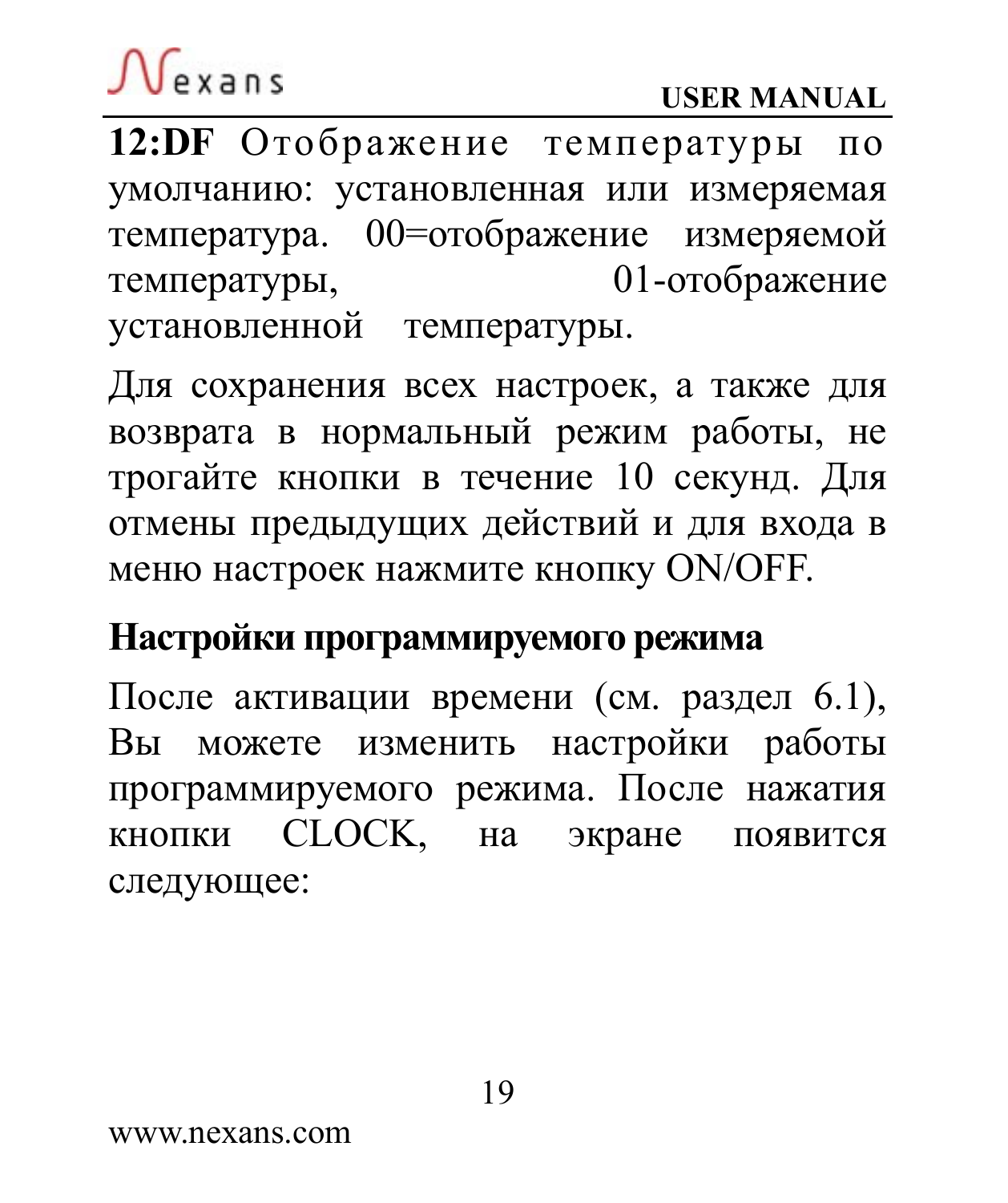**12:DF** Отображение температуры по умолчанию: установленная или измеряемая температура. 00=отображение измеряемой температуры, 01-отображение установленной температуры.

Для сохранения всех настроек, а также для возврата в нормальный режим работы, не трогайте кнопки в течение 10 секунд. Для отмены предыдущих действий и для входа в меню настроек нажмите кнопку ON/OFF.

## Настройки программируемого режима

После активации времени (см. раздел 6.1), Вы можете изменить настройки работы программируемого режима. После нажатия кнопки CLOCK, на экране появится следующее: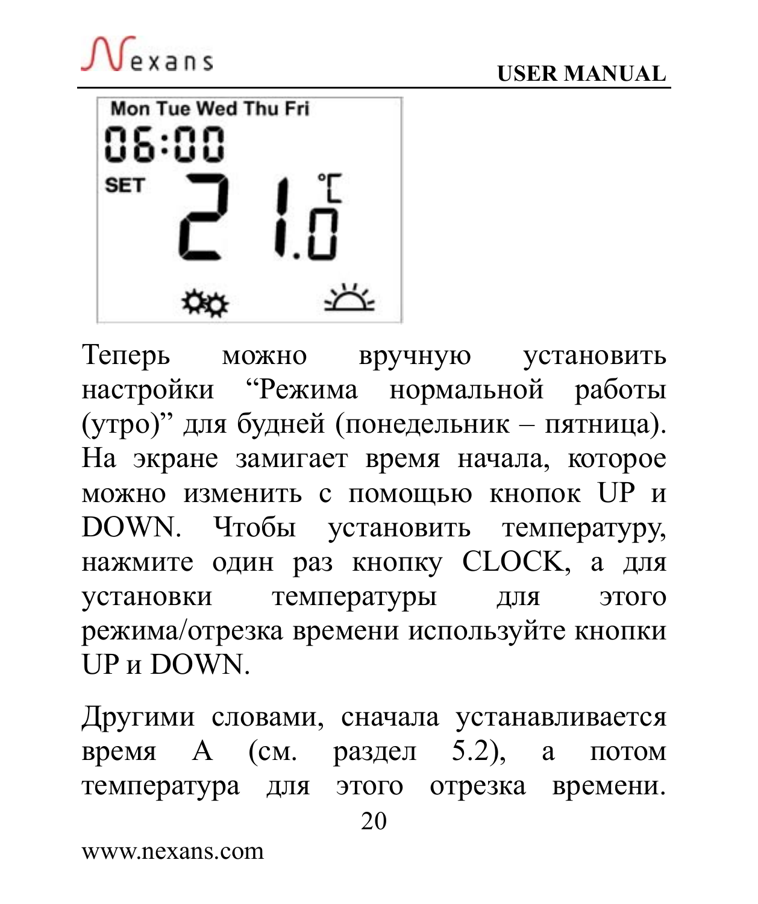Теперь можно вручную установить настройки “Режима нормальной работы (утро)” для будней (понедельник – пятница). На экране замигает время начала, которое можно изменить с помощью кнопок UP и DOWN. Чтобы установить температуру, нажмите один раз кнопку CLOCK, а для установки температуры для этого режима/отрезка времени используйте кнопки UP и DOWN.

Другими словами, сначала устанавливается время A (см. раздел 5.2), а потом температура для этого отрезка времени.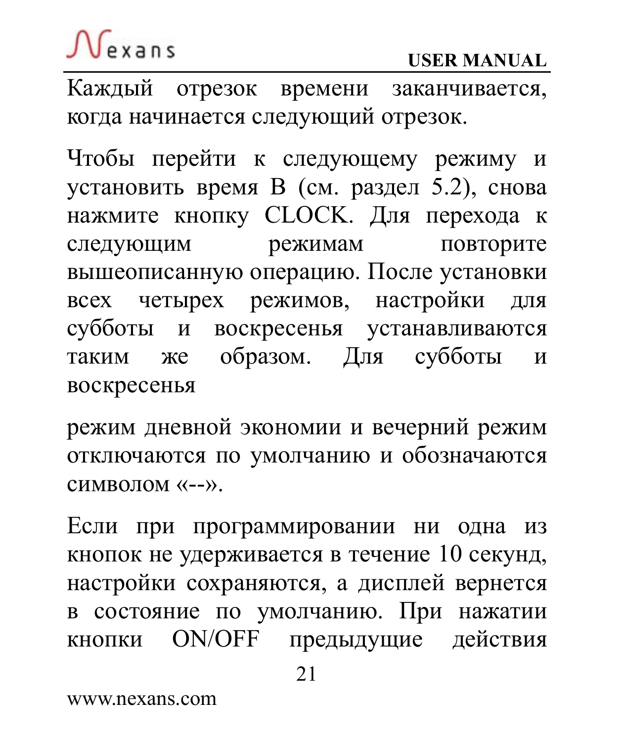Каждый отрезок времени заканчивается, когда начинается следующий отрезок.

Чтобы перейти к следующему режиму и установить время B (см. раздел 5.2), снова нажмите кнопку CLOCK. Для перехода к следующим режимам повторите вышеописанную операцию. После установки всех четырех режимов, настройки для субботы и воскресенья устанавливаются таким же образом. Для субботы и воскресенья

режим дневной экономии и вечерний режим отключаются по умолчанию и обозначаются символом «--».

Если при программировании ни одна из кнопок не удерживается в течение 10 секунд, настройки сохраняются, а дисплей вернется в состояние по умолчанию. При нажатии кнопки ON/OFF предыдущие действия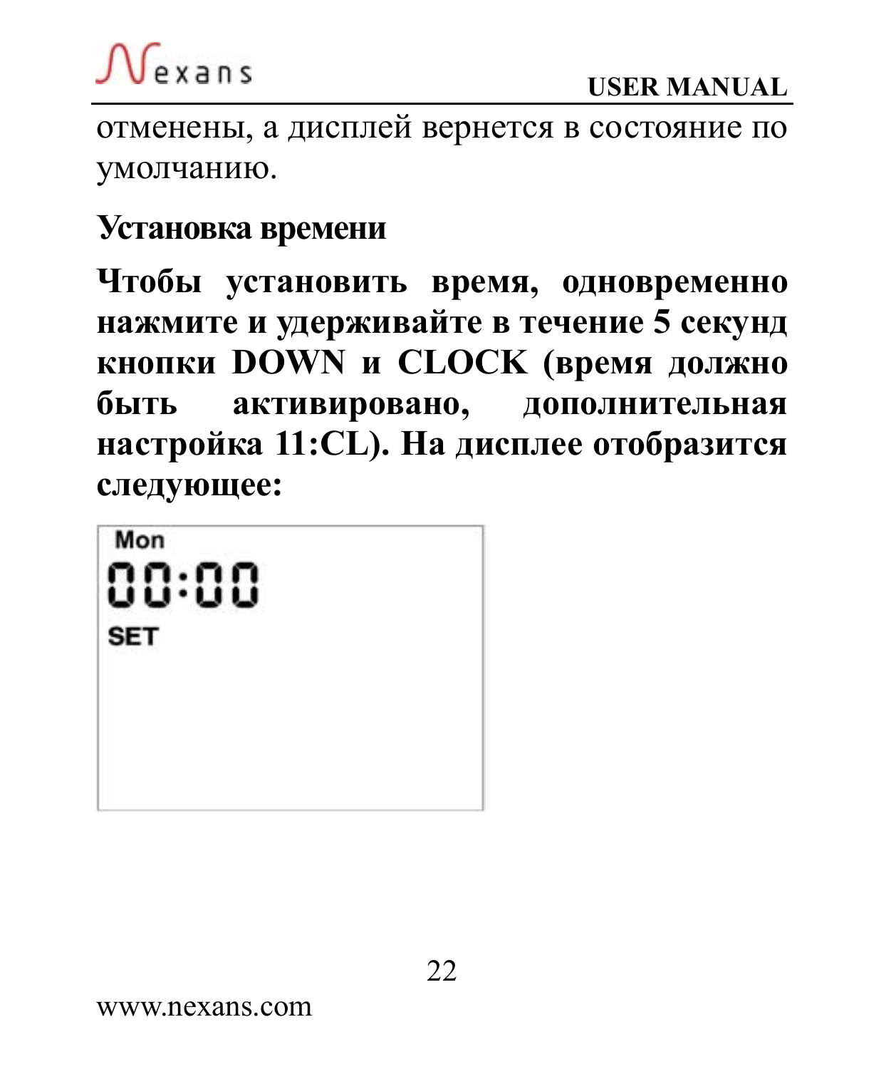отменены, а дисплей вернется в состояние по умолчанию.

## Установка времени

**Чтобы установить время, одновременно нажмите и удерживайте в течение 5 секунд кнопки DOWN и CLOCK (время должно быть активировано, дополнительная настройка 11:CL). На дисплее отобразится следующее:**

```
Mon
00:00
SET
```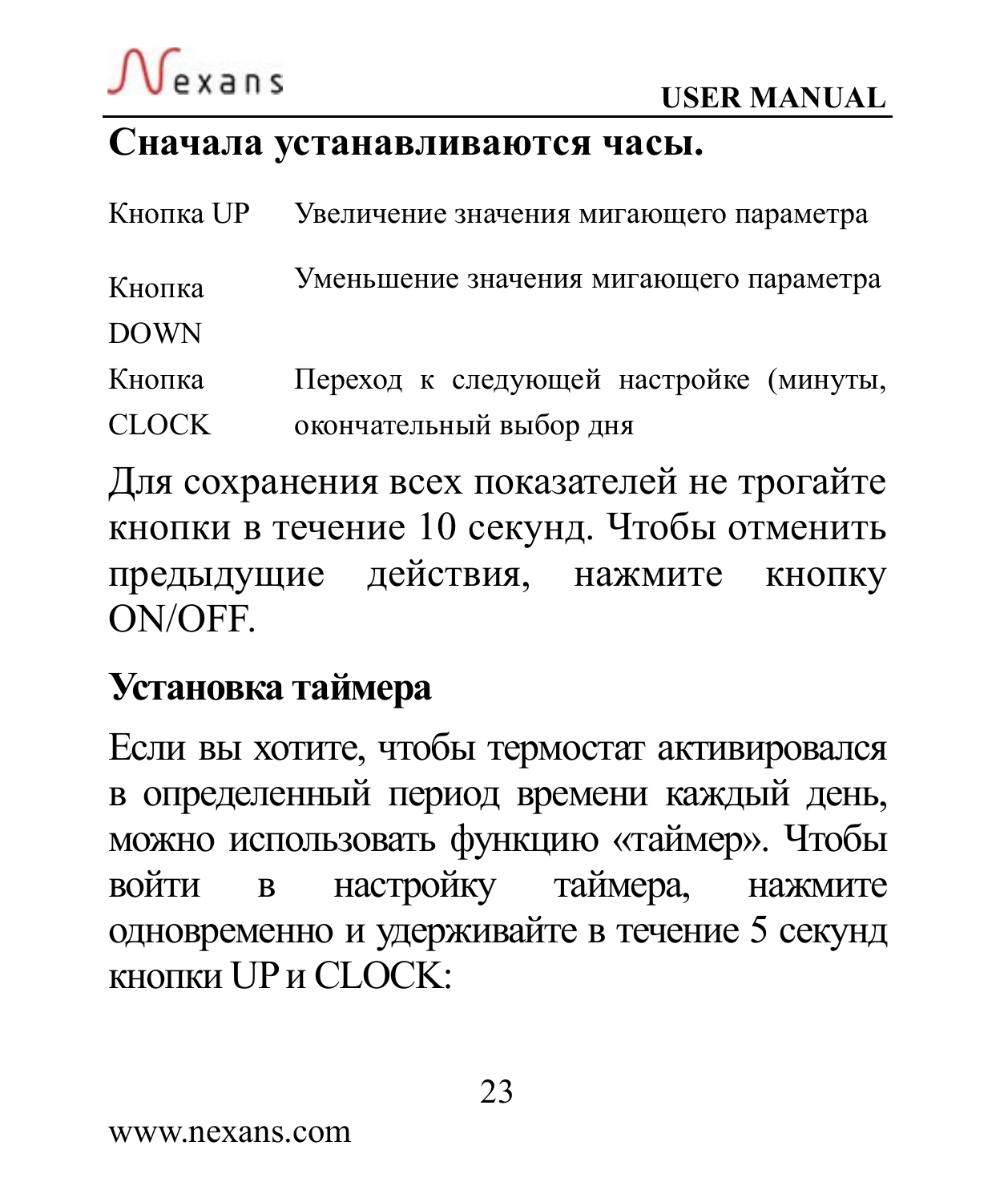## Сначала устанавливаются часы.

| | |
|---|---|
| Кнопка UP | Увеличение значения мигающего параметра |
| Кнопка DOWN | Уменьшение значения мигающего параметра |
| Кнопка CLOCK | Переход к следующей настройке (минуты, окончательный выбор дня |

Для сохранения всех показателей не трогайте кнопки в течение 10 секунд. Чтобы отменить предыдущие действия, нажмите кнопку ON/OFF.

## Установка таймера

Если вы хотите, чтобы термостат активировался в определенный период времени каждый день, можно использовать функцию «таймер». Чтобы войти в настройку таймера, нажмите одновременно и удерживайте в течение 5 секунд кнопки UP и CLOCK: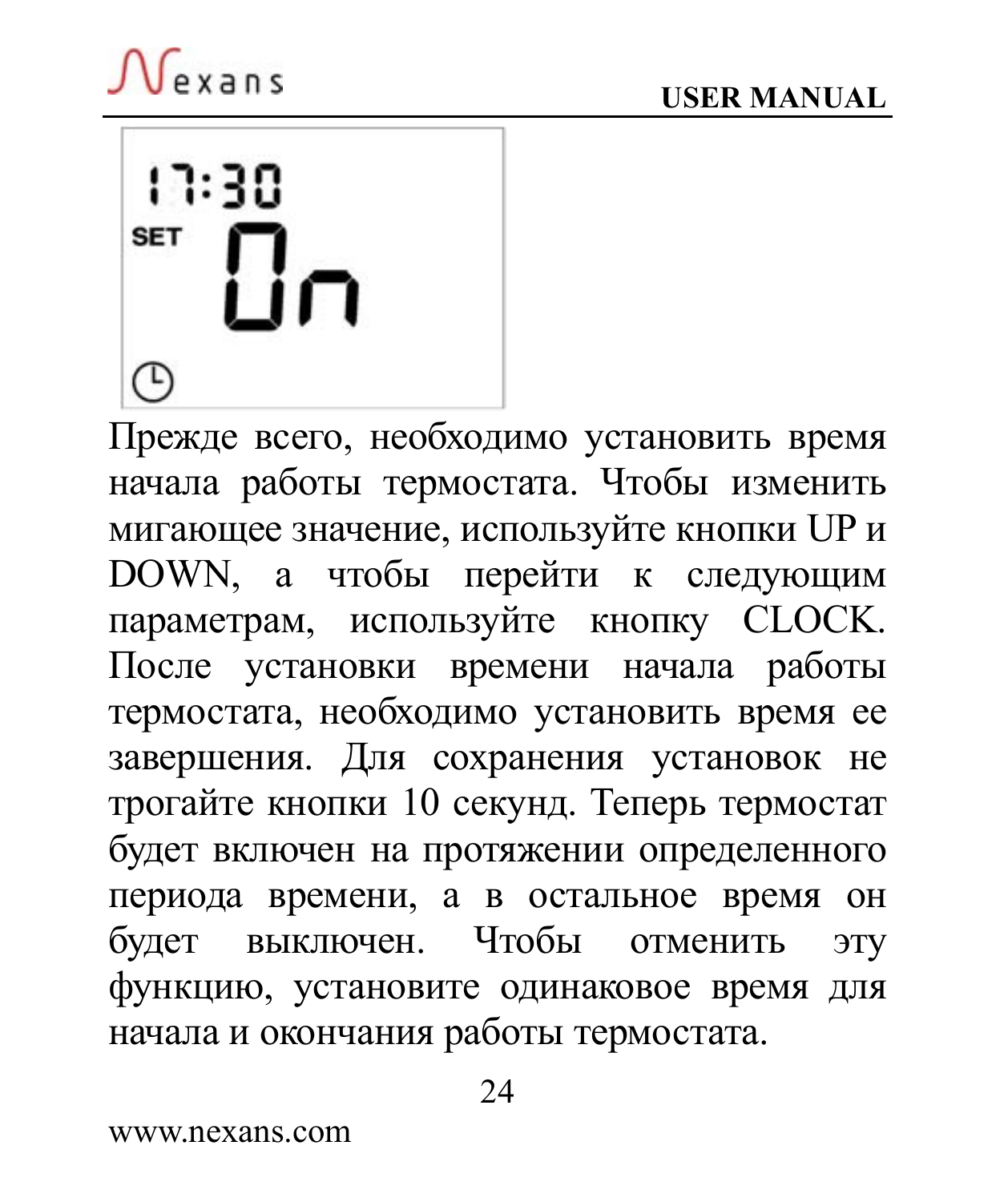Прежде всего, необходимо установить время начала работы термостата. Чтобы изменить мигающее значение, используйте кнопки UP и DOWN, а чтобы перейти к следующим параметрам, используйте кнопку CLOCK. После установки времени начала работы термостата, необходимо установить время ее завершения. Для сохранения установок не трогайте кнопки 10 секунд. Теперь термостат будет включен на протяжении определенного периода времени, а в остальное время он будет выключен. Чтобы отменить эту функцию, установите одинаковое время для начала и окончания работы термостата.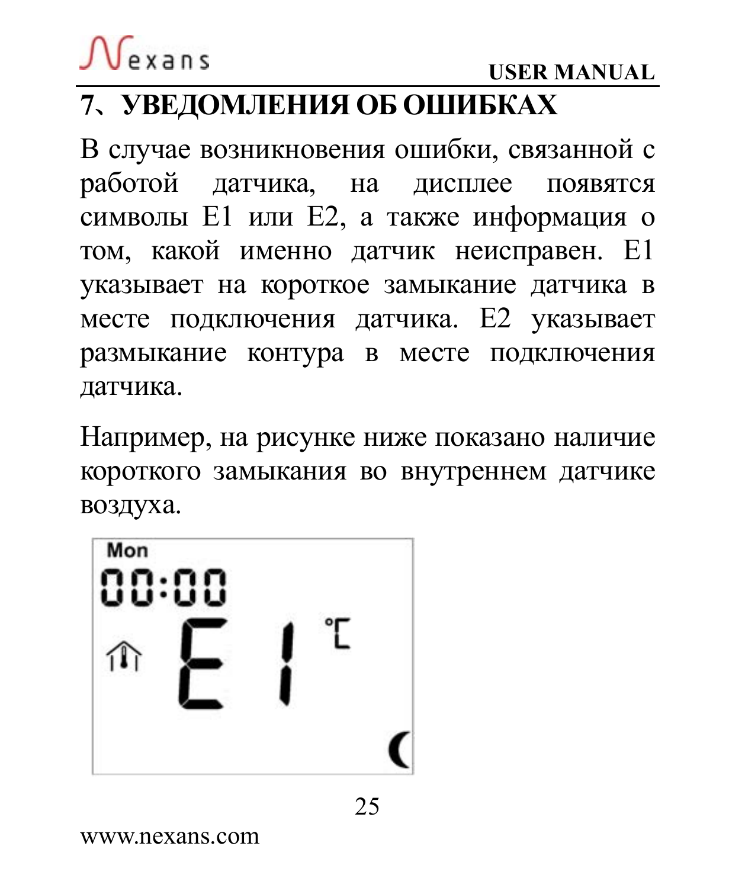## 7、УВЕДОМЛЕНИЯ ОБ ОШИБКАХ

В случае возникновения ошибки, связанной с работой датчика, на дисплее появятся символы E1 или E2, а также информация о том, какой именно датчик неисправен. E1 указывает на короткое замыкание датчика в месте подключения датчика. E2 указывает размыкание контура в месте подключения датчика.

Например, на рисунке ниже показано наличие короткого замыкания во внутреннем датчике воздуха.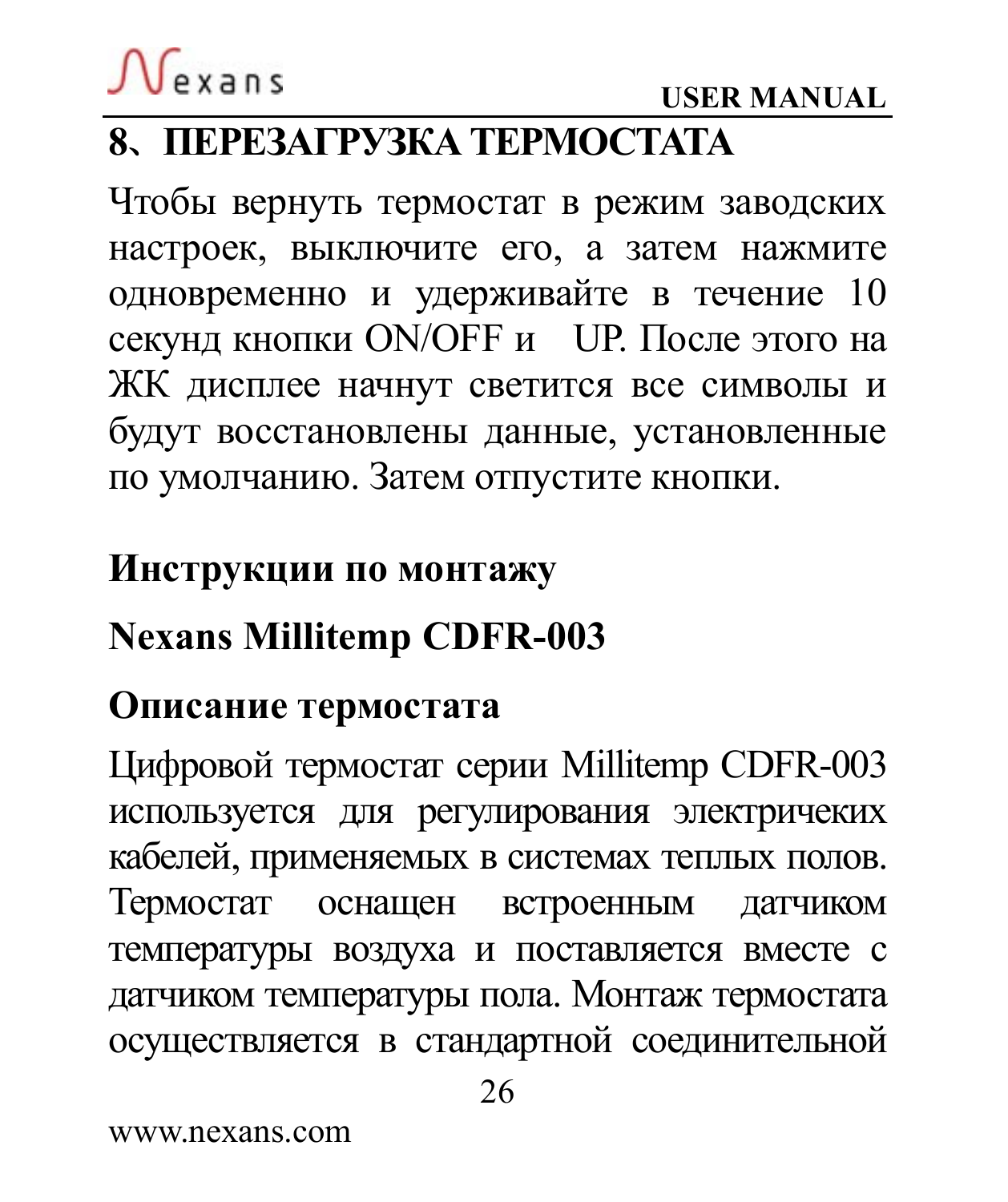## 8、ПЕРЕЗАГРУЗКА ТЕРМОСТАТА

Чтобы вернуть термостат в режим заводских настроек, выключите его, а затем нажмите одновременно и удерживайте в течение 10 секунд кнопки ON/OFF и UP. После этого на ЖК дисплее начнут светится все символы и будут восстановлены данные, установленные по умолчанию. Затем отпустите кнопки.

## Инструкции по монтажу

## Nexans Millitemp CDFR-003

### Описание термостата

Цифровой термостат серии Millitemp CDFR-003 используется для регулирования электричеких кабелей, применяемых в системах теплых полов. Термостат оснащен встроенным датчиком температуры воздуха и поставляется вместе с датчиком температуры пола. Монтаж термостата осуществляется в стандартной соединительной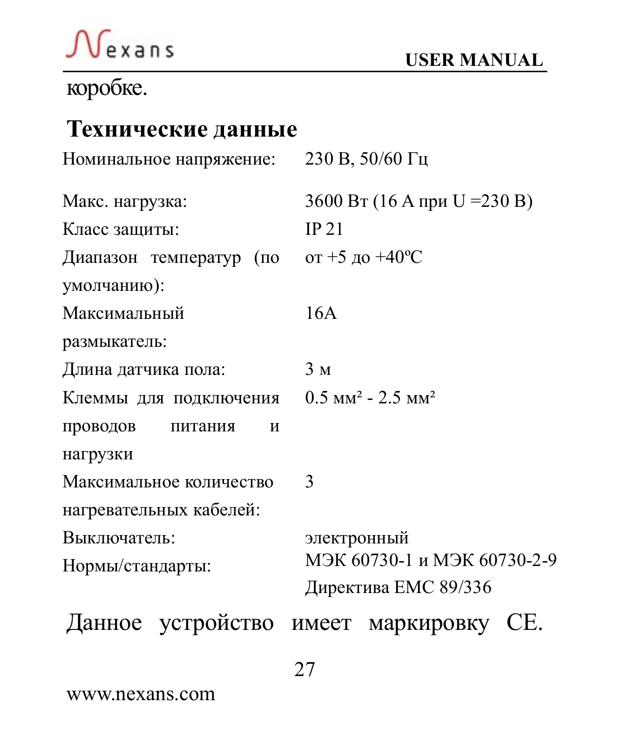коробке.

## Технические данные

| | |
|---|---|
| Номинальное напряжение: | 230 В, 50/60 Гц |
| Макс. нагрузка: | 3600 Вт (16 А при U =230 В) |
| Класс защиты: | IP 21 |
| Диапазон температур (по умолчанию): | от +5 до +40ºC |
| Максимальный размыкатель: | 16А |
| Длина датчика пола: | 3 м |
| Клеммы для подключения проводов питания и нагрузки | 0.5 мм² - 2.5 мм² |
| Максимальное количество нагревательных кабелей: | 3 |
| Выключатель: | электронный |
| Нормы/стандарты: | МЭК 60730-1 и МЭК 60730-2-9 Директива ЕМС 89/336 |

Данное устройство имеет маркировку CE.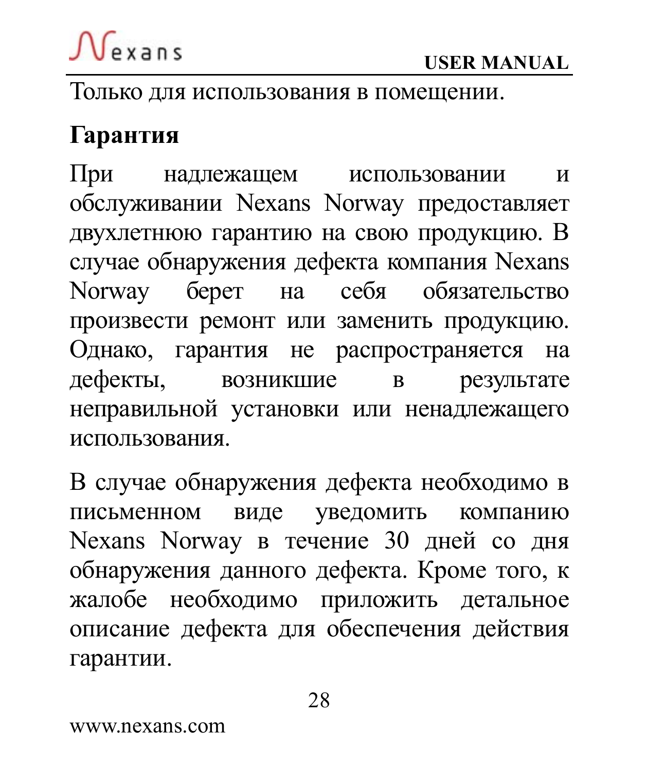Только для использования в помещении.

## Гарантия

При надлежащем использовании и обслуживании Nexans Norway предоставляет двухлетнюю гарантию на свою продукцию. В случае обнаружения дефекта компания Nexans Norway берет на себя обязательство произвести ремонт или заменить продукцию. Однако, гарантия не распространяется на дефекты, возникшие в результате неправильной установки или ненадлежащего использования.

В случае обнаружения дефекта необходимо в письменном виде уведомить компанию Nexans Norway в течение 30 дней со дня обнаружения данного дефекта. Кроме того, к жалобе необходимо приложить детальное описание дефекта для обеспечения действия гарантии.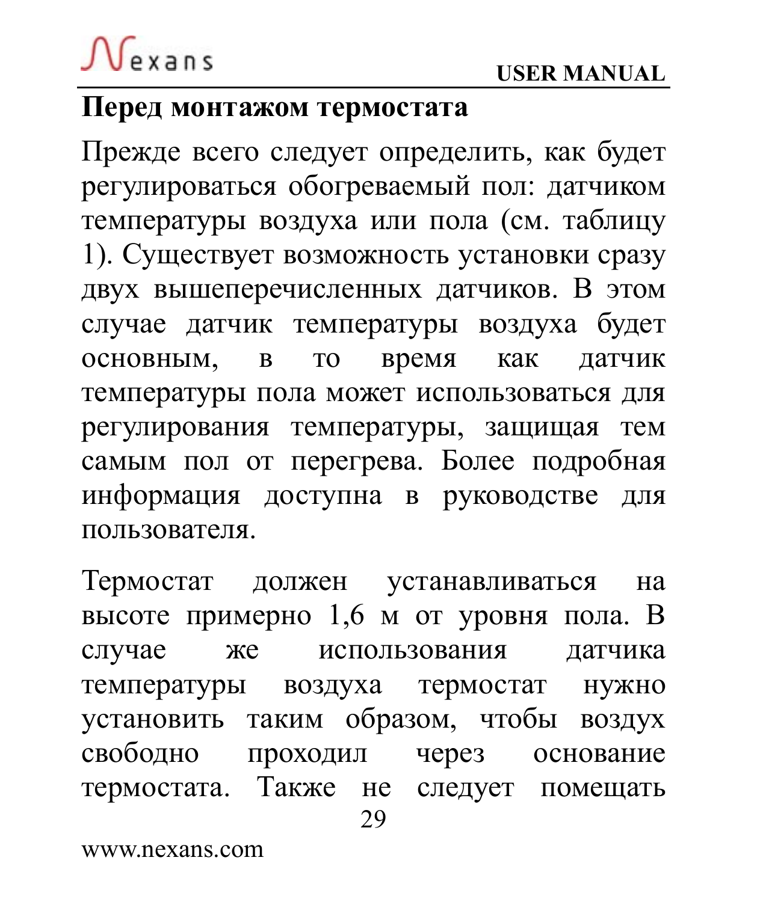## Перед монтажом термостата

Прежде всего следует определить, как будет регулироваться обогреваемый пол: датчиком температуры воздуха или пола (см. таблицу 1). Существует возможность установки сразу двух вышеперечисленных датчиков. В этом случае датчик температуры воздуха будет основным, в то время как датчик температуры пола может использоваться для регулирования температуры, защищая тем самым пол от перегрева. Более подробная информация доступна в руководстве для пользователя.

Термостат должен устанавливаться на высоте примерно 1,6 м от уровня пола. В случае же использования датчика температуры воздуха термостат нужно установить таким образом, чтобы воздух свободно проходил через основание термостата. Также не следует помещать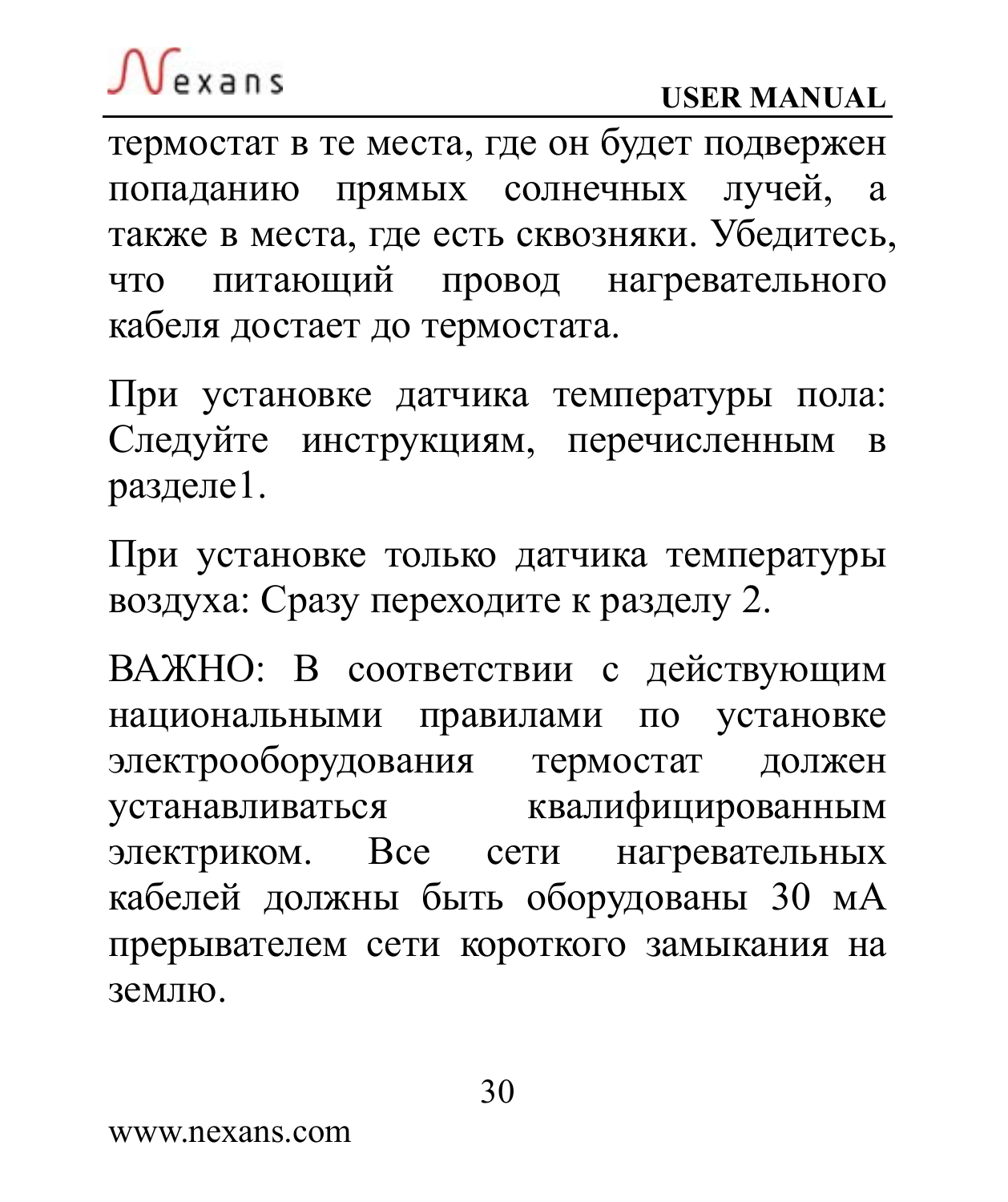термостат в те места, где он будет подвержен попаданию прямых солнечных лучей, а также в места, где есть сквозняки. Убедитесь, что питающий провод нагревательного кабеля достает до термостата.

При установке датчика температуры пола: Следуйте инструкциям, перечисленным в разделе1.

При установке только датчика температуры воздуха: Сразу переходите к разделу 2.

ВАЖНО: В соответствии с действующим национальными правилами по установке электрооборудования термостат должен устанавливаться квалифицированным электриком. Все сети нагревательных кабелей должны быть оборудованы 30 мА прерывателем сети короткого замыкания на землю.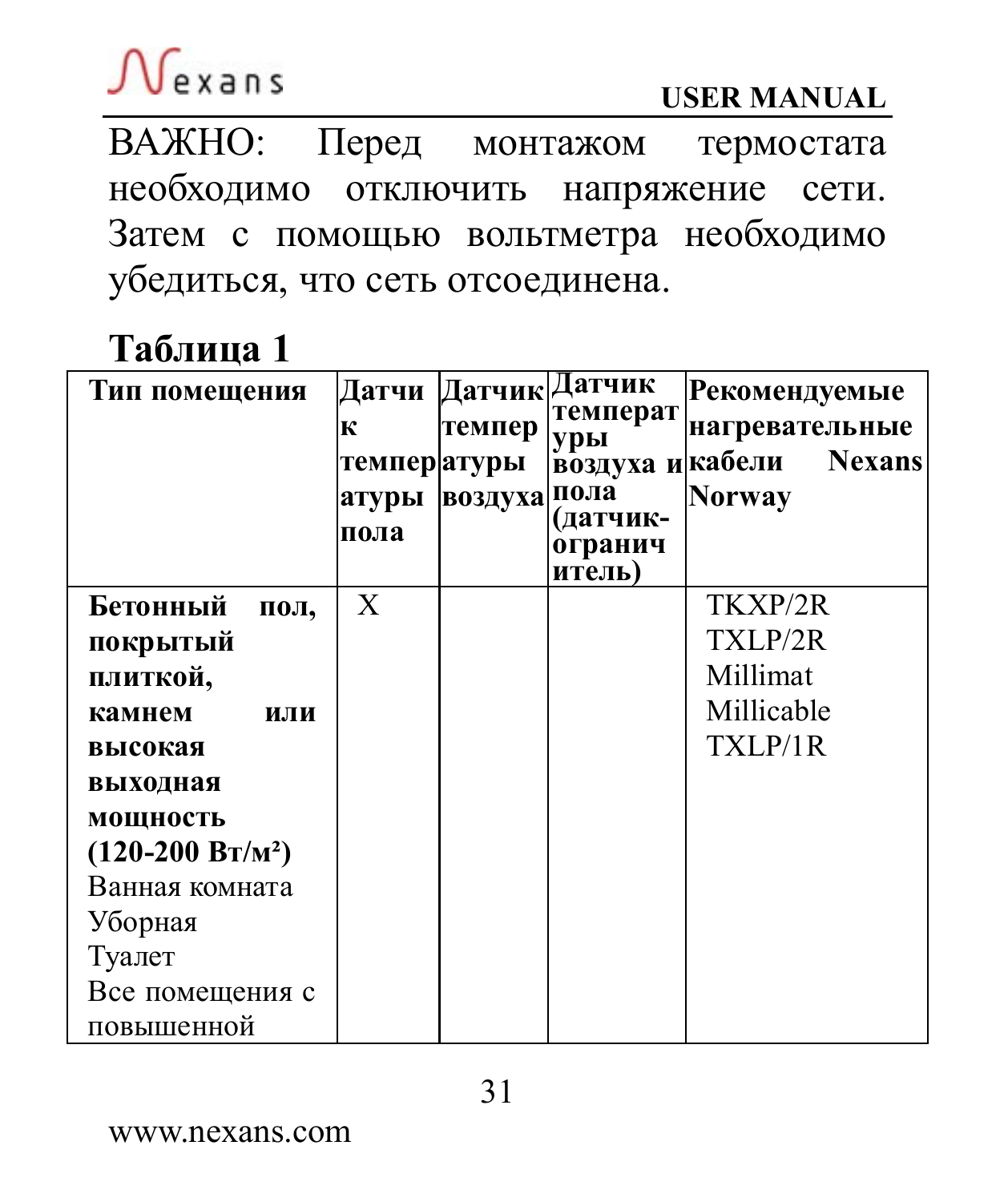ВАЖНО: Перед монтажом термостата необходимо отключить напряжение сети. Затем с помощью вольтметра необходимо убедиться, что сеть отсоединена.

**Таблица 1**

| Тип помещения | Датчик температуры пола | Датчик температуры воздуха | Датчик температуры воздуха и пола (датчик-ограничитель) | Рекомендуемые нагревательные кабели Nexans Norway |
|---|---|---|---|---|
| **Бетонный пол, покрытый плиткой, камнем или высокая выходная мощность (120-200 Вт/м²)**<br>Ванная комната<br>Уборная<br>Туалет<br>Все помещения с повышенной | X | | | TKXP/2R<br>TXLP/2R<br>Millimat<br>Millicable<br>TXLP/1R |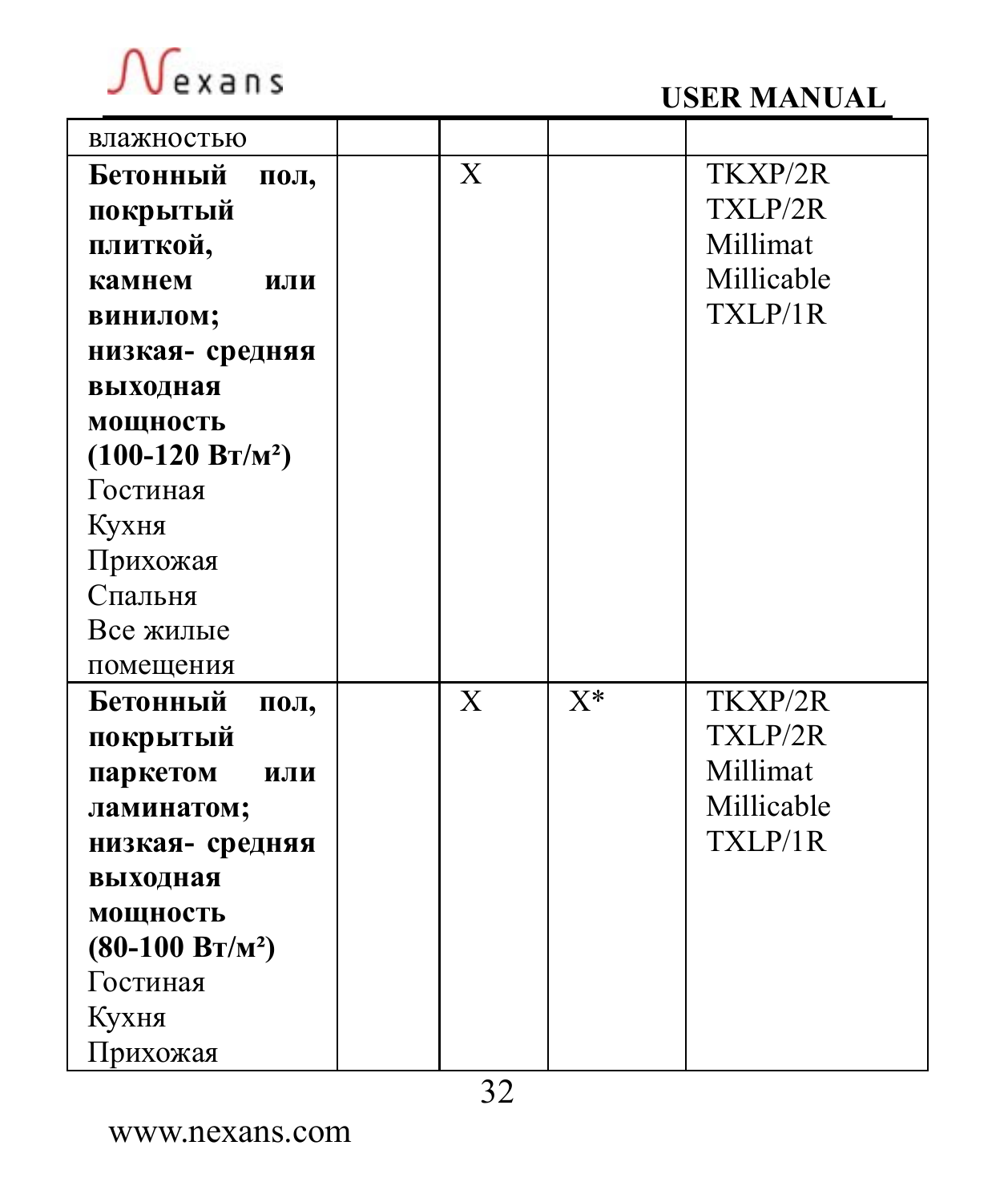| | | | | |
|---|---|---|---|---|
| влажностью | | | | |
| **Бетонный пол, покрытый плиткой, камнем или винилом; низкая- средняя выходная мощность (100-120 Вт/м²)**<br>Гостиная<br>Кухня<br>Прихожая<br>Спальня<br>Все жилые помещения | | X | | TKXP/2R<br>TXLP/2R<br>Millimat<br>Millicable<br>TXLP/1R |
| **Бетонный пол, покрытый паркетом или ламинатом; низкая- средняя выходная мощность (80-100 Вт/м²)**<br>Гостиная<br>Кухня<br>Прихожая | | X | X* | TKXP/2R<br>TXLP/2R<br>Millimat<br>Millicable<br>TXLP/1R |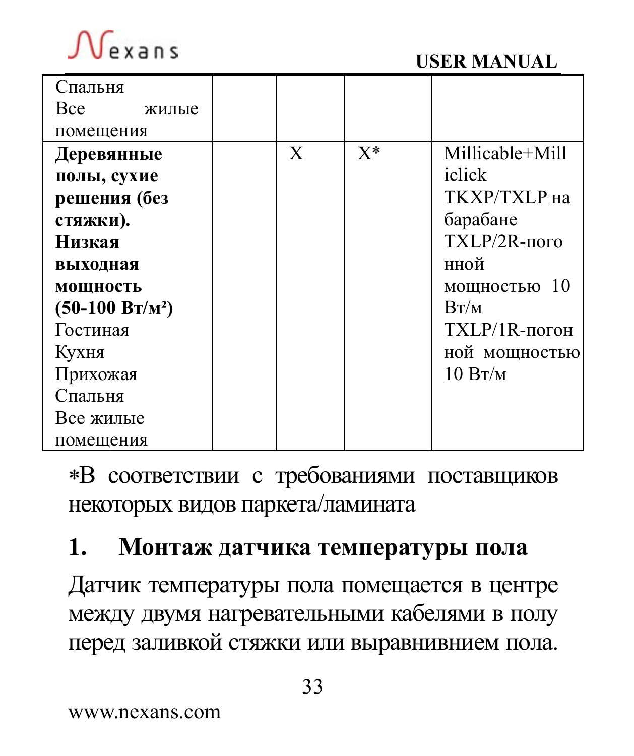| | | | | |
|---|---|---|---|---|
| Спальня<br>Все жилые помещения | | | | |
| **Деревянные полы, сухие решения (без стяжки).**<br>**Низкая выходная мощность (50-100 Вт/м²)**<br>Гостиная<br>Кухня<br>Прихожая<br>Спальня<br>Все жилые помещения | | X | X* | Millicable+Millclick<br>TKXP/TXLP на барабане<br>TXLP/2R-погонной мощностью 10 Вт/м<br>TXLP/1R-погонной мощностью 10 Вт/м |

*В соответствии с требованиями поставщиков некоторых видов паркета/ламината

## 1. Монтаж датчика температуры пола

Датчик температуры пола помещается в центре между двумя нагревательными кабелями в полу перед заливкой стяжки или выравнивнием пола.

www.nexans.com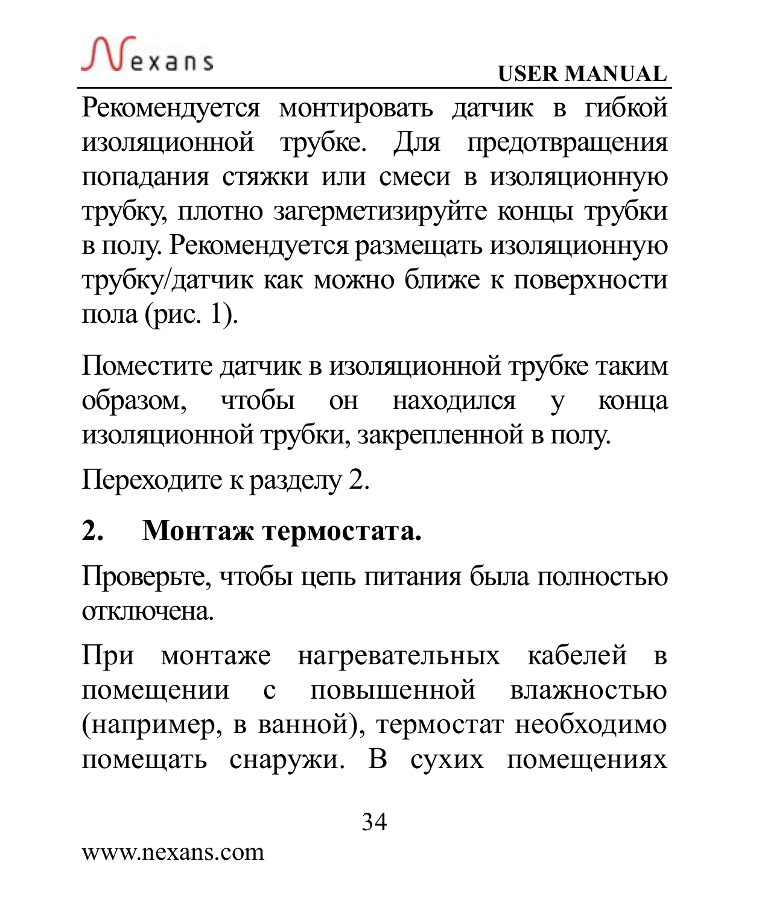Рекомендуется монтировать датчик в гибкой изоляционной трубке. Для предотвращения попадания стяжки или смеси в изоляционную трубку, плотно загерметизируйте концы трубки в полу. Рекомендуется размещать изоляционную трубку/датчик как можно ближе к поверхности пола (рис. 1).

Поместите датчик в изоляционной трубке таким образом, чтобы он находился у конца изоляционной трубки, закрепленной в полу.

Переходите к разделу 2.

## 2. Монтаж термостата.

Проверьте, чтобы цепь питания была полностью отключена.

При монтаже нагревательных кабелей в помещении с повышенной влажностью (например, в ванной), термостат необходимо помещать снаружи. В сухих помещениях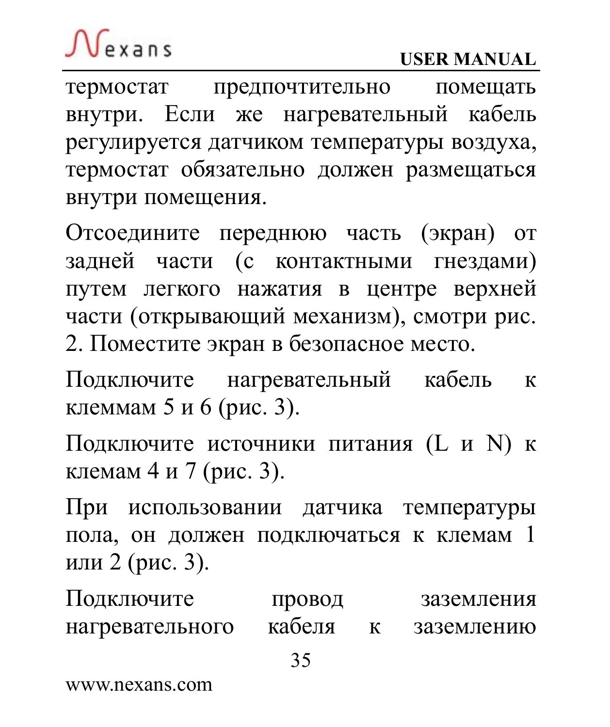термостат предпочтительно помещать внутри. Если же нагревательный кабель регулируется датчиком температуры воздуха, термостат обязательно должен размещаться внутри помещения.

Отсоедините переднюю часть (экран) от задней части (с контактными гнездами) путем легкого нажатия в центре верхней части (открывающий механизм), смотри рис. 2. Поместите экран в безопасное место.

Подключите нагревательный кабель к клеммам 5 и 6 (рис. 3).

Подключите источники питания (L и N) к клемам 4 и 7 (рис. 3).

При использовании датчика температуры пола, он должен подключаться к клемам 1 или 2 (рис. 3).

Подключите провод заземления нагревательного кабеля к заземлению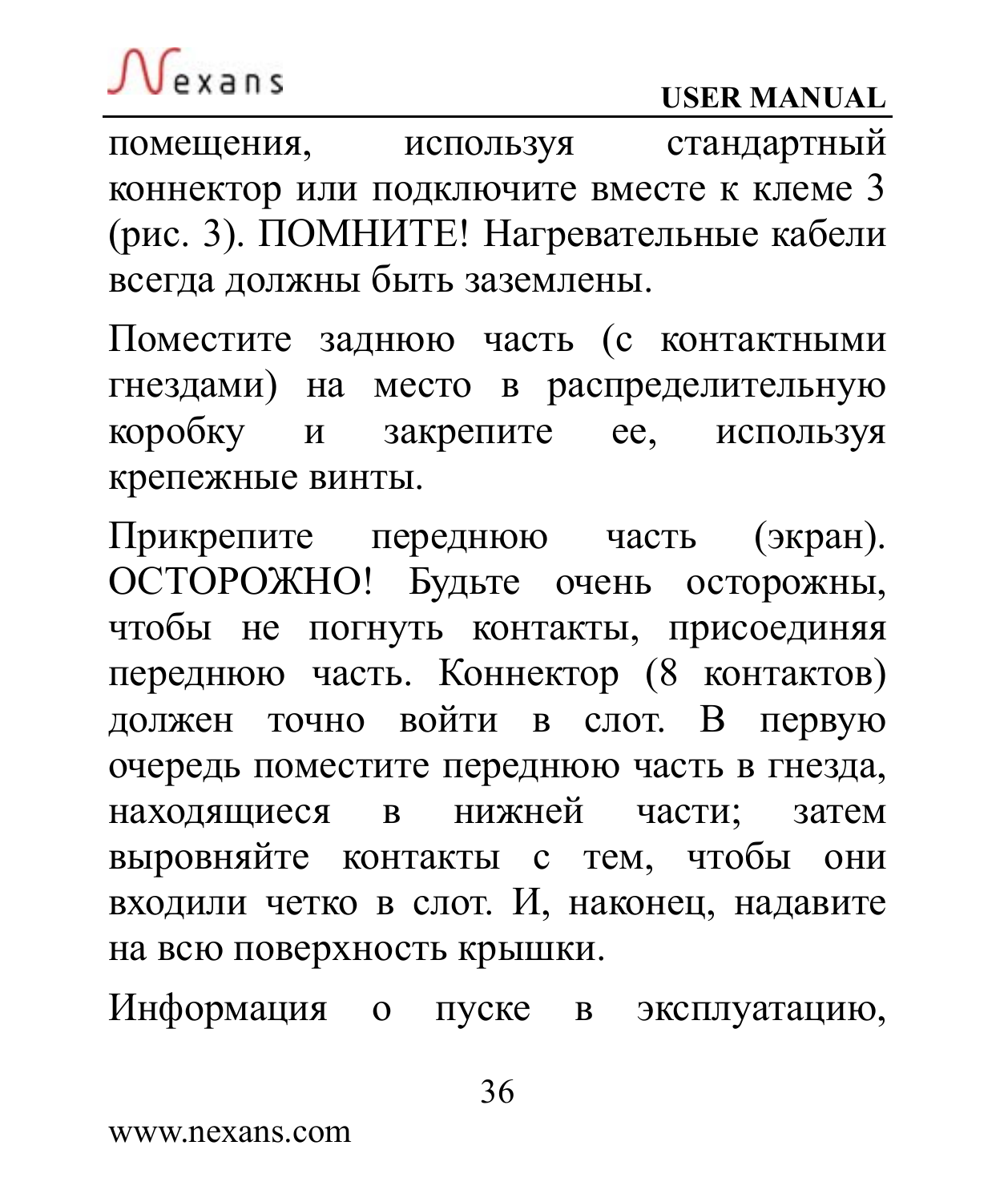помещения, используя стандартный коннектор или подключите вместе к клеме 3 (рис. 3). ПОМНИТЕ! Нагревательные кабели всегда должны быть заземлены.

Поместите заднюю часть (с контактными гнездами) на место в распределительную коробку и закрепите ее, используя крепежные винты.

Прикрепите переднюю часть (экран). ОСТОРОЖНО! Будьте очень осторожны, чтобы не погнуть контакты, присоединяя переднюю часть. Коннектор (8 контактов) должен точно войти в слот. В первую очередь поместите переднюю часть в гнезда, находящиеся в нижней части; затем выровняйте контакты с тем, чтобы они входили четко в слот. И, наконец, надавите на всю поверхность крышки.

Информация о пуске в эксплуатацию,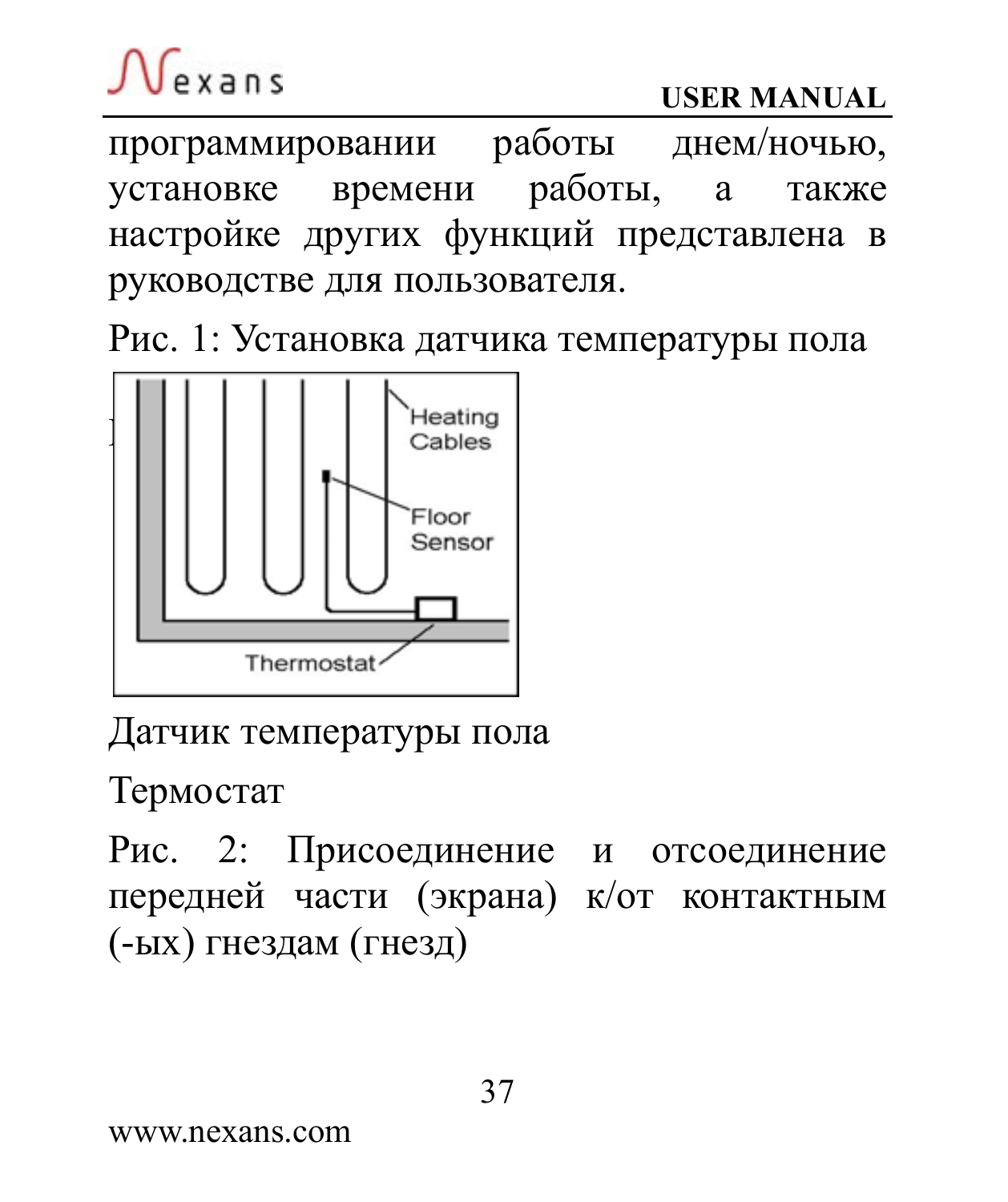программировании работы днем/ночью, установке времени работы, а также настройке других функций представлена в руководстве для пользователя.

Рис. 1: Установка датчика температуры пола

Датчик температуры пола

Термостат

Рис. 2: Присоединение и отсоединение передней части (экрана) к/от контактным (-ых) гнездам (гнезд)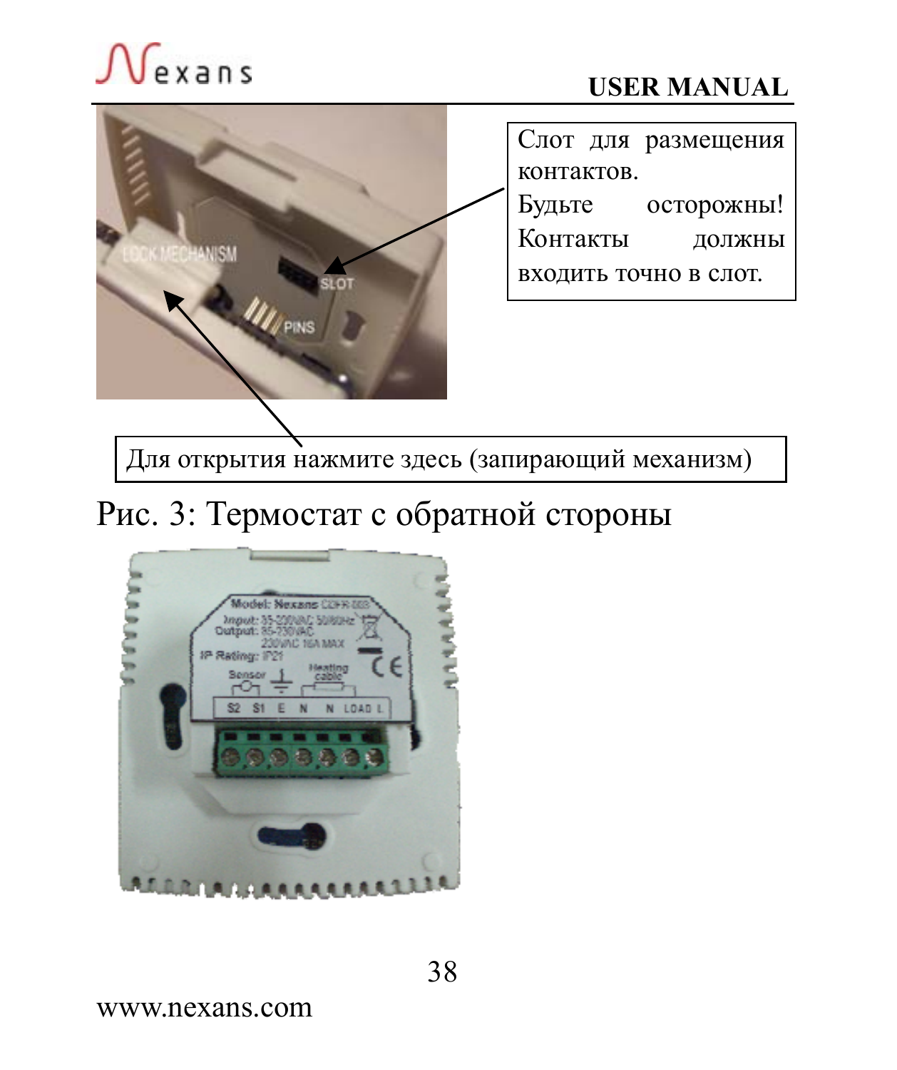Слот для размещения контактов.
Будьте осторожны! Контакты должны входить точно в слот.

Для открытия нажмите здесь (запирающий механизм)

Рис. 3: Термостат с обратной стороны